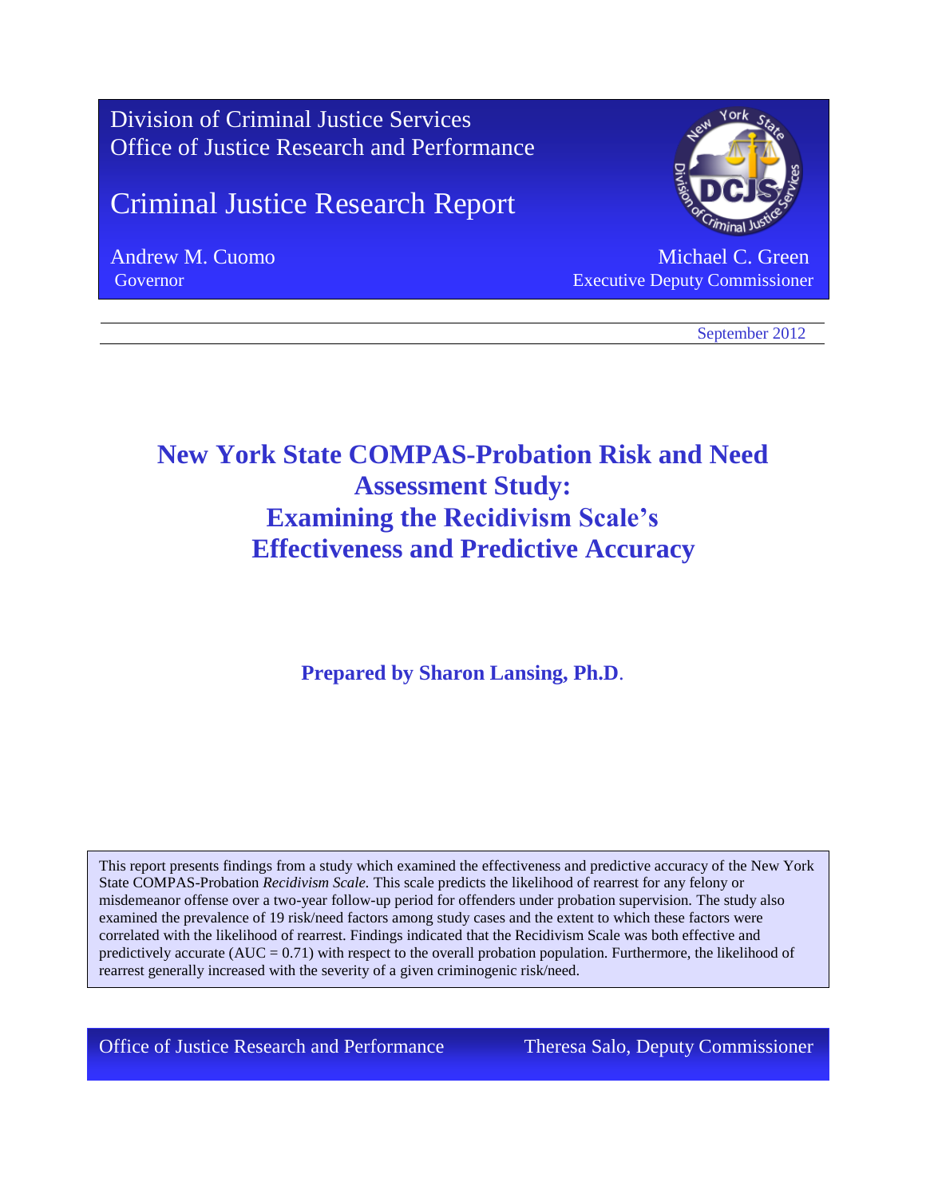Division of Criminal Justice Services
Office of Justice Research and Performance

Criminal Justice Research Report

Andrew M. Cuomo
Governor

Michael C. Green
Executive Deputy Commissioner

September 2012

# New York State COMPAS-Probation Risk and Need Assessment Study: Examining the Recidivism Scale's Effectiveness and Predictive Accuracy

**Prepared by Sharon Lansing, Ph.D.**

This report presents findings from a study which examined the effectiveness and predictive accuracy of the New York State COMPAS-Probation *Recidivism Scale.* This scale predicts the likelihood of rearrest for any felony or misdemeanor offense over a two-year follow-up period for offenders under probation supervision. The study also examined the prevalence of 19 risk/need factors among study cases and the extent to which these factors were correlated with the likelihood of rearrest. Findings indicated that the Recidivism Scale was both effective and predictively accurate (AUC = 0.71) with respect to the overall probation population. Furthermore, the likelihood of rearrest generally increased with the severity of a given criminogenic risk/need.

Office of Justice Research and Performance — Theresa Salo, Deputy Commissioner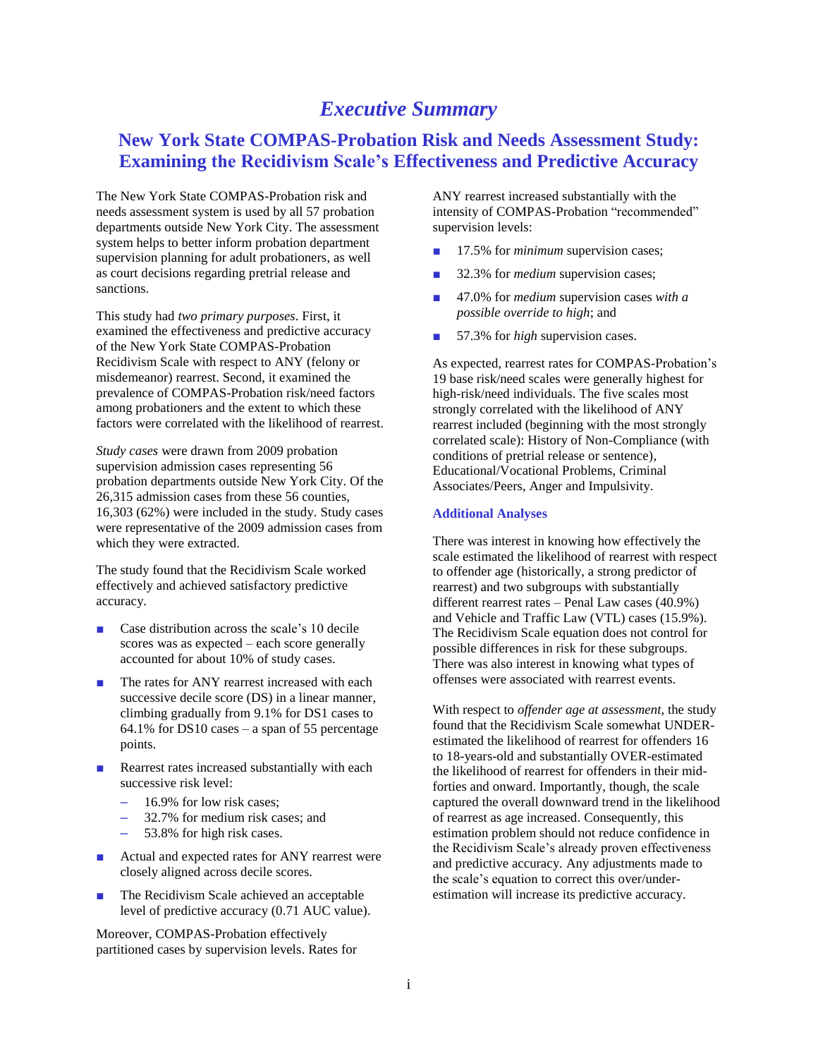// Executive Summary

# *Executive Summary*

## New York State COMPAS-Probation Risk and Needs Assessment Study: Examining the Recidivism Scale's Effectiveness and Predictive Accuracy

The New York State COMPAS-Probation risk and needs assessment system is used by all 57 probation departments outside New York City. The assessment system helps to better inform probation department supervision planning for adult probationers, as well as court decisions regarding pretrial release and sanctions.

This study had *two primary purposes*. First, it examined the effectiveness and predictive accuracy of the New York State COMPAS-Probation Recidivism Scale with respect to ANY (felony or misdemeanor) rearrest. Second, it examined the prevalence of COMPAS-Probation risk/need factors among probationers and the extent to which these factors were correlated with the likelihood of rearrest.

*Study cases* were drawn from 2009 probation supervision admission cases representing 56 probation departments outside New York City. Of the 26,315 admission cases from these 56 counties, 16,303 (62%) were included in the study. Study cases were representative of the 2009 admission cases from which they were extracted.

The study found that the Recidivism Scale worked effectively and achieved satisfactory predictive accuracy.

- Case distribution across the scale's 10 decile scores was as expected – each score generally accounted for about 10% of study cases.
- The rates for ANY rearrest increased with each successive decile score (DS) in a linear manner, climbing gradually from 9.1% for DS1 cases to 64.1% for DS10 cases – a span of 55 percentage points.
- Rearrest rates increased substantially with each successive risk level:
  - 16.9% for low risk cases;
  - 32.7% for medium risk cases; and
  - 53.8% for high risk cases.
- Actual and expected rates for ANY rearrest were closely aligned across decile scores.
- The Recidivism Scale achieved an acceptable level of predictive accuracy (0.71 AUC value).

Moreover, COMPAS-Probation effectively partitioned cases by supervision levels. Rates for ANY rearrest increased substantially with the intensity of COMPAS-Probation "recommended" supervision levels:

- 17.5% for *minimum* supervision cases;
- 32.3% for *medium* supervision cases;
- 47.0% for *medium* supervision cases *with a possible override to high*; and
- 57.3% for *high* supervision cases.

As expected, rearrest rates for COMPAS-Probation's 19 base risk/need scales were generally highest for high-risk/need individuals. The five scales most strongly correlated with the likelihood of ANY rearrest included (beginning with the most strongly correlated scale): History of Non-Compliance (with conditions of pretrial release or sentence), Educational/Vocational Problems, Criminal Associates/Peers, Anger and Impulsivity.

### Additional Analyses

There was interest in knowing how effectively the scale estimated the likelihood of rearrest with respect to offender age (historically, a strong predictor of rearrest) and two subgroups with substantially different rearrest rates – Penal Law cases (40.9%) and Vehicle and Traffic Law (VTL) cases (15.9%). The Recidivism Scale equation does not control for possible differences in risk for these subgroups. There was also interest in knowing what types of offenses were associated with rearrest events.

With respect to *offender age at assessment*, the study found that the Recidivism Scale somewhat UNDER-estimated the likelihood of rearrest for offenders 16 to 18-years-old and substantially OVER-estimated the likelihood of rearrest for offenders in their mid-forties and onward. Importantly, though, the scale captured the overall downward trend in the likelihood of rearrest as age increased. Consequently, this estimation problem should not reduce confidence in the Recidivism Scale's already proven effectiveness and predictive accuracy. Any adjustments made to the scale's equation to correct this over/under-estimation will increase its predictive accuracy.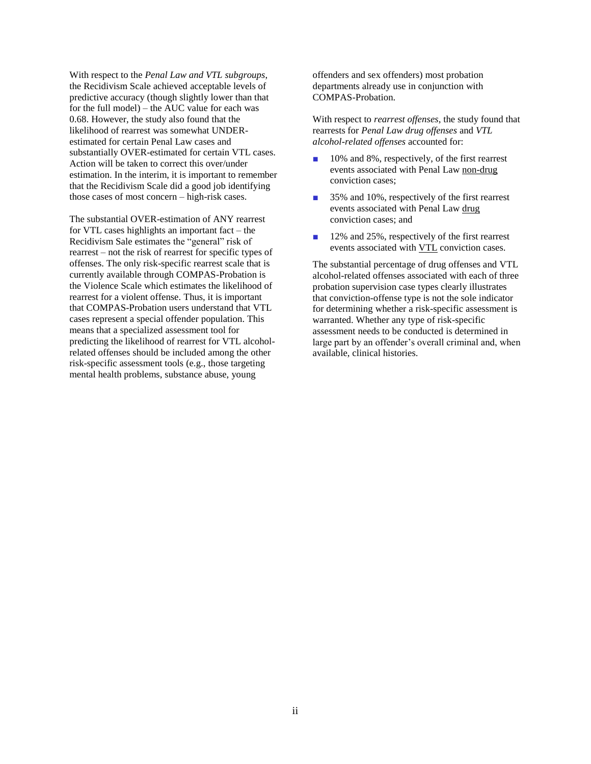With respect to the *Penal Law and VTL subgroups*, the Recidivism Scale achieved acceptable levels of predictive accuracy (though slightly lower than that for the full model) – the AUC value for each was 0.68. However, the study also found that the likelihood of rearrest was somewhat UNDER-estimated for certain Penal Law cases and substantially OVER-estimated for certain VTL cases. Action will be taken to correct this over/under estimation. In the interim, it is important to remember that the Recidivism Scale did a good job identifying those cases of most concern – high-risk cases.

The substantial OVER-estimation of ANY rearrest for VTL cases highlights an important fact – the Recidivism Sale estimates the "general" risk of rearrest – not the risk of rearrest for specific types of offenses. The only risk-specific rearrest scale that is currently available through COMPAS-Probation is the Violence Scale which estimates the likelihood of rearrest for a violent offense. Thus, it is important that COMPAS-Probation users understand that VTL cases represent a special offender population. This means that a specialized assessment tool for predicting the likelihood of rearrest for VTL alcohol-related offenses should be included among the other risk-specific assessment tools (e.g., those targeting mental health problems, substance abuse, young offenders and sex offenders) most probation departments already use in conjunction with COMPAS-Probation.

With respect to *rearrest offenses*, the study found that rearrests for *Penal Law drug offenses* and *VTL alcohol-related offenses* accounted for:

- 10% and 8%, respectively, of the first rearrest events associated with Penal Law non-drug conviction cases;
- 35% and 10%, respectively of the first rearrest events associated with Penal Law drug conviction cases; and
- 12% and 25%, respectively of the first rearrest events associated with VTL conviction cases.

The substantial percentage of drug offenses and VTL alcohol-related offenses associated with each of three probation supervision case types clearly illustrates that conviction-offense type is not the sole indicator for determining whether a risk-specific assessment is warranted. Whether any type of risk-specific assessment needs to be conducted is determined in large part by an offender's overall criminal and, when available, clinical histories.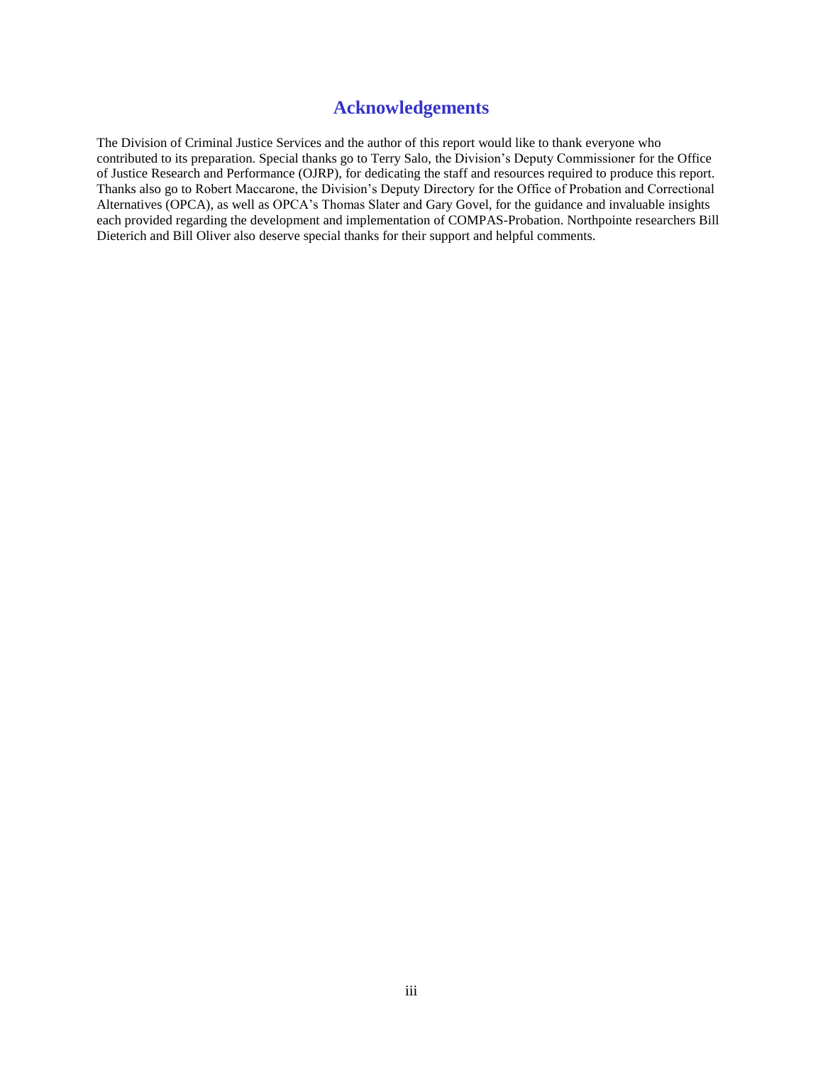# Acknowledgements

The Division of Criminal Justice Services and the author of this report would like to thank everyone who contributed to its preparation. Special thanks go to Terry Salo, the Division's Deputy Commissioner for the Office of Justice Research and Performance (OJRP), for dedicating the staff and resources required to produce this report. Thanks also go to Robert Maccarone, the Division's Deputy Directory for the Office of Probation and Correctional Alternatives (OPCA), as well as OPCA's Thomas Slater and Gary Govel, for the guidance and invaluable insights each provided regarding the development and implementation of COMPAS-Probation. Northpointe researchers Bill Dieterich and Bill Oliver also deserve special thanks for their support and helpful comments.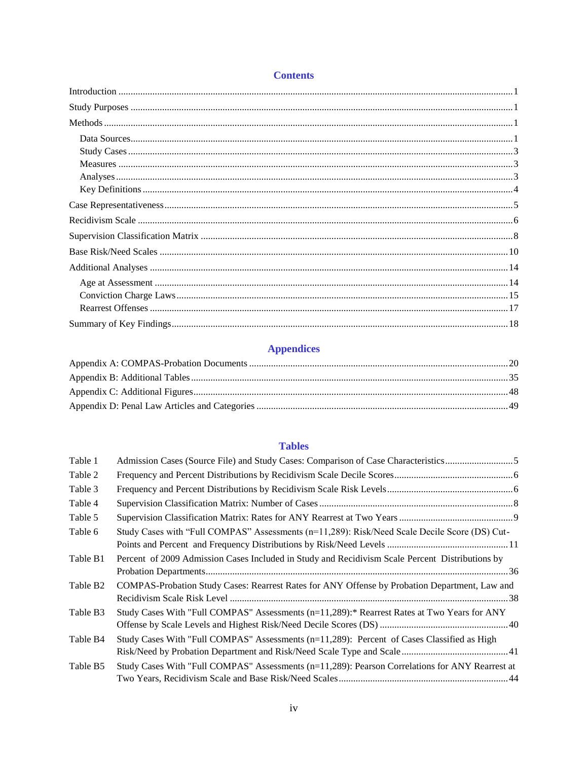## Contents

Introduction ........................................................................................................................................ 1

Study Purposes ................................................................................................................................... 1

Methods .............................................................................................................................................. 1

- Data Sources .................................................................................................................................. 1
- Study Cases .................................................................................................................................... 3
- Measures ........................................................................................................................................ 3
- Analyses ......................................................................................................................................... 3
- Key Definitions .............................................................................................................................. 4

Case Representativeness ..................................................................................................................... 5

Recidivism Scale ................................................................................................................................ 6

Supervision Classification Matrix ....................................................................................................... 8

Base Risk/Need Scales ...................................................................................................................... 10

Additional Analyses .......................................................................................................................... 14

- Age at Assessment ........................................................................................................................ 14
- Conviction Charge Laws ............................................................................................................... 15
- Rearrest Offenses .......................................................................................................................... 17

Summary of Key Findings ................................................................................................................. 18

## Appendices

Appendix A: COMPAS-Probation Documents ................................................................................. 20

Appendix B: Additional Tables ........................................................................................................ 35

Appendix C: Additional Figures ....................................................................................................... 48

Appendix D: Penal Law Articles and Categories ............................................................................. 49

## Tables

| | | |
|---|---|---|
| Table 1 | Admission Cases (Source File) and Study Cases: Comparison of Case Characteristics | 5 |
| Table 2 | Frequency and Percent Distributions by Recidivism Scale Decile Scores | 6 |
| Table 3 | Frequency and Percent Distributions by Recidivism Scale Risk Levels | 6 |
| Table 4 | Supervision Classification Matrix: Number of Cases | 8 |
| Table 5 | Supervision Classification Matrix: Rates for ANY Rearrest at Two Years | 9 |
| Table 6 | Study Cases with “Full COMPAS” Assessments (n=11,289): Risk/Need Scale Decile Score (DS) Cut-Points and Percent and Frequency Distributions by Risk/Need Levels | 11 |
| Table B1 | Percent of 2009 Admission Cases Included in Study and Recidivism Scale Percent Distributions by Probation Departments | 36 |
| Table B2 | COMPAS-Probation Study Cases: Rearrest Rates for ANY Offense by Probation Department, Law and Recidivism Scale Risk Level | 38 |
| Table B3 | Study Cases With "Full COMPAS" Assessments (n=11,289):* Rearrest Rates at Two Years for ANY Offense by Scale Levels and Highest Risk/Need Decile Scores (DS) | 40 |
| Table B4 | Study Cases With "Full COMPAS" Assessments (n=11,289): Percent of Cases Classified as High Risk/Need by Probation Department and Risk/Need Scale Type and Scale | 41 |
| Table B5 | Study Cases With "Full COMPAS" Assessments (n=11,289): Pearson Correlations for ANY Rearrest at Two Years, Recidivism Scale and Base Risk/Need Scales | 44 |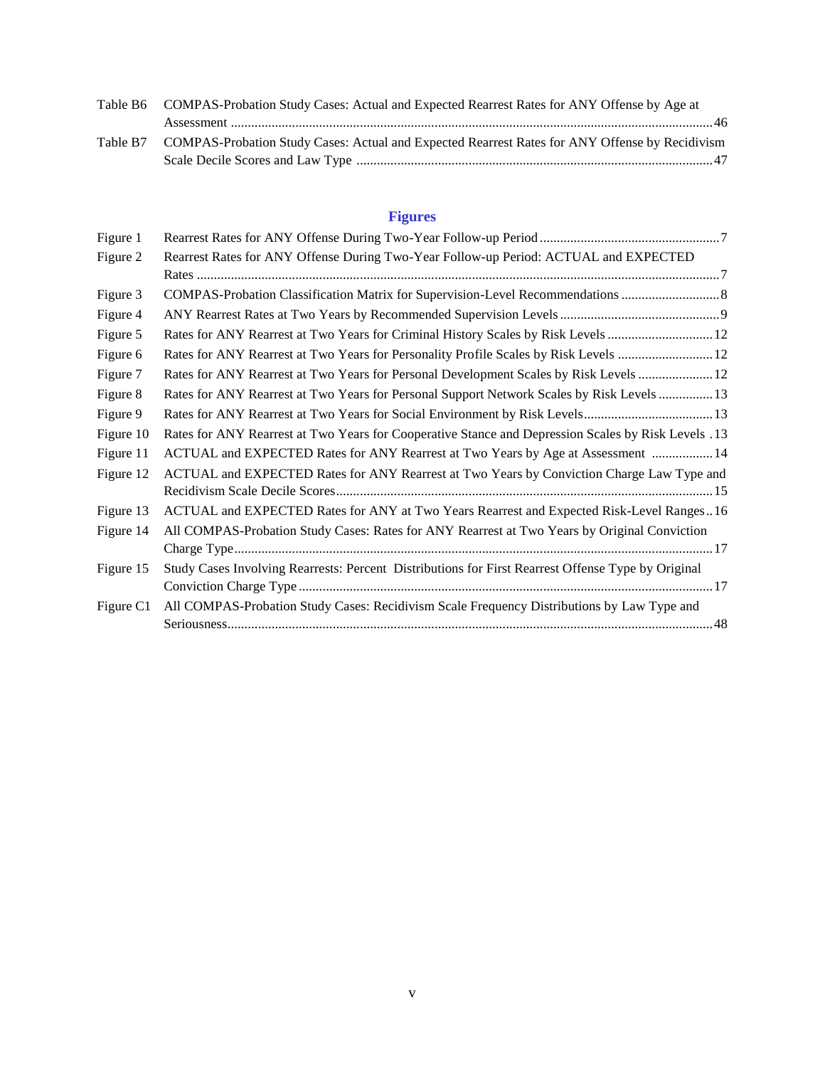Table B6 COMPAS-Probation Study Cases: Actual and Expected Rearrest Rates for ANY Offense by Age at Assessment ........................................................................................................................................46

Table B7 COMPAS-Probation Study Cases: Actual and Expected Rearrest Rates for ANY Offense by Recidivism Scale Decile Scores and Law Type ........................................................................................47

## Figures

Figure 1 Rearrest Rates for ANY Offense During Two-Year Follow-up Period.....................................................7

Figure 2 Rearrest Rates for ANY Offense During Two-Year Follow-up Period: ACTUAL and EXPECTED Rates ..........................................................................................................................................................7

Figure 3 COMPAS-Probation Classification Matrix for Supervision-Level Recommendations .............................8

Figure 4 ANY Rearrest Rates at Two Years by Recommended Supervision Levels ...............................................9

Figure 5 Rates for ANY Rearrest at Two Years for Criminal History Scales by Risk Levels ...............................12

Figure 6 Rates for ANY Rearrest at Two Years for Personality Profile Scales by Risk Levels ............................12

Figure 7 Rates for ANY Rearrest at Two Years for Personal Development Scales by Risk Levels ......................12

Figure 8 Rates for ANY Rearrest at Two Years for Personal Support Network Scales by Risk Levels ................13

Figure 9 Rates for ANY Rearrest at Two Years for Social Environment by Risk Levels......................................13

Figure 10 Rates for ANY Rearrest at Two Years for Cooperative Stance and Depression Scales by Risk Levels .13

Figure 11 ACTUAL and EXPECTED Rates for ANY Rearrest at Two Years by Age at Assessment ..................14

Figure 12 ACTUAL and EXPECTED Rates for ANY Rearrest at Two Years by Conviction Charge Law Type and Recidivism Scale Decile Scores...............................................................................................................15

Figure 13 ACTUAL and EXPECTED Rates for ANY at Two Years Rearrest and Expected Risk-Level Ranges..16

Figure 14 All COMPAS-Probation Study Cases: Rates for ANY Rearrest at Two Years by Original Conviction Charge Type............................................................................................................................................17

Figure 15 Study Cases Involving Rearrests: Percent Distributions for First Rearrest Offense Type by Original Conviction Charge Type ..........................................................................................................................17

Figure C1 All COMPAS-Probation Study Cases: Recidivism Scale Frequency Distributions by Law Type and Seriousness...............................................................................................................................................48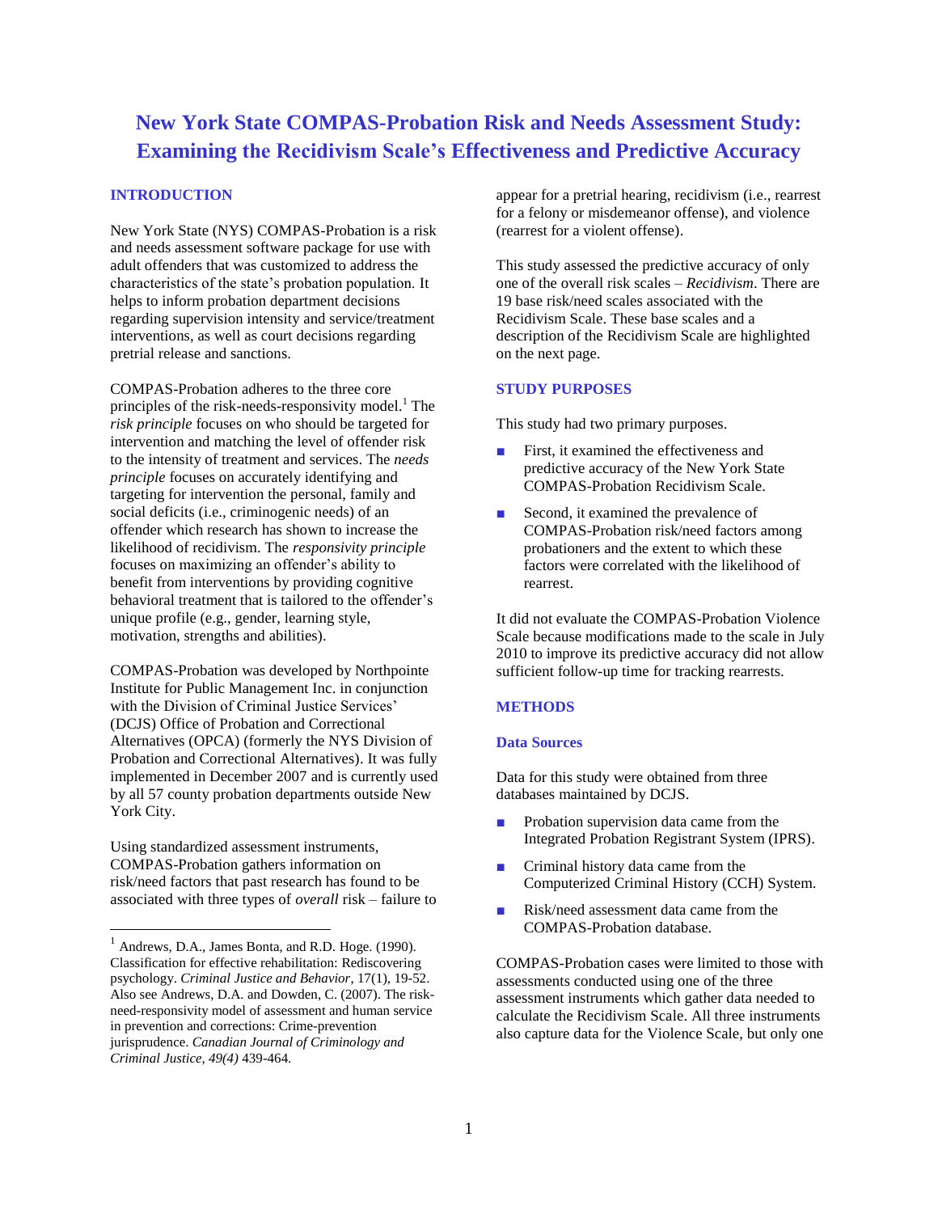# New York State COMPAS-Probation Risk and Needs Assessment Study: Examining the Recidivism Scale's Effectiveness and Predictive Accuracy

## INTRODUCTION

New York State (NYS) COMPAS-Probation is a risk and needs assessment software package for use with adult offenders that was customized to address the characteristics of the state's probation population. It helps to inform probation department decisions regarding supervision intensity and service/treatment interventions, as well as court decisions regarding pretrial release and sanctions.

COMPAS-Probation adheres to the three core principles of the risk-needs-responsivity model.[1] The *risk principle* focuses on who should be targeted for intervention and matching the level of offender risk to the intensity of treatment and services. The *needs principle* focuses on accurately identifying and targeting for intervention the personal, family and social deficits (i.e., criminogenic needs) of an offender which research has shown to increase the likelihood of recidivism. The *responsivity principle* focuses on maximizing an offender's ability to benefit from interventions by providing cognitive behavioral treatment that is tailored to the offender's unique profile (e.g., gender, learning style, motivation, strengths and abilities).

COMPAS-Probation was developed by Northpointe Institute for Public Management Inc. in conjunction with the Division of Criminal Justice Services' (DCJS) Office of Probation and Correctional Alternatives (OPCA) (formerly the NYS Division of Probation and Correctional Alternatives). It was fully implemented in December 2007 and is currently used by all 57 county probation departments outside New York City.

Using standardized assessment instruments, COMPAS-Probation gathers information on risk/need factors that past research has found to be associated with three types of *overall* risk – failure to appear for a pretrial hearing, recidivism (i.e., rearrest for a felony or misdemeanor offense), and violence (rearrest for a violent offense).

This study assessed the predictive accuracy of only one of the overall risk scales – *Recidivism*. There are 19 base risk/need scales associated with the Recidivism Scale. These base scales and a description of the Recidivism Scale are highlighted on the next page.

## STUDY PURPOSES

This study had two primary purposes.

- First, it examined the effectiveness and predictive accuracy of the New York State COMPAS-Probation Recidivism Scale.
- Second, it examined the prevalence of COMPAS-Probation risk/need factors among probationers and the extent to which these factors were correlated with the likelihood of rearrest.

It did not evaluate the COMPAS-Probation Violence Scale because modifications made to the scale in July 2010 to improve its predictive accuracy did not allow sufficient follow-up time for tracking rearrests.

## METHODS

### Data Sources

Data for this study were obtained from three databases maintained by DCJS.

- Probation supervision data came from the Integrated Probation Registrant System (IPRS).
- Criminal history data came from the Computerized Criminal History (CCH) System.
- Risk/need assessment data came from the COMPAS-Probation database.

COMPAS-Probation cases were limited to those with assessments conducted using one of the three assessment instruments which gather data needed to calculate the Recidivism Scale. All three instruments also capture data for the Violence Scale, but only one

[1] Andrews, D.A., James Bonta, and R.D. Hoge. (1990). Classification for effective rehabilitation: Rediscovering psychology. *Criminal Justice and Behavior*, 17(1), 19-52. Also see Andrews, D.A. and Dowden, C. (2007). The risk-need-responsivity model of assessment and human service in prevention and corrections: Crime-prevention jurisprudence. *Canadian Journal of Criminology and Criminal Justice, 49(4)* 439-464.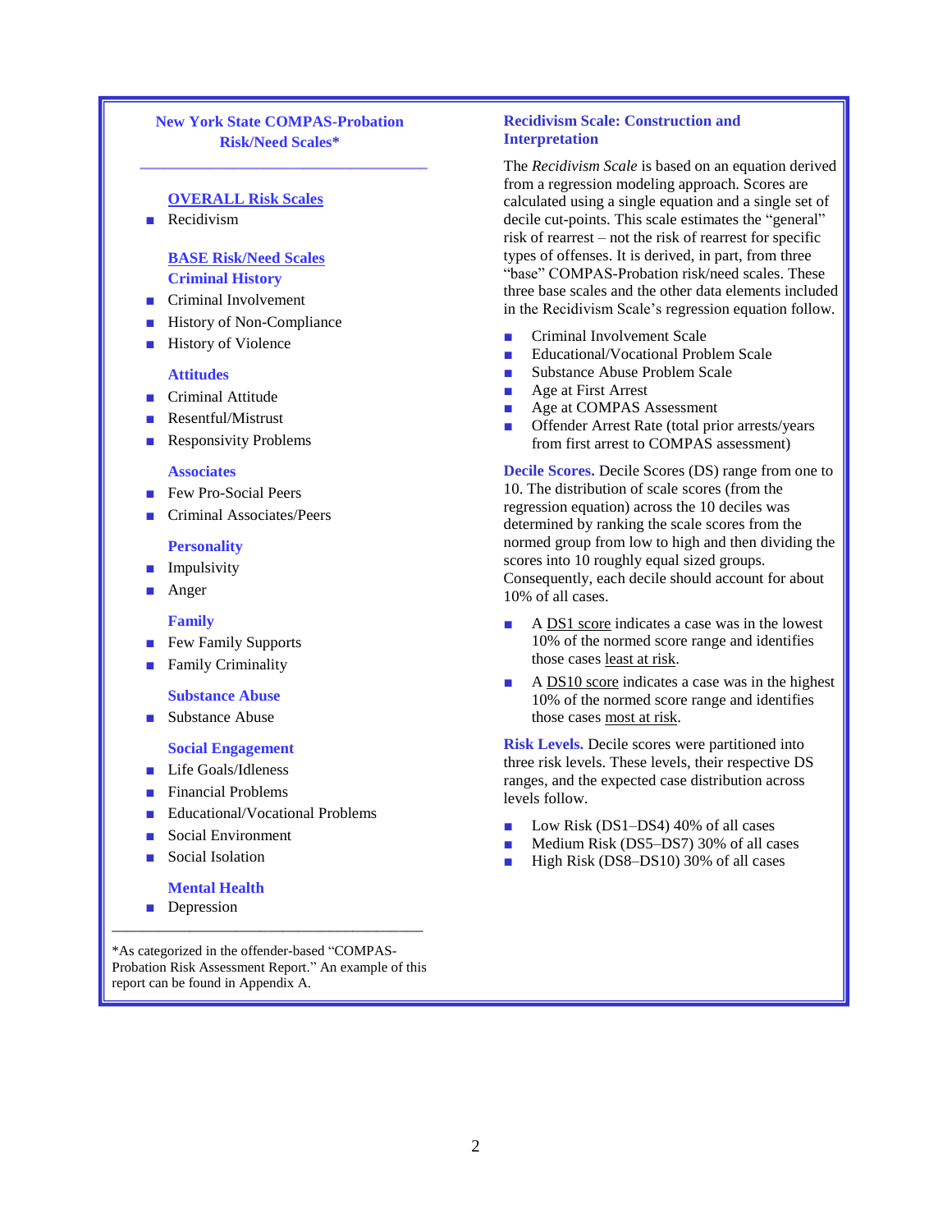## New York State COMPAS-Probation Risk/Need Scales*

### OVERALL Risk Scales

- Recidivism

### BASE Risk/Need Scales

#### Criminal History

- Criminal Involvement
- History of Non-Compliance
- History of Violence

#### Attitudes

- Criminal Attitude
- Resentful/Mistrust
- Responsivity Problems

#### Associates

- Few Pro-Social Peers
- Criminal Associates/Peers

#### Personality

- Impulsivity
- Anger

#### Family

- Few Family Supports
- Family Criminality

#### Substance Abuse

- Substance Abuse

#### Social Engagement

- Life Goals/Idleness
- Financial Problems
- Educational/Vocational Problems
- Social Environment
- Social Isolation

#### Mental Health

- Depression

---

*As categorized in the offender-based "COMPAS-Probation Risk Assessment Report." An example of this report can be found in Appendix A.

## Recidivism Scale: Construction and Interpretation

The *Recidivism Scale* is based on an equation derived from a regression modeling approach. Scores are calculated using a single equation and a single set of decile cut-points. This scale estimates the "general" risk of rearrest – not the risk of rearrest for specific types of offenses. It is derived, in part, from three "base" COMPAS-Probation risk/need scales. These three base scales and the other data elements included in the Recidivism Scale's regression equation follow.

- Criminal Involvement Scale
- Educational/Vocational Problem Scale
- Substance Abuse Problem Scale
- Age at First Arrest
- Age at COMPAS Assessment
- Offender Arrest Rate (total prior arrests/years from first arrest to COMPAS assessment)

**Decile Scores.** Decile Scores (DS) range from one to 10. The distribution of scale scores (from the regression equation) across the 10 deciles was determined by ranking the scale scores from the normed group from low to high and then dividing the scores into 10 roughly equal sized groups. Consequently, each decile should account for about 10% of all cases.

- A DS1 score indicates a case was in the lowest 10% of the normed score range and identifies those cases least at risk.
- A DS10 score indicates a case was in the highest 10% of the normed score range and identifies those cases most at risk.

**Risk Levels.** Decile scores were partitioned into three risk levels. These levels, their respective DS ranges, and the expected case distribution across levels follow.

- Low Risk (DS1–DS4) 40% of all cases
- Medium Risk (DS5–DS7) 30% of all cases
- High Risk (DS8–DS10) 30% of all cases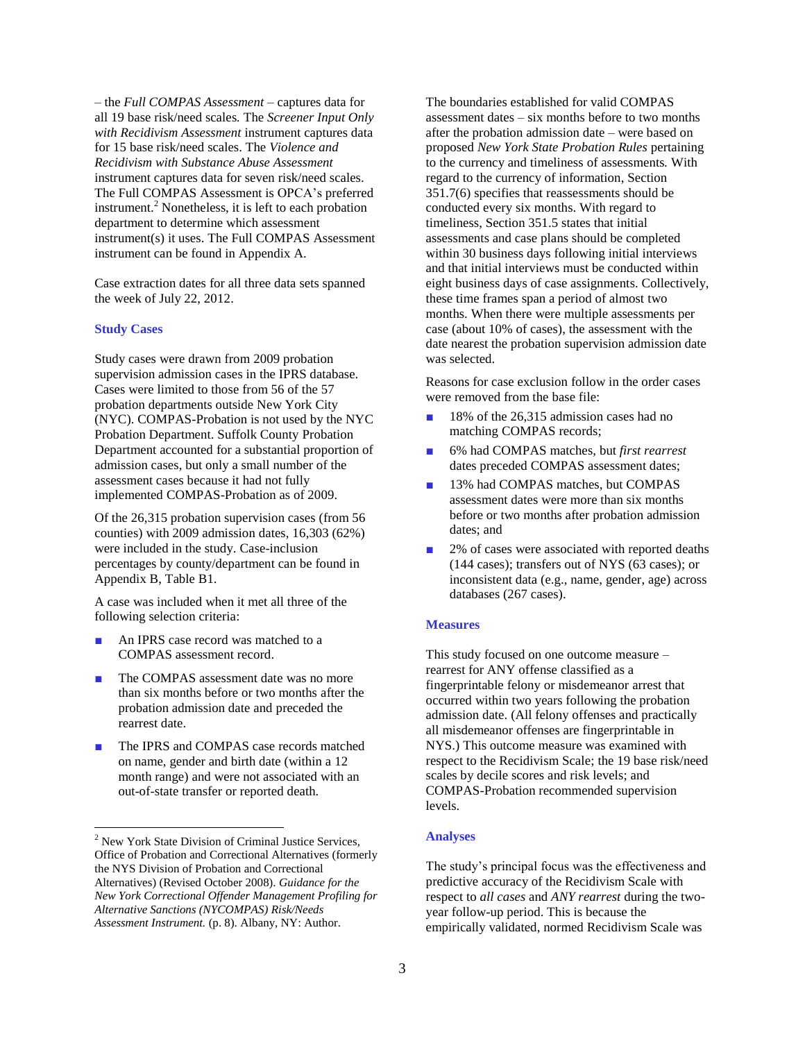– the *Full COMPAS Assessment* – captures data for all 19 base risk/need scales*.* The *Screener Input Only with Recidivism Assessment* instrument captures data for 15 base risk/need scales. The *Violence and Recidivism with Substance Abuse Assessment* instrument captures data for seven risk/need scales. The Full COMPAS Assessment is OPCA's preferred instrument.[2] Nonetheless, it is left to each probation department to determine which assessment instrument(s) it uses. The Full COMPAS Assessment instrument can be found in Appendix A.

Case extraction dates for all three data sets spanned the week of July 22, 2012.

### Study Cases

Study cases were drawn from 2009 probation supervision admission cases in the IPRS database. Cases were limited to those from 56 of the 57 probation departments outside New York City (NYC). COMPAS-Probation is not used by the NYC Probation Department. Suffolk County Probation Department accounted for a substantial proportion of admission cases, but only a small number of the assessment cases because it had not fully implemented COMPAS-Probation as of 2009.

Of the 26,315 probation supervision cases (from 56 counties) with 2009 admission dates, 16,303 (62%) were included in the study. Case-inclusion percentages by county/department can be found in Appendix B, Table B1.

A case was included when it met all three of the following selection criteria:

- An IPRS case record was matched to a COMPAS assessment record.
- The COMPAS assessment date was no more than six months before or two months after the probation admission date and preceded the rearrest date.
- The IPRS and COMPAS case records matched on name, gender and birth date (within a 12 month range) and were not associated with an out-of-state transfer or reported death.

The boundaries established for valid COMPAS assessment dates – six months before to two months after the probation admission date – were based on proposed *New York State Probation Rules* pertaining to the currency and timeliness of assessments*.* With regard to the currency of information, Section 351.7(6) specifies that reassessments should be conducted every six months. With regard to timeliness, Section 351.5 states that initial assessments and case plans should be completed within 30 business days following initial interviews and that initial interviews must be conducted within eight business days of case assignments. Collectively, these time frames span a period of almost two months. When there were multiple assessments per case (about 10% of cases), the assessment with the date nearest the probation supervision admission date was selected.

Reasons for case exclusion follow in the order cases were removed from the base file:

- 18% of the 26,315 admission cases had no matching COMPAS records;
- 6% had COMPAS matches, but *first rearrest* dates preceded COMPAS assessment dates;
- 13% had COMPAS matches, but COMPAS assessment dates were more than six months before or two months after probation admission dates; and
- 2% of cases were associated with reported deaths (144 cases); transfers out of NYS (63 cases); or inconsistent data (e.g., name, gender, age) across databases (267 cases).

### Measures

This study focused on one outcome measure – rearrest for ANY offense classified as a fingerprintable felony or misdemeanor arrest that occurred within two years following the probation admission date. (All felony offenses and practically all misdemeanor offenses are fingerprintable in NYS.) This outcome measure was examined with respect to the Recidivism Scale; the 19 base risk/need scales by decile scores and risk levels; and COMPAS-Probation recommended supervision levels.

### Analyses

The study's principal focus was the effectiveness and predictive accuracy of the Recidivism Scale with respect to *all cases* and *ANY rearrest* during the two-year follow-up period. This is because the empirically validated, normed Recidivism Scale was

---

[2] New York State Division of Criminal Justice Services, Office of Probation and Correctional Alternatives (formerly the NYS Division of Probation and Correctional Alternatives) (Revised October 2008). *Guidance for the New York Correctional Offender Management Profiling for Alternative Sanctions (NYCOMPAS) Risk/Needs Assessment Instrument.* (p. 8). Albany, NY: Author.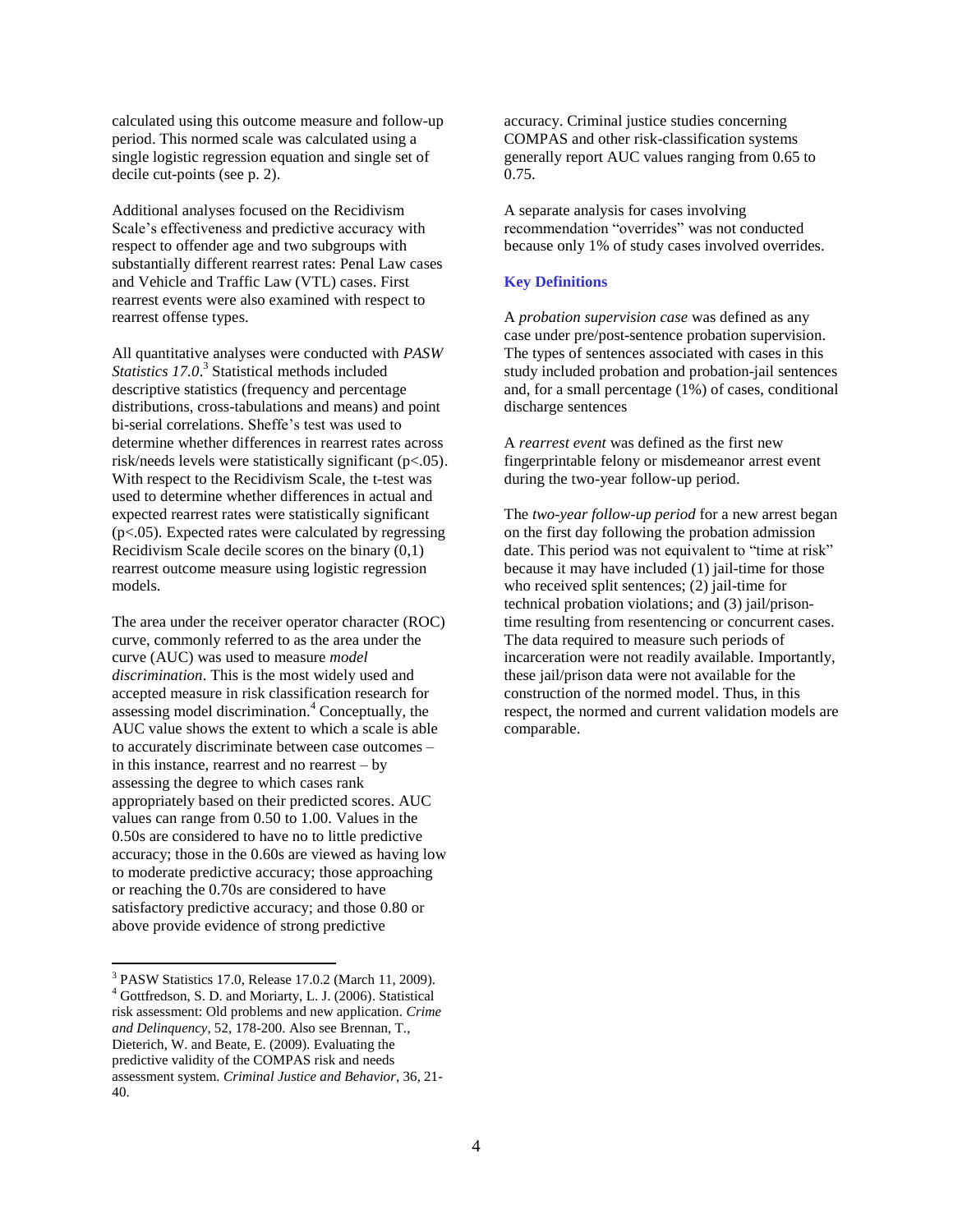calculated using this outcome measure and follow-up period. This normed scale was calculated using a single logistic regression equation and single set of decile cut-points (see p. 2).

Additional analyses focused on the Recidivism Scale's effectiveness and predictive accuracy with respect to offender age and two subgroups with substantially different rearrest rates: Penal Law cases and Vehicle and Traffic Law (VTL) cases. First rearrest events were also examined with respect to rearrest offense types.

All quantitative analyses were conducted with *PASW Statistics 17.0*.[3] Statistical methods included descriptive statistics (frequency and percentage distributions, cross-tabulations and means) and point bi-serial correlations. Sheffe's test was used to determine whether differences in rearrest rates across risk/needs levels were statistically significant ($p<.05$). With respect to the Recidivism Scale, the t-test was used to determine whether differences in actual and expected rearrest rates were statistically significant ($p<.05$). Expected rates were calculated by regressing Recidivism Scale decile scores on the binary (0,1) rearrest outcome measure using logistic regression models.

The area under the receiver operator character (ROC) curve, commonly referred to as the area under the curve (AUC) was used to measure *model discrimination*. This is the most widely used and accepted measure in risk classification research for assessing model discrimination.[4] Conceptually, the AUC value shows the extent to which a scale is able to accurately discriminate between case outcomes – in this instance, rearrest and no rearrest – by assessing the degree to which cases rank appropriately based on their predicted scores. AUC values can range from 0.50 to 1.00. Values in the 0.50s are considered to have no to little predictive accuracy; those in the 0.60s are viewed as having low to moderate predictive accuracy; those approaching or reaching the 0.70s are considered to have satisfactory predictive accuracy; and those 0.80 or above provide evidence of strong predictive accuracy. Criminal justice studies concerning COMPAS and other risk-classification systems generally report AUC values ranging from 0.65 to 0.75.

A separate analysis for cases involving recommendation "overrides" was not conducted because only 1% of study cases involved overrides.

### Key Definitions

A *probation supervision case* was defined as any case under pre/post-sentence probation supervision. The types of sentences associated with cases in this study included probation and probation-jail sentences and, for a small percentage (1%) of cases, conditional discharge sentences

A *rearrest event* was defined as the first new fingerprintable felony or misdemeanor arrest event during the two-year follow-up period.

The *two-year follow-up period* for a new arrest began on the first day following the probation admission date. This period was not equivalent to "time at risk" because it may have included (1) jail-time for those who received split sentences; (2) jail-time for technical probation violations; and (3) jail/prison-time resulting from resentencing or concurrent cases. The data required to measure such periods of incarceration were not readily available. Importantly, these jail/prison data were not available for the construction of the normed model. Thus, in this respect, the normed and current validation models are comparable.

---

[3] PASW Statistics 17.0, Release 17.0.2 (March 11, 2009).

[4] Gottfredson, S. D. and Moriarty, L. J. (2006). Statistical risk assessment: Old problems and new application. *Crime and Delinquency*, 52, 178-200. Also see Brennan, T., Dieterich, W. and Beate, E. (2009). Evaluating the predictive validity of the COMPAS risk and needs assessment system. *Criminal Justice and Behavior*, 36, 21-40.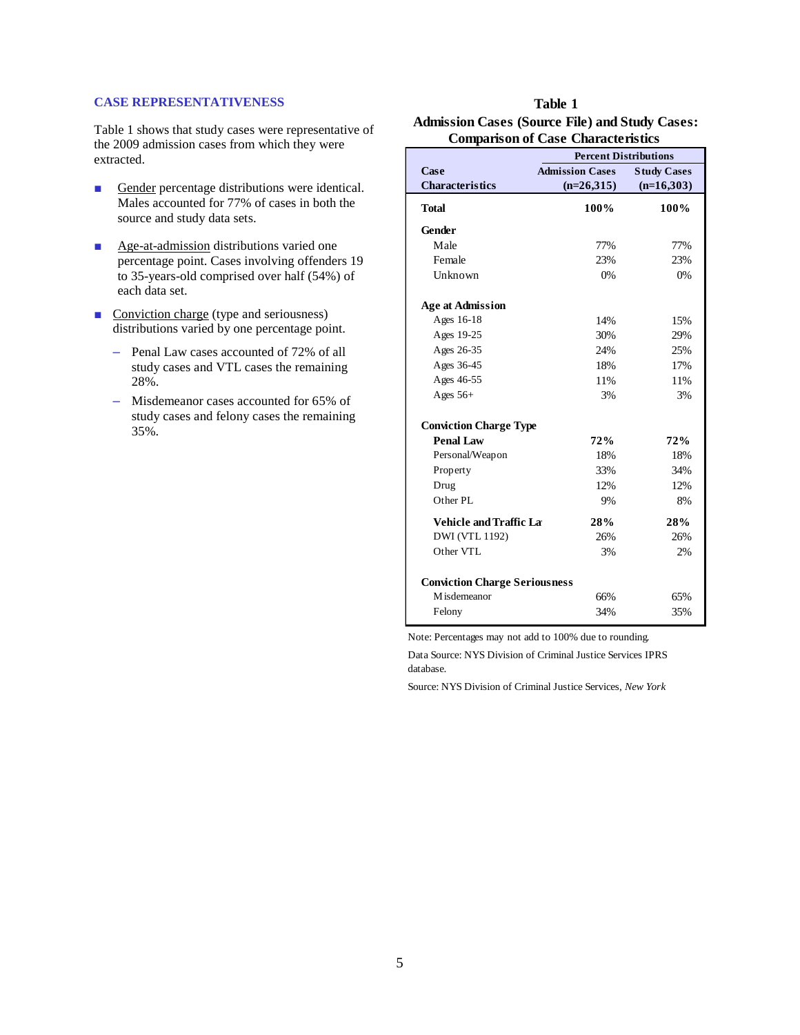## CASE REPRESENTATIVENESS

Table 1 shows that study cases were representative of the 2009 admission cases from which they were extracted.

- Gender percentage distributions were identical. Males accounted for 77% of cases in both the source and study data sets.
- Age-at-admission distributions varied one percentage point. Cases involving offenders 19 to 35-years-old comprised over half (54%) of each data set.
- Conviction charge (type and seriousness) distributions varied by one percentage point.
  - Penal Law cases accounted of 72% of all study cases and VTL cases the remaining 28%.
  - Misdemeanor cases accounted for 65% of study cases and felony cases the remaining 35%.

**Table 1**
**Admission Cases (Source File) and Study Cases: Comparison of Case Characteristics**

| Case Characteristics | Percent Distributions: Admission Cases (n=26,315) | Percent Distributions: Study Cases (n=16,303) |
|---|---|---|
| **Total** | **100%** | **100%** |
| **Gender** | | |
| Male | 77% | 77% |
| Female | 23% | 23% |
| Unknown | 0% | 0% |
| **Age at Admission** | | |
| Ages 16-18 | 14% | 15% |
| Ages 19-25 | 30% | 29% |
| Ages 26-35 | 24% | 25% |
| Ages 36-45 | 18% | 17% |
| Ages 46-55 | 11% | 11% |
| Ages 56+ | 3% | 3% |
| **Conviction Charge Type** | | |
| **Penal Law** | **72%** | **72%** |
| Personal/Weapon | 18% | 18% |
| Property | 33% | 34% |
| Drug | 12% | 12% |
| Other PL | 9% | 8% |
| **Vehicle and Traffic La** | **28%** | **28%** |
| DWI (VTL 1192) | 26% | 26% |
| Other VTL | 3% | 2% |
| **Conviction Charge Seriousness** | | |
| Misdemeanor | 66% | 65% |
| Felony | 34% | 35% |

Note: Percentages may not add to 100% due to rounding.

Data Source: NYS Division of Criminal Justice Services IPRS database.

Source: NYS Division of Criminal Justice Services, *New York*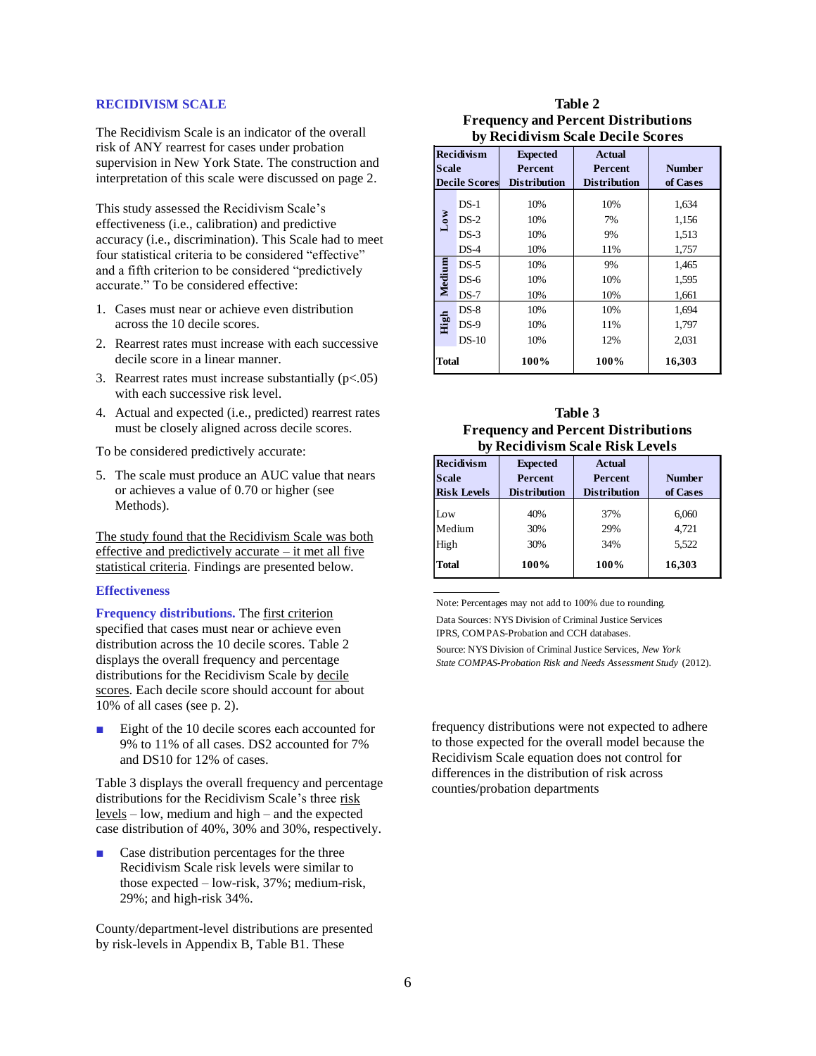## RECIDIVISM SCALE

The Recidivism Scale is an indicator of the overall risk of ANY rearrest for cases under probation supervision in New York State. The construction and interpretation of this scale were discussed on page 2.

This study assessed the Recidivism Scale's effectiveness (i.e., calibration) and predictive accuracy (i.e., discrimination). This Scale had to meet four statistical criteria to be considered "effective" and a fifth criterion to be considered "predictively accurate." To be considered effective:

1. Cases must near or achieve even distribution across the 10 decile scores.
2. Rearrest rates must increase with each successive decile score in a linear manner.
3. Rearrest rates must increase substantially ($p<.05$) with each successive risk level.
4. Actual and expected (i.e., predicted) rearrest rates must be closely aligned across decile scores.

To be considered predictively accurate:

5. The scale must produce an AUC value that nears or achieves a value of 0.70 or higher (see Methods).

The study found that the Recidivism Scale was both effective and predictively accurate – it met all five statistical criteria. Findings are presented below.

### Effectiveness

**Frequency distributions.** The first criterion specified that cases must near or achieve even distribution across the 10 decile scores. Table 2 displays the overall frequency and percentage distributions for the Recidivism Scale by decile scores. Each decile score should account for about 10% of all cases (see p. 2).

- Eight of the 10 decile scores each accounted for 9% to 11% of all cases. DS2 accounted for 7% and DS10 for 12% of cases.

Table 3 displays the overall frequency and percentage distributions for the Recidivism Scale's three risk levels – low, medium and high – and the expected case distribution of 40%, 30% and 30%, respectively.

- Case distribution percentages for the three Recidivism Scale risk levels were similar to those expected – low-risk, 37%; medium-risk, 29%; and high-risk 34%.

County/department-level distributions are presented by risk-levels in Appendix B, Table B1. These frequency distributions were not expected to adhere to those expected for the overall model because the Recidivism Scale equation does not control for differences in the distribution of risk across counties/probation departments

**Table 2**
**Frequency and Percent Distributions by Recidivism Scale Decile Scores**

| Recidivism Scale Decile Scores | | Expected Percent Distribution | Actual Percent Distribution | Number of Cases |
|---|---|---|---|---|
| Low | DS-1 | 10% | 10% | 1,634 |
| | DS-2 | 10% | 7% | 1,156 |
| | DS-3 | 10% | 9% | 1,513 |
| | DS-4 | 10% | 11% | 1,757 |
| Medium | DS-5 | 10% | 9% | 1,465 |
| | DS-6 | 10% | 10% | 1,595 |
| | DS-7 | 10% | 10% | 1,661 |
| High | DS-8 | 10% | 10% | 1,694 |
| | DS-9 | 10% | 11% | 1,797 |
| | DS-10 | 10% | 12% | 2,031 |
| **Total** | | **100%** | **100%** | **16,303** |

**Table 3**
**Frequency and Percent Distributions by Recidivism Scale Risk Levels**

| Recidivism Scale Risk Levels | Expected Percent Distribution | Actual Percent Distribution | Number of Cases |
|---|---|---|---|
| Low | 40% | 37% | 6,060 |
| Medium | 30% | 29% | 4,721 |
| High | 30% | 34% | 5,522 |
| **Total** | **100%** | **100%** | **16,303** |

Note: Percentages may not add to 100% due to rounding.

Data Sources: NYS Division of Criminal Justice Services IPRS, COMPAS-Probation and CCH databases.

Source: NYS Division of Criminal Justice Services, *New York State COMPAS-Probation Risk and Needs Assessment Study* (2012).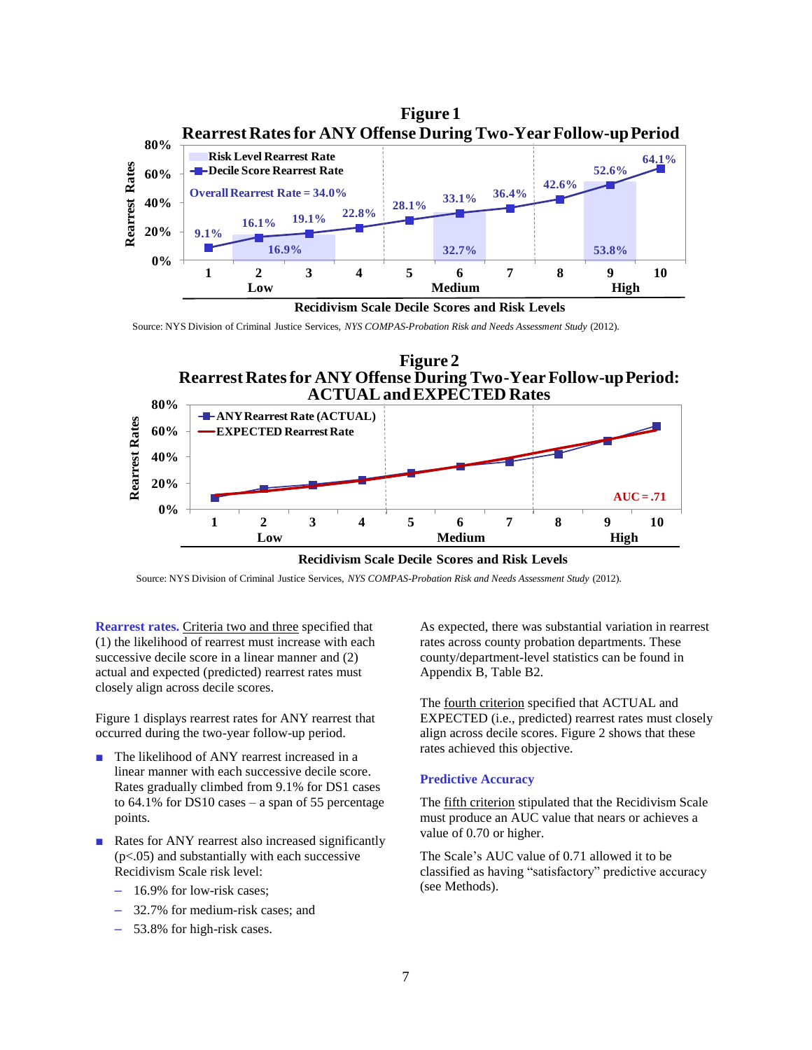**Figure 1**
**Rearrest Rates for ANY Offense During Two-Year Follow-up Period**

| Decile Score | 1 | 2 | 3 | 4 | 5 | 6 | 7 | 8 | 9 | 10 |
|---|---|---|---|---|---|---|---|---|---|---|
| Decile Score Rearrest Rate | 9.1% | 16.1% | 19.1% | 22.8% | 28.1% | 33.1% | 36.4% | 42.6% | 52.6% | 64.1% |
| Risk Level | | Low | | | | Medium | | | High | |
| Risk Level Rearrest Rate | | 16.9% | | | | 32.7% | | | 53.8% | |

Overall Rearrest Rate = 34.0%

Recidivism Scale Decile Scores and Risk Levels

Source: NYS Division of Criminal Justice Services, *NYS COMPAS-Probation Risk and Needs Assessment Study* (2012).

**Figure 2**
**Rearrest Rates for ANY Offense During Two-Year Follow-up Period: ACTUAL and EXPECTED Rates**

ANY Rearrest Rate (ACTUAL)
EXPECTED Rearrest Rate

AUC = .71

Recidivism Scale Decile Scores and Risk Levels

Source: NYS Division of Criminal Justice Services, *NYS COMPAS-Probation Risk and Needs Assessment Study* (2012).

**Rearrest rates.** Criteria two and three specified that (1) the likelihood of rearrest must increase with each successive decile score in a linear manner and (2) actual and expected (predicted) rearrest rates must closely align across decile scores.

Figure 1 displays rearrest rates for ANY rearrest that occurred during the two-year follow-up period.

- The likelihood of ANY rearrest increased in a linear manner with each successive decile score. Rates gradually climbed from 9.1% for DS1 cases to 64.1% for DS10 cases – a span of 55 percentage points.
- Rates for ANY rearrest also increased significantly ($p<.05$) and substantially with each successive Recidivism Scale risk level:
  - 16.9% for low-risk cases;
  - 32.7% for medium-risk cases; and
  - 53.8% for high-risk cases.

As expected, there was substantial variation in rearrest rates across county probation departments. These county/department-level statistics can be found in Appendix B, Table B2.

The fourth criterion specified that ACTUAL and EXPECTED (i.e., predicted) rearrest rates must closely align across decile scores. Figure 2 shows that these rates achieved this objective.

### Predictive Accuracy

The fifth criterion stipulated that the Recidivism Scale must produce an AUC value that nears or achieves a value of 0.70 or higher.

The Scale's AUC value of 0.71 allowed it to be classified as having "satisfactory" predictive accuracy (see Methods).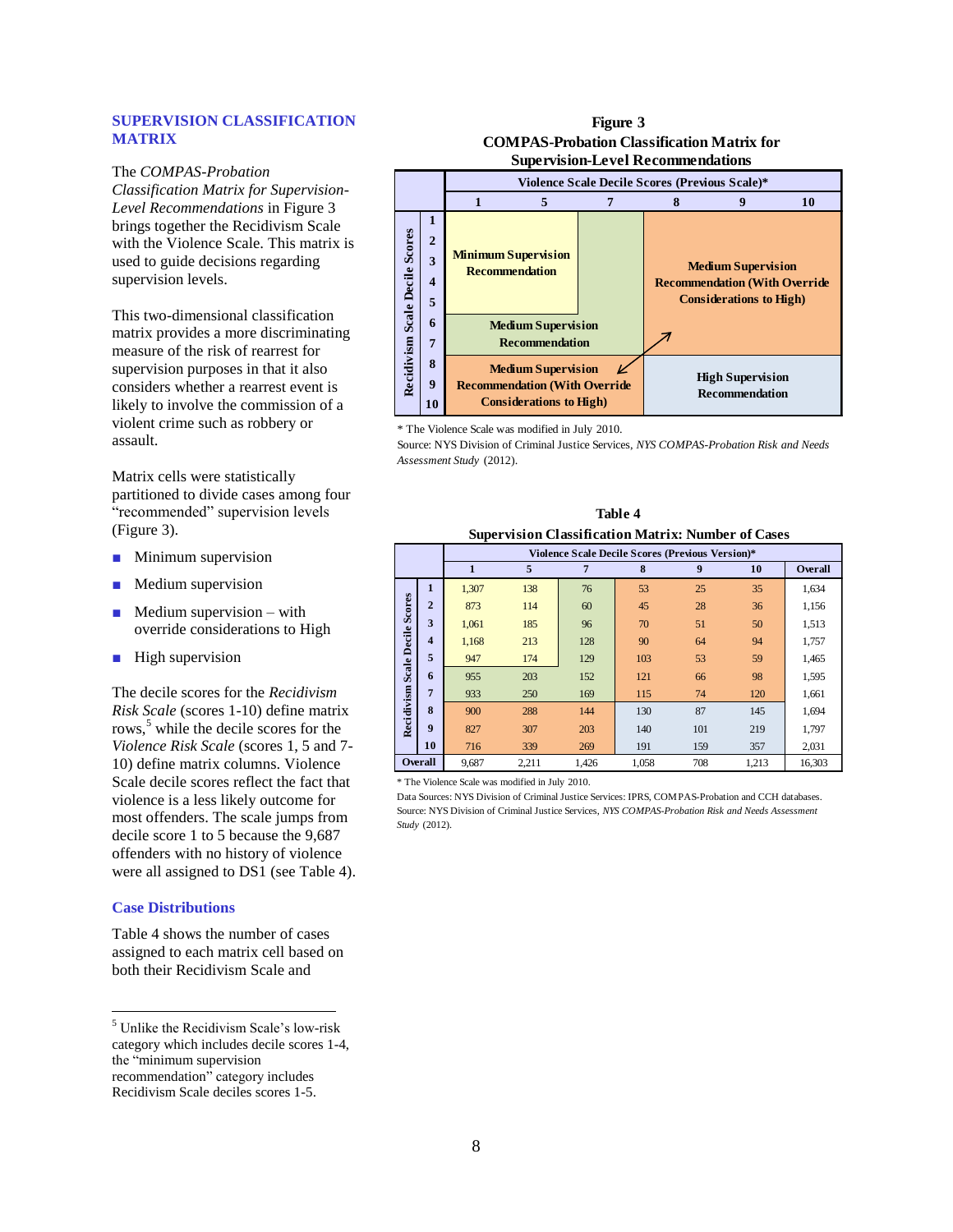## SUPERVISION CLASSIFICATION MATRIX

The *COMPAS-Probation Classification Matrix for Supervision-Level Recommendations* in Figure 3 brings together the Recidivism Scale with the Violence Scale. This matrix is used to guide decisions regarding supervision levels.

This two-dimensional classification matrix provides a more discriminating measure of the risk of rearrest for supervision purposes in that it also considers whether a rearrest event is likely to involve the commission of a violent crime such as robbery or assault.

Matrix cells were statistically partitioned to divide cases among four "recommended" supervision levels (Figure 3).

- Minimum supervision
- Medium supervision
- Medium supervision – with override considerations to High
- High supervision

The decile scores for the *Recidivism Risk Scale* (scores 1-10) define matrix rows,[5] while the decile scores for the *Violence Risk Scale* (scores 1, 5 and 7-10) define matrix columns. Violence Scale decile scores reflect the fact that violence is a less likely outcome for most offenders. The scale jumps from decile score 1 to 5 because the 9,687 offenders with no history of violence were all assigned to DS1 (see Table 4).

### Case Distributions

Table 4 shows the number of cases assigned to each matrix cell based on both their Recidivism Scale and

**Figure 3**
**COMPAS-Probation Classification Matrix for Supervision-Level Recommendations**

| Recidivism Scale Decile Scores | Violence 1 | Violence 5 | Violence 7 | Violence 8 | Violence 9 | Violence 10 |
|---|---|---|---|---|---|---|
| 1–5 | Minimum Supervision Recommendation | Minimum Supervision Recommendation | Medium Supervision Recommendation | Medium Supervision Recommendation (With Override Considerations to High) | Medium Supervision Recommendation (With Override Considerations to High) | Medium Supervision Recommendation (With Override Considerations to High) |
| 6–7 | Medium Supervision Recommendation | Medium Supervision Recommendation | Medium Supervision Recommendation | Medium Supervision Recommendation (With Override Considerations to High) | Medium Supervision Recommendation (With Override Considerations to High) | Medium Supervision Recommendation (With Override Considerations to High) |
| 8–10 | Medium Supervision Recommendation (With Override Considerations to High) | Medium Supervision Recommendation (With Override Considerations to High) | Medium Supervision Recommendation (With Override Considerations to High) | High Supervision Recommendation | High Supervision Recommendation | High Supervision Recommendation |

Columns: Violence Scale Decile Scores (Previous Scale)*

\* The Violence Scale was modified in July 2010.
Source: NYS Division of Criminal Justice Services, *NYS COMPAS-Probation Risk and Needs Assessment Study* (2012).

**Table 4**
**Supervision Classification Matrix: Number of Cases**

| Recidivism Scale Decile Scores | Violence 1 | Violence 5 | Violence 7 | Violence 8 | Violence 9 | Violence 10 | Overall |
|---|---|---|---|---|---|---|---|
| 1 | 1,307 | 138 | 76 | 53 | 25 | 35 | 1,634 |
| 2 | 873 | 114 | 60 | 45 | 28 | 36 | 1,156 |
| 3 | 1,061 | 185 | 96 | 70 | 51 | 50 | 1,513 |
| 4 | 1,168 | 213 | 128 | 90 | 64 | 94 | 1,757 |
| 5 | 947 | 174 | 129 | 103 | 53 | 59 | 1,465 |
| 6 | 955 | 203 | 152 | 121 | 66 | 98 | 1,595 |
| 7 | 933 | 250 | 169 | 115 | 74 | 120 | 1,661 |
| 8 | 900 | 288 | 144 | 130 | 87 | 145 | 1,694 |
| 9 | 827 | 307 | 203 | 140 | 101 | 219 | 1,797 |
| 10 | 716 | 339 | 269 | 191 | 159 | 357 | 2,031 |
| Overall | 9,687 | 2,211 | 1,426 | 1,058 | 708 | 1,213 | 16,303 |

Columns: Violence Scale Decile Scores (Previous Version)*

\* The Violence Scale was modified in July 2010.
Data Sources: NYS Division of Criminal Justice Services: IPRS, COMPAS-Probation and CCH databases.
Source: NYS Division of Criminal Justice Services, *NYS COMPAS-Probation Risk and Needs Assessment Study* (2012).

---

[5] Unlike the Recidivism Scale's low-risk category which includes decile scores 1-4, the "minimum supervision recommendation" category includes Recidivism Scale deciles scores 1-5.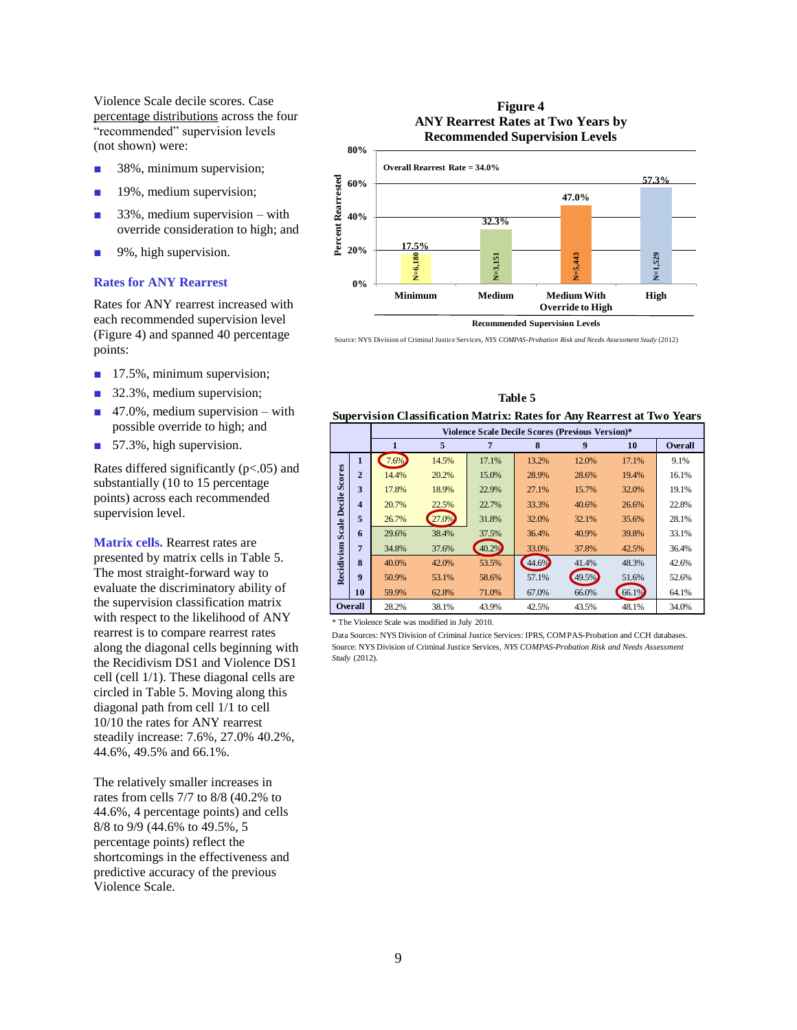Violence Scale decile scores. Case percentage distributions across the four "recommended" supervision levels (not shown) were:

- 38%, minimum supervision;
- 19%, medium supervision;
- 33%, medium supervision – with override consideration to high; and
- 9%, high supervision.

### Rates for ANY Rearrest

Rates for ANY rearrest increased with each recommended supervision level (Figure 4) and spanned 40 percentage points:

- 17.5%, minimum supervision;
- 32.3%, medium supervision;
- 47.0%, medium supervision – with possible override to high; and
- 57.3%, high supervision.

Rates differed significantly ($p<.05$) and substantially (10 to 15 percentage points) across each recommended supervision level.

**Matrix cells.** Rearrest rates are presented by matrix cells in Table 5. The most straight-forward way to evaluate the discriminatory ability of the supervision classification matrix with respect to the likelihood of ANY rearrest is to compare rearrest rates along the diagonal cells beginning with the Recidivism DS1 and Violence DS1 cell (cell 1/1). These diagonal cells are circled in Table 5. Moving along this diagonal path from cell 1/1 to cell 10/10 the rates for ANY rearrest steadily increase: 7.6%, 27.0% 40.2%, 44.6%, 49.5% and 66.1%.

The relatively smaller increases in rates from cells 7/7 to 8/8 (40.2% to 44.6%, 4 percentage points) and cells 8/8 to 9/9 (44.6% to 49.5%, 5 percentage points) reflect the shortcomings in the effectiveness and predictive accuracy of the previous Violence Scale.

**Figure 4**
**ANY Rearrest Rates at Two Years by Recommended Supervision Levels**

Overall Rearrest Rate = 34.0%

| Recommended Supervision Levels | Percent Rearrested | N |
|---|---|---|
| Minimum | 17.5% | N=6,180 |
| Medium | 32.3% | N=3,151 |
| Medium With Override to High | 47.0% | N=5,443 |
| High | 57.3% | N=1,529 |

Source: NYS Division of Criminal Justice Services, *NYS COMPAS-Probation Risk and Needs Assessment Study* (2012)

**Table 5**
**Supervision Classification Matrix: Rates for Any Rearrest at Two Years**

| | | Violence Scale Decile Scores (Previous Version)* | | | | | | |
|---|---|---|---|---|---|---|---|---|
| | | 1 | 5 | 7 | 8 | 9 | 10 | Overall |
| Recidivism Scale Decile Scores | 1 | 7.6% | 14.5% | 17.1% | 13.2% | 12.0% | 17.1% | 9.1% |
| | 2 | 14.4% | 20.2% | 15.0% | 28.9% | 28.6% | 19.4% | 16.1% |
| | 3 | 17.8% | 18.9% | 22.9% | 27.1% | 15.7% | 32.0% | 19.1% |
| | 4 | 20.7% | 22.5% | 22.7% | 33.3% | 40.6% | 26.6% | 22.8% |
| | 5 | 26.7% | 27.0% | 31.8% | 32.0% | 32.1% | 35.6% | 28.1% |
| | 6 | 29.6% | 38.4% | 37.5% | 36.4% | 40.9% | 39.8% | 33.1% |
| | 7 | 34.8% | 37.6% | 40.2% | 33.0% | 37.8% | 42.5% | 36.4% |
| | 8 | 40.0% | 42.0% | 53.5% | 44.6% | 41.4% | 48.3% | 42.6% |
| | 9 | 50.9% | 53.1% | 58.6% | 57.1% | 49.5% | 51.6% | 52.6% |
| | 10 | 59.9% | 62.8% | 71.0% | 67.0% | 66.0% | 66.1% | 64.1% |
| Overall | | 28.2% | 38.1% | 43.9% | 42.5% | 43.5% | 48.1% | 34.0% |

* The Violence Scale was modified in July 2010.

Data Sources: NYS Division of Criminal Justice Services: IPRS, COMPAS-Probation and CCH databases.
Source: NYS Division of Criminal Justice Services, *NYS COMPAS-Probation Risk and Needs Assessment Study* (2012).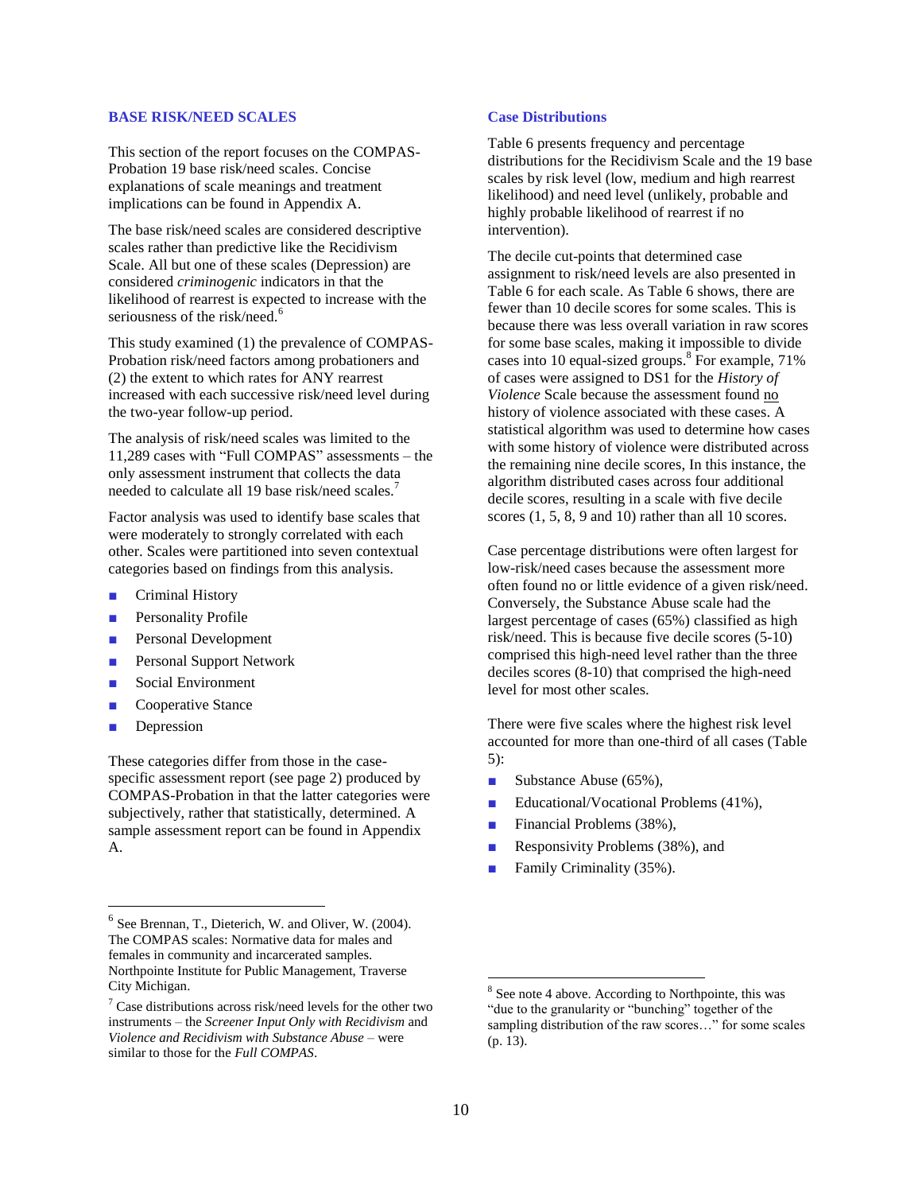## BASE RISK/NEED SCALES

This section of the report focuses on the COMPAS-Probation 19 base risk/need scales. Concise explanations of scale meanings and treatment implications can be found in Appendix A.

The base risk/need scales are considered descriptive scales rather than predictive like the Recidivism Scale. All but one of these scales (Depression) are considered *criminogenic* indicators in that the likelihood of rearrest is expected to increase with the seriousness of the risk/need.[6]

This study examined (1) the prevalence of COMPAS-Probation risk/need factors among probationers and (2) the extent to which rates for ANY rearrest increased with each successive risk/need level during the two-year follow-up period.

The analysis of risk/need scales was limited to the 11,289 cases with "Full COMPAS" assessments – the only assessment instrument that collects the data needed to calculate all 19 base risk/need scales.[7]

Factor analysis was used to identify base scales that were moderately to strongly correlated with each other. Scales were partitioned into seven contextual categories based on findings from this analysis.

- Criminal History
- Personality Profile
- Personal Development
- Personal Support Network
- Social Environment
- Cooperative Stance
- Depression

These categories differ from those in the case-specific assessment report (see page 2) produced by COMPAS-Probation in that the latter categories were subjectively, rather that statistically, determined. A sample assessment report can be found in Appendix A.

### Case Distributions

Table 6 presents frequency and percentage distributions for the Recidivism Scale and the 19 base scales by risk level (low, medium and high rearrest likelihood) and need level (unlikely, probable and highly probable likelihood of rearrest if no intervention).

The decile cut-points that determined case assignment to risk/need levels are also presented in Table 6 for each scale. As Table 6 shows, there are fewer than 10 decile scores for some scales. This is because there was less overall variation in raw scores for some base scales, making it impossible to divide cases into 10 equal-sized groups.[8] For example, 71% of cases were assigned to DS1 for the *History of Violence* Scale because the assessment found <u>no</u> history of violence associated with these cases. A statistical algorithm was used to determine how cases with some history of violence were distributed across the remaining nine decile scores, In this instance, the algorithm distributed cases across four additional decile scores, resulting in a scale with five decile scores (1, 5, 8, 9 and 10) rather than all 10 scores.

Case percentage distributions were often largest for low-risk/need cases because the assessment more often found no or little evidence of a given risk/need. Conversely, the Substance Abuse scale had the largest percentage of cases (65%) classified as high risk/need. This is because five decile scores (5-10) comprised this high-need level rather than the three deciles scores (8-10) that comprised the high-need level for most other scales.

There were five scales where the highest risk level accounted for more than one-third of all cases (Table 5):

- Substance Abuse (65%),
- Educational/Vocational Problems (41%),
- Financial Problems (38%),
- Responsivity Problems (38%), and
- Family Criminality (35%).

---

[6] See Brennan, T., Dieterich, W. and Oliver, W. (2004). The COMPAS scales: Normative data for males and females in community and incarcerated samples. Northpointe Institute for Public Management, Traverse City Michigan.

[7] Case distributions across risk/need levels for the other two instruments – the *Screener Input Only with Recidivism* and *Violence and Recidivism with Substance Abuse* – were similar to those for the *Full COMPAS*.

[8] See note 4 above. According to Northpointe, this was "due to the granularity or "bunching" together of the sampling distribution of the raw scores…" for some scales (p. 13).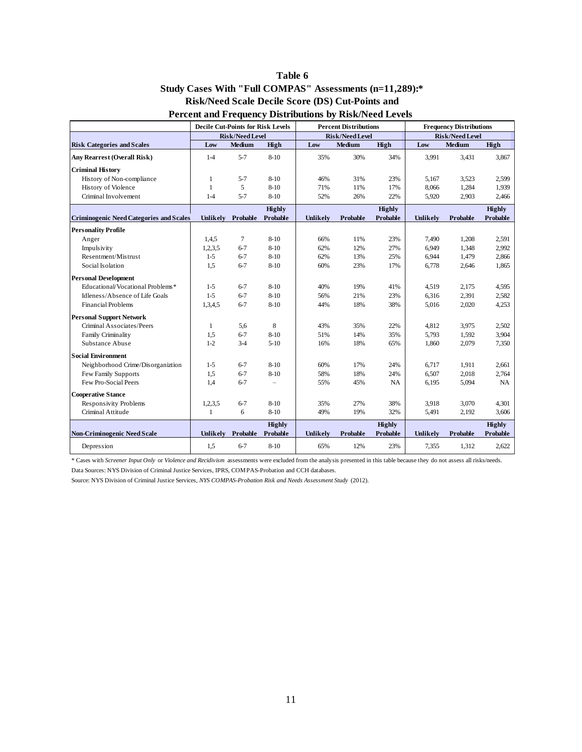**Table 6**
**Study Cases With "Full COMPAS" Assessments (n=11,289):\***
**Risk/Need Scale Decile Score (DS) Cut-Points and**
**Percent and Frequency Distributions by Risk/Need Levels**

| | Decile Cut-Points for Risk Levels | | | Percent Distributions | | | Frequency Distributions | | |
|---|---|---|---|---|---|---|---|---|---|
| | Risk/Need Level | | | Risk/Need Level | | | Risk/Need Level | | |
| **Risk Categories and Scales** | **Low** | **Medium** | **High** | **Low** | **Medium** | **High** | **Low** | **Medium** | **High** |
| **Any Rearrest (Overall Risk)** | 1-4 | 5-7 | 8-10 | 35% | 30% | 34% | 3,991 | 3,431 | 3,867 |
| **Criminal History** | | | | | | | | | |
| History of Non-compliance | 1 | 5-7 | 8-10 | 46% | 31% | 23% | 5,167 | 3,523 | 2,599 |
| History of Violence | 1 | 5 | 8-10 | 71% | 11% | 17% | 8,066 | 1,284 | 1,939 |
| Criminal Involvement | 1-4 | 5-7 | 8-10 | 52% | 26% | 22% | 5,920 | 2,903 | 2,466 |
| **Criminogenic Need Categories and Scales** | **Unlikely** | **Probable** | **Highly Probable** | **Unlikely** | **Probable** | **Highly Probable** | **Unlikely** | **Probable** | **Highly Probable** |
| **Personality Profile** | | | | | | | | | |
| Anger | 1,4,5 | 7 | 8-10 | 66% | 11% | 23% | 7,490 | 1,208 | 2,591 |
| Impulsivity | 1,2,3,5 | 6-7 | 8-10 | 62% | 12% | 27% | 6,949 | 1,348 | 2,992 |
| Resentment/Mistrust | 1-5 | 6-7 | 8-10 | 62% | 13% | 25% | 6,944 | 1,479 | 2,866 |
| Social Isolation | 1,5 | 6-7 | 8-10 | 60% | 23% | 17% | 6,778 | 2,646 | 1,865 |
| **Personal Development** | | | | | | | | | |
| Educational/Vocational Problems* | 1-5 | 6-7 | 8-10 | 40% | 19% | 41% | 4,519 | 2,175 | 4,595 |
| Idleness/Absence of Life Goals | 1-5 | 6-7 | 8-10 | 56% | 21% | 23% | 6,316 | 2,391 | 2,582 |
| Financial Problems | 1,3,4,5 | 6-7 | 8-10 | 44% | 18% | 38% | 5,016 | 2,020 | 4,253 |
| **Personal Support Network** | | | | | | | | | |
| Criminal Associates/Peers | 1 | 5,6 | 8 | 43% | 35% | 22% | 4,812 | 3,975 | 2,502 |
| Family Criminality | 1,5 | 6-7 | 8-10 | 51% | 14% | 35% | 5,793 | 1,592 | 3,904 |
| Substance Abuse | 1-2 | 3-4 | 5-10 | 16% | 18% | 65% | 1,860 | 2,079 | 7,350 |
| **Social Environment** | | | | | | | | | |
| Neighborhood Crime/Disorganiztion | 1-5 | 6-7 | 8-10 | 60% | 17% | 24% | 6,717 | 1,911 | 2,661 |
| Few Family Supports | 1,5 | 6-7 | 8-10 | 58% | 18% | 24% | 6,507 | 2,018 | 2,764 |
| Few Pro-Social Peers | 1,4 | 6-7 | – | 55% | 45% | NA | 6,195 | 5,094 | NA |
| **Cooperative Stance** | | | | | | | | | |
| Responsivity Problems | 1,2,3,5 | 6-7 | 8-10 | 35% | 27% | 38% | 3,918 | 3,070 | 4,301 |
| Criminal Attitude | 1 | 6 | 8-10 | 49% | 19% | 32% | 5,491 | 2,192 | 3,606 |
| **Non-Criminogenic Need Scale** | **Unlikely** | **Probable** | **Highly Probable** | **Unlikely** | **Probable** | **Highly Probable** | **Unlikely** | **Probable** | **Highly Probable** |
| Depression | 1,5 | 6-7 | 8-10 | 65% | 12% | 23% | 7,355 | 1,312 | 2,622 |

\* Cases with *Screener Input Only* or *Violence and Recidivism* assessments were excluded from the analysis presented in this table because they do not assess all risks/needs.

Data Sources: NYS Division of Criminal Justice Services, IPRS, COMPAS-Probation and CCH databases.

Source: NYS Division of Criminal Justice Services, *NYS COMPAS-Probation Risk and Needs Assessment Study* (2012).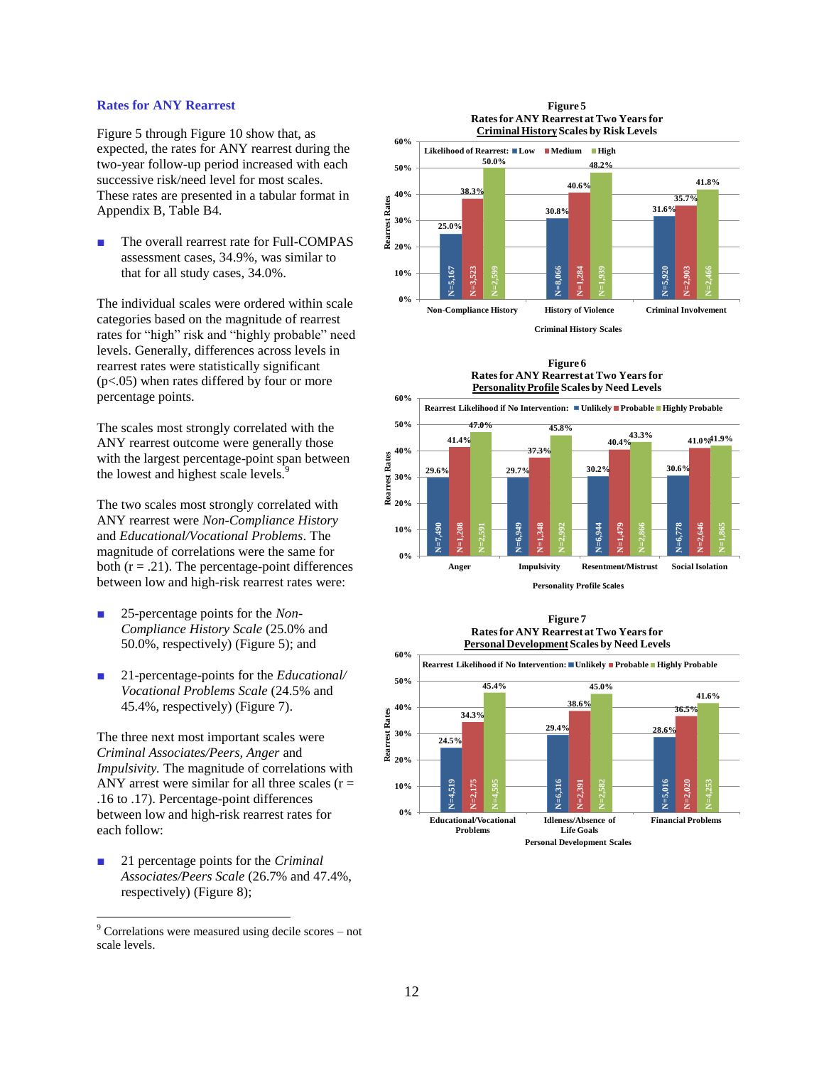### Rates for ANY Rearrest

Figure 5 through Figure 10 show that, as expected, the rates for ANY rearrest during the two-year follow-up period increased with each successive risk/need level for most scales. These rates are presented in a tabular format in Appendix B, Table B4.

- The overall rearrest rate for Full-COMPAS assessment cases, 34.9%, was similar to that for all study cases, 34.0%.

The individual scales were ordered within scale categories based on the magnitude of rearrest rates for "high" risk and "highly probable" need levels. Generally, differences across levels in rearrest rates were statistically significant ($p<.05$) when rates differed by four or more percentage points.

The scales most strongly correlated with the ANY rearrest outcome were generally those with the largest percentage-point span between the lowest and highest scale levels.[9]

The two scales most strongly correlated with ANY rearrest were *Non-Compliance History* and *Educational/Vocational Problems*. The magnitude of correlations were the same for both ($r = .21$). The percentage-point differences between low and high-risk rearrest rates were:

- 25-percentage points for the *Non-Compliance History Scale* (25.0% and 50.0%, respectively) (Figure 5); and
- 21-percentage-points for the *Educational/Vocational Problems Scale* (24.5% and 45.4%, respectively) (Figure 7).

The three next most important scales were *Criminal Associates/Peers*, *Anger* and *Impulsivity.* The magnitude of correlations with ANY arrest were similar for all three scales ($r = .16$ to $.17$). Percentage-point differences between low and high-risk rearrest rates for each follow:

- 21 percentage points for the *Criminal Associates/Peers Scale* (26.7% and 47.4%, respectively) (Figure 8);

**Figure 5**
**Rates for ANY Rearrest at Two Years for Criminal History Scales by Risk Levels**

| Criminal History Scales | Low | Medium | High |
|---|---|---|---|
| Non-Compliance History | 25.0% (N=5,167) | 38.3% (N=3,523) | 50.0% (N=2,599) |
| History of Violence | 30.8% (N=8,066) | 40.6% (N=1,284) | 48.2% (N=1,939) |
| Criminal Involvement | 31.6% (N=5,920) | 35.7% (N=2,903) | 41.8% (N=2,466) |

**Figure 6**
**Rates for ANY Rearrest at Two Years for Personality Profile Scales by Need Levels**

| Personality Profile Scales | Unlikely | Probable | Highly Probable |
|---|---|---|---|
| Anger | 29.6% (N=7,490) | 41.4% (N=1,208) | 47.0% (N=2,591) |
| Impulsivity | 29.7% (N=6,949) | 37.3% (N=1,348) | 45.8% (N=2,992) |
| Resentment/Mistrust | 30.2% (N=6,944) | 40.4% (N=1,479) | 43.3% (N=2,866) |
| Social Isolation | 30.6% (N=6,778) | 41.0% (N=2,646) | 41.9% (N=1,865) |

**Figure 7**
**Rates for ANY Rearrest at Two Years for Personal Development Scales by Need Levels**

| Personal Development Scales | Unlikely | Probable | Highly Probable |
|---|---|---|---|
| Educational/Vocational Problems | 24.5% (N=4,519) | 34.3% (N=2,175) | 45.4% (N=4,595) |
| Idleness/Absence of Life Goals | 29.4% (N=6,316) | 38.6% (N=2,391) | 45.0% (N=2,582) |
| Financial Problems | 28.6% (N=5,016) | 36.5% (N=2,020) | 41.6% (N=4,253) |

[9] Correlations were measured using decile scores – not scale levels.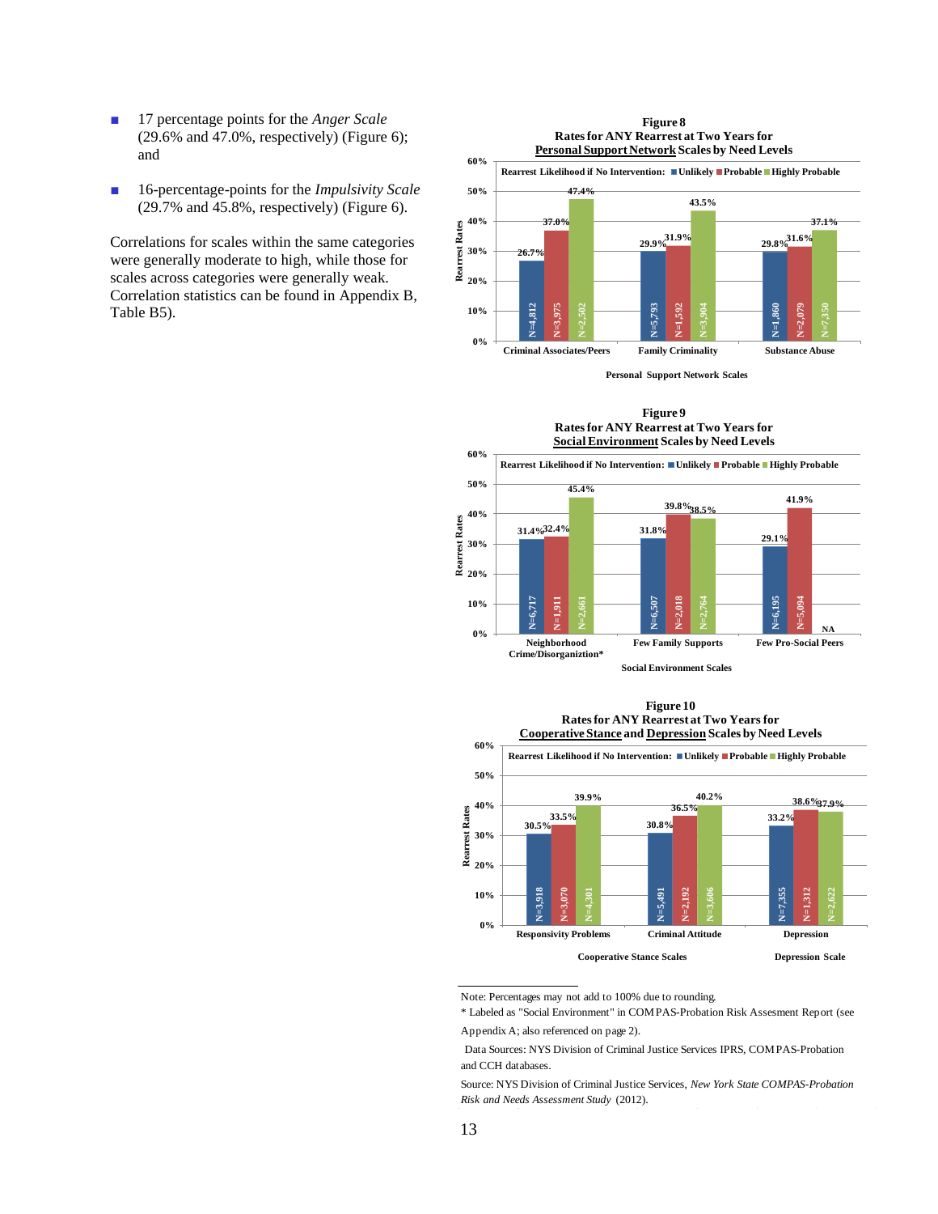- 17 percentage points for the *Anger Scale* (29.6% and 47.0%, respectively) (Figure 6); and

- 16-percentage-points for the *Impulsivity Scale* (29.7% and 45.8%, respectively) (Figure 6).

Correlations for scales within the same categories were generally moderate to high, while those for scales across categories were generally weak. Correlation statistics can be found in Appendix B, Table B5).

**Figure 8**
**Rates for ANY Rearrest at Two Years for Personal Support Network Scales by Need Levels**

Rearrest Likelihood if No Intervention: Unlikely, Probable, Highly Probable

| Personal Support Network Scales | Unlikely | Probable | Highly Probable |
|---|---|---|---|
| Criminal Associates/Peers | 26.7% (N=4,812) | 37.0% (N=3,975) | 47.4% (N=2,502) |
| Family Criminality | 29.9% (N=5,793) | 31.9% (N=1,592) | 43.5% (N=3,904) |
| Substance Abuse | 29.8% (N=1,860) | 31.6% (N=2,079) | 37.1% (N=7,350) |

**Figure 9**
**Rates for ANY Rearrest at Two Years for Social Environment Scales by Need Levels**

Rearrest Likelihood if No Intervention: Unlikely, Probable, Highly Probable

| Social Environment Scales | Unlikely | Probable | Highly Probable |
|---|---|---|---|
| Neighborhood Crime/Disorganiztion* | 31.4% (N=6,717) | 32.4% (N=1,911) | 45.4% (N=2,661) |
| Few Family Supports | 31.8% (N=6,507) | 39.8% (N=2,018) | 38.5% (N=2,764) |
| Few Pro-Social Peers | 29.1% (N=6,195) | 41.9% (N=5,094) | NA |

**Figure 10**
**Rates for ANY Rearrest at Two Years for Cooperative Stance and Depression Scales by Need Levels**

Rearrest Likelihood if No Intervention: Unlikely, Probable, Highly Probable

| Scale | Unlikely | Probable | Highly Probable |
|---|---|---|---|
| Responsivity Problems (Cooperative Stance Scales) | 30.5% (N=3,918) | 33.5% (N=3,070) | 39.9% (N=4,301) |
| Criminal Attitude (Cooperative Stance Scales) | 30.8% (N=5,491) | 36.5% (N=2,192) | 40.2% (N=3,606) |
| Depression (Depression Scale) | 33.2% (N=7,355) | 38.6% (N=1,312) | 37.9% (N=2,622) |

Note: Percentages may not add to 100% due to rounding.

\* Labeled as "Social Environment" in COMPAS-Probation Risk Assesment Report (see Appendix A; also referenced on page 2).

Data Sources: NYS Division of Criminal Justice Services IPRS, COMPAS-Probation and CCH databases.

Source: NYS Division of Criminal Justice Services, *New York State COMPAS-Probation Risk and Needs Assessment Study* (2012).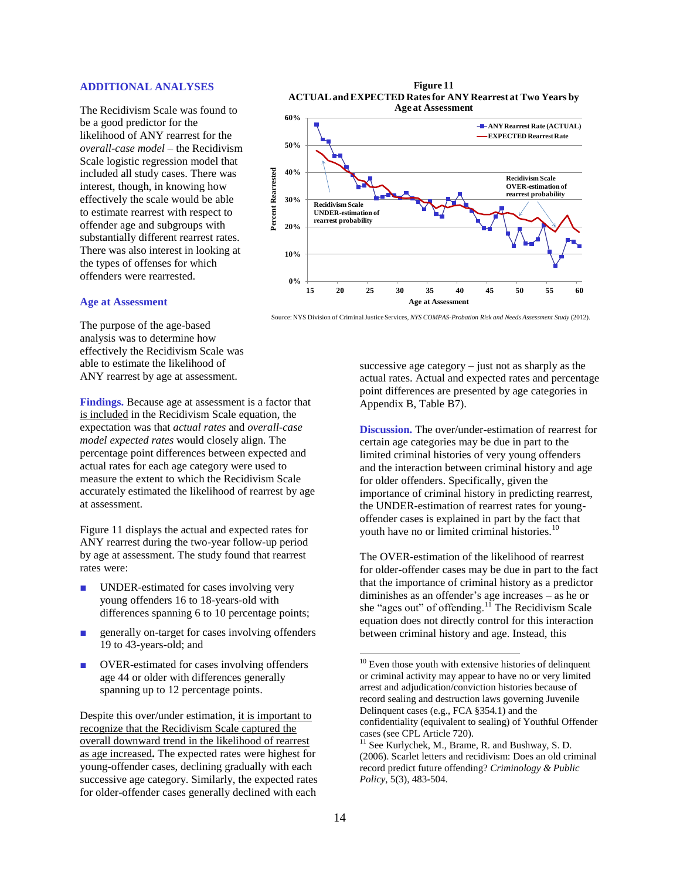## ADDITIONAL ANALYSES

The Recidivism Scale was found to be a good predictor for the likelihood of ANY rearrest for the *overall-case model* – the Recidivism Scale logistic regression model that included all study cases. There was interest, though, in knowing how effectively the scale would be able to estimate rearrest with respect to offender age and subgroups with substantially different rearrest rates. There was also interest in looking at the types of offenses for which offenders were rearrested.

**Figure 11**
**ACTUAL and EXPECTED Rates for ANY Rearrest at Two Years by Age at Assessment**

Source: NYS Division of Criminal Justice Services, *NYS COMPAS-Probation Risk and Needs Assessment Study* (2012).

### Age at Assessment

The purpose of the age-based analysis was to determine how effectively the Recidivism Scale was able to estimate the likelihood of ANY rearrest by age at assessment.

**Findings.** Because age at assessment is a factor that is included in the Recidivism Scale equation, the expectation was that *actual rates* and *overall-case model expected rates* would closely align. The percentage point differences between expected and actual rates for each age category were used to measure the extent to which the Recidivism Scale accurately estimated the likelihood of rearrest by age at assessment.

Figure 11 displays the actual and expected rates for ANY rearrest during the two-year follow-up period by age at assessment. The study found that rearrest rates were:

- UNDER-estimated for cases involving very young offenders 16 to 18-years-old with differences spanning 6 to 10 percentage points;
- generally on-target for cases involving offenders 19 to 43-years-old; and
- OVER-estimated for cases involving offenders age 44 or older with differences generally spanning up to 12 percentage points.

Despite this over/under estimation, it is important to recognize that the Recidivism Scale captured the overall downward trend in the likelihood of rearrest as age increased**.** The expected rates were highest for young-offender cases, declining gradually with each successive age category. Similarly, the expected rates for older-offender cases generally declined with each successive age category – just not as sharply as the actual rates. Actual and expected rates and percentage point differences are presented by age categories in Appendix B, Table B7).

**Discussion.** The over/under-estimation of rearrest for certain age categories may be due in part to the limited criminal histories of very young offenders and the interaction between criminal history and age for older offenders. Specifically, given the importance of criminal history in predicting rearrest, the UNDER-estimation of rearrest rates for young-offender cases is explained in part by the fact that youth have no or limited criminal histories.[10]

The OVER-estimation of the likelihood of rearrest for older-offender cases may be due in part to the fact that the importance of criminal history as a predictor diminishes as an offender's age increases – as he or she "ages out" of offending.[11] The Recidivism Scale equation does not directly control for this interaction between criminal history and age. Instead, this

---

[10] Even those youth with extensive histories of delinquent or criminal activity may appear to have no or very limited arrest and adjudication/conviction histories because of record sealing and destruction laws governing Juvenile Delinquent cases (e.g., FCA §354.1) and the confidentiality (equivalent to sealing) of Youthful Offender cases (see CPL Article 720).

[11] See Kurlychek, M., Brame, R. and Bushway, S. D. (2006). Scarlet letters and recidivism: Does an old criminal record predict future offending? *Criminology & Public Policy*, 5(3), 483-504.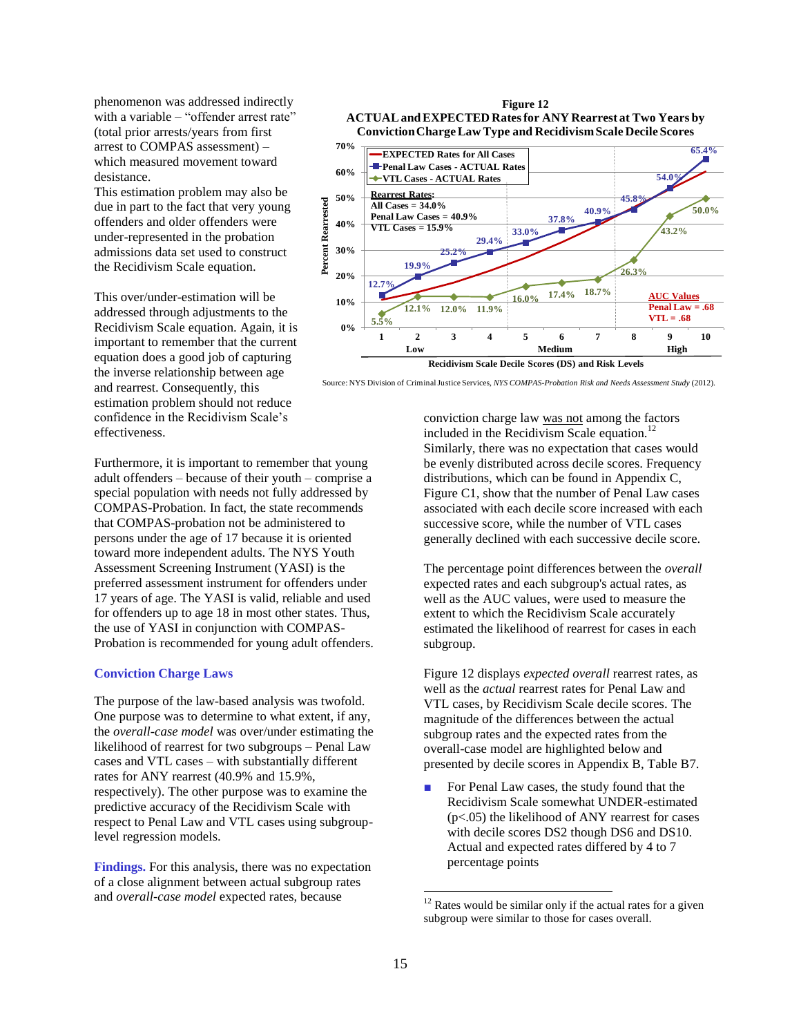phenomenon was addressed indirectly with a variable – "offender arrest rate" (total prior arrests/years from first arrest to COMPAS assessment) – which measured movement toward desistance.
This estimation problem may also be due in part to the fact that very young offenders and older offenders were under-represented in the probation admissions data set used to construct the Recidivism Scale equation.

This over/under-estimation will be addressed through adjustments to the Recidivism Scale equation. Again, it is important to remember that the current equation does a good job of capturing the inverse relationship between age and rearrest. Consequently, this estimation problem should not reduce confidence in the Recidivism Scale's effectiveness.

Furthermore, it is important to remember that young adult offenders – because of their youth – comprise a special population with needs not fully addressed by COMPAS-Probation. In fact, the state recommends that COMPAS-probation not be administered to persons under the age of 17 because it is oriented toward more independent adults. The NYS Youth Assessment Screening Instrument (YASI) is the preferred assessment instrument for offenders under 17 years of age. The YASI is valid, reliable and used for offenders up to age 18 in most other states. Thus, the use of YASI in conjunction with COMPAS-Probation is recommended for young adult offenders.

### Conviction Charge Laws

The purpose of the law-based analysis was twofold. One purpose was to determine to what extent, if any, the *overall-case model* was over/under estimating the likelihood of rearrest for two subgroups – Penal Law cases and VTL cases – with substantially different rates for ANY rearrest (40.9% and 15.9%, respectively). The other purpose was to examine the predictive accuracy of the Recidivism Scale with respect to Penal Law and VTL cases using subgroup-level regression models.

**Findings.** For this analysis, there was no expectation of a close alignment between actual subgroup rates and *overall-case model* expected rates, because conviction charge law was not among the factors included in the Recidivism Scale equation.[12] Similarly, there was no expectation that cases would be evenly distributed across decile scores. Frequency distributions, which can be found in Appendix C, Figure C1, show that the number of Penal Law cases associated with each decile score increased with each successive score, while the number of VTL cases generally declined with each successive decile score.

**Figure 12**
**ACTUAL and EXPECTED Rates for ANY Rearrest at Two Years by Conviction Charge Law Type and Recidivism Scale Decile Scores**

| Decile Score (DS) | 1 | 2 | 3 | 4 | 5 | 6 | 7 | 8 | 9 | 10 |
|---|---|---|---|---|---|---|---|---|---|---|
| Penal Law Cases - ACTUAL Rates | 12.7% | 19.9% | 25.2% | 29.4% | 33.0% | 37.8% | 40.9% | 45.8% | 54.0% | 65.4% |
| VTL Cases - ACTUAL Rates | 5.5% | 12.1% | 12.0% | 11.9% | 16.0% | 17.4% | 18.7% | 26.3% | 43.2% | 50.0% |

Risk Levels: Low (DS 1–4), Medium (DS 5–7), High (DS 8–10)

Rearrest Rates: All Cases = 34.0%; Penal Law Cases = 40.9%; VTL Cases = 15.9%

AUC Values: Penal Law = .68; VTL = .68

Source: NYS Division of Criminal Justice Services, *NYS COMPAS-Probation Risk and Needs Assessment Study* (2012).

The percentage point differences between the *overall* expected rates and each subgroup's actual rates, as well as the AUC values, were used to measure the extent to which the Recidivism Scale accurately estimated the likelihood of rearrest for cases in each subgroup.

Figure 12 displays *expected overall* rearrest rates, as well as the *actual* rearrest rates for Penal Law and VTL cases, by Recidivism Scale decile scores. The magnitude of the differences between the actual subgroup rates and the expected rates from the overall-case model are highlighted below and presented by decile scores in Appendix B, Table B7.

- For Penal Law cases, the study found that the Recidivism Scale somewhat UNDER-estimated ($p<.05$) the likelihood of ANY rearrest for cases with decile scores DS2 though DS6 and DS10. Actual and expected rates differed by 4 to 7 percentage points

[12] Rates would be similar only if the actual rates for a given subgroup were similar to those for cases overall.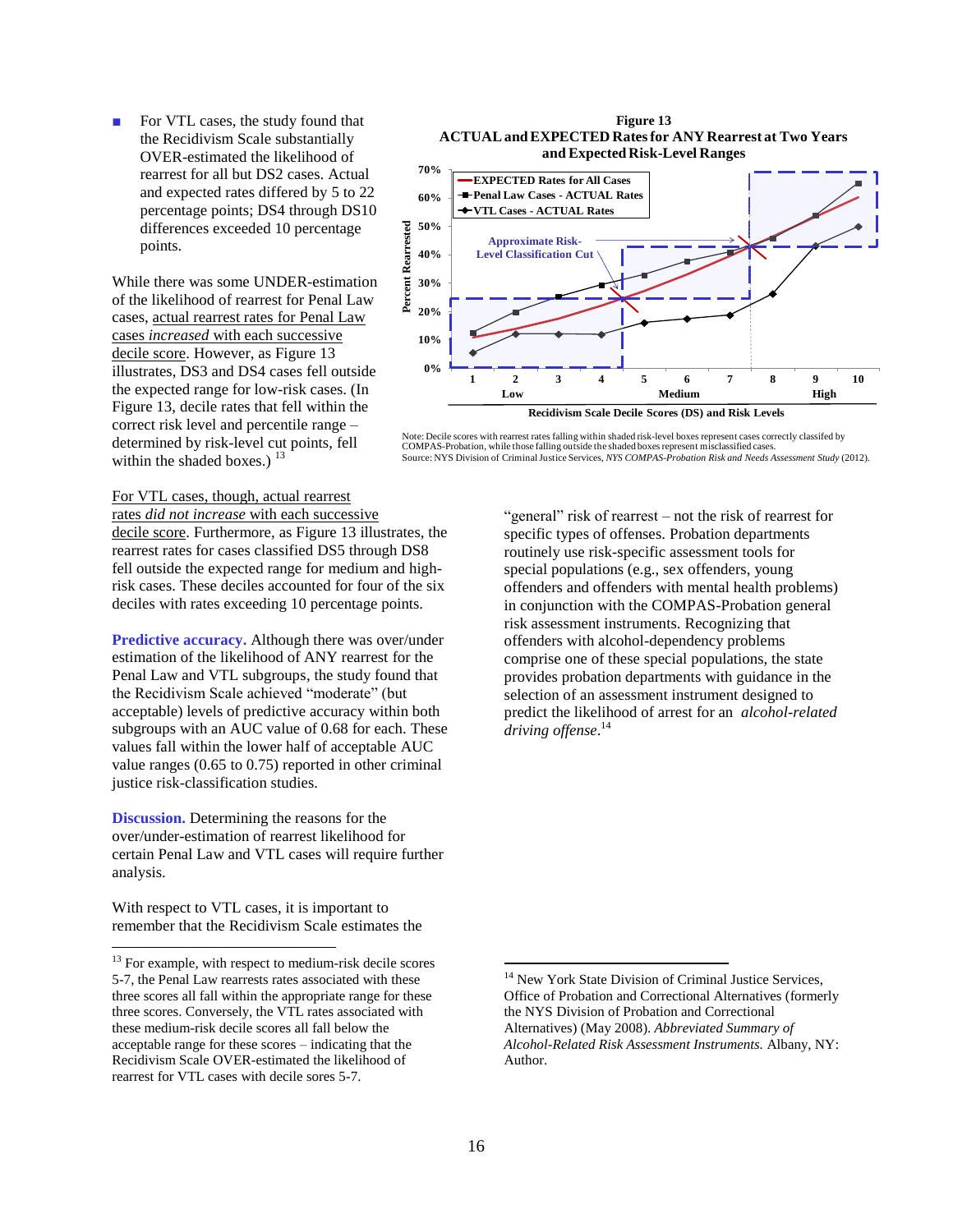- For VTL cases, the study found that the Recidivism Scale substantially OVER-estimated the likelihood of rearrest for all but DS2 cases. Actual and expected rates differed by 5 to 22 percentage points; DS4 through DS10 differences exceeded 10 percentage points.

While there was some UNDER-estimation of the likelihood of rearrest for Penal Law cases, actual rearrest rates for Penal Law cases *increased* with each successive decile score. However, as Figure 13 illustrates, DS3 and DS4 cases fell outside the expected range for low-risk cases. (In Figure 13, decile rates that fell within the correct risk level and percentile range – determined by risk-level cut points, fell within the shaded boxes.)[13]

For VTL cases, though, actual rearrest rates *did not increase* with each successive decile score. Furthermore, as Figure 13 illustrates, the rearrest rates for cases classified DS5 through DS8 fell outside the expected range for medium and high-risk cases. These deciles accounted for four of the six deciles with rates exceeding 10 percentage points.

**Figure 13**
**ACTUAL and EXPECTED Rates for ANY Rearrest at Two Years and Expected Risk-Level Ranges**

Note: Decile scores with rearrest rates falling within shaded risk-level boxes represent cases correctly classifed by COMPAS-Probation, while those falling outside the shaded boxes represent misclassified cases.
Source: NYS Division of Criminal Justice Services, *NYS COMPAS-Probation Risk and Needs Assessment Study* (2012).

**Predictive accuracy.** Although there was over/under estimation of the likelihood of ANY rearrest for the Penal Law and VTL subgroups, the study found that the Recidivism Scale achieved "moderate" (but acceptable) levels of predictive accuracy within both subgroups with an AUC value of 0.68 for each. These values fall within the lower half of acceptable AUC value ranges (0.65 to 0.75) reported in other criminal justice risk-classification studies.

**Discussion.** Determining the reasons for the over/under-estimation of rearrest likelihood for certain Penal Law and VTL cases will require further analysis.

With respect to VTL cases, it is important to remember that the Recidivism Scale estimates the "general" risk of rearrest – not the risk of rearrest for specific types of offenses. Probation departments routinely use risk-specific assessment tools for special populations (e.g., sex offenders, young offenders and offenders with mental health problems) in conjunction with the COMPAS-Probation general risk assessment instruments. Recognizing that offenders with alcohol-dependency problems comprise one of these special populations, the state provides probation departments with guidance in the selection of an assessment instrument designed to predict the likelihood of arrest for an *alcohol-related driving offense*.[14]

---

[13] For example, with respect to medium-risk decile scores 5-7, the Penal Law rearrests rates associated with these three scores all fall within the appropriate range for these three scores. Conversely, the VTL rates associated with these medium-risk decile scores all fall below the acceptable range for these scores – indicating that the Recidivism Scale OVER-estimated the likelihood of rearrest for VTL cases with decile sores 5-7.

[14] New York State Division of Criminal Justice Services, Office of Probation and Correctional Alternatives (formerly the NYS Division of Probation and Correctional Alternatives) (May 2008). *Abbreviated Summary of Alcohol-Related Risk Assessment Instruments.* Albany, NY: Author.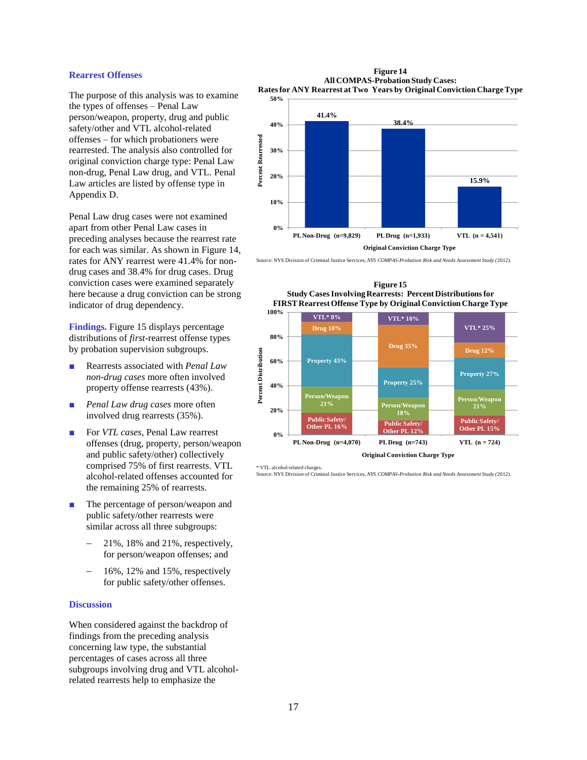### Rearrest Offenses

The purpose of this analysis was to examine the types of offenses – Penal Law person/weapon, property, drug and public safety/other and VTL alcohol-related offenses – for which probationers were rearrested. The analysis also controlled for original conviction charge type: Penal Law non-drug, Penal Law drug, and VTL. Penal Law articles are listed by offense type in Appendix D.

Penal Law drug cases were not examined apart from other Penal Law cases in preceding analyses because the rearrest rate for each was similar. As shown in Figure 14, rates for ANY rearrest were 41.4% for non-drug cases and 38.4% for drug cases. Drug conviction cases were examined separately here because a drug conviction can be strong indicator of drug dependency.

**Findings.** Figure 15 displays percentage distributions of *first*-rearrest offense types by probation supervision subgroups.

- Rearrests associated with *Penal Law non-drug cases* more often involved property offense rearrests (43%).
- *Penal Law drug cases* more often involved drug rearrests (35%).
- For *VTL cases*, Penal Law rearrest offenses (drug, property, person/weapon and public safety/other) collectively comprised 75% of first rearrests. VTL alcohol-related offenses accounted for the remaining 25% of rearrests.
- The percentage of person/weapon and public safety/other rearrests were similar across all three subgroups:
  - 21%, 18% and 21%, respectively, for person/weapon offenses; and
  - 16%, 12% and 15%, respectively for public safety/other offenses.

### Discussion

When considered against the backdrop of findings from the preceding analysis concerning law type, the substantial percentages of cases across all three subgroups involving drug and VTL alcohol-related rearrests help to emphasize the

**Figure 14**
**All COMPAS-Probation Study Cases:**
**Rates for ANY Rearrest at Two Years by Original Conviction Charge Type**

| Original Conviction Charge Type | Percent Rearrested |
|---|---|
| PL Non-Drug (n=9,829) | 41.4% |
| PL Drug (n=1,933) | 38.4% |
| VTL (n = 4,541) | 15.9% |

Source: NYS Division of Criminal Justice Services, *NYS COMPAS-Probation Risk and Needs Assessment Study* (2012).

**Figure 15**
**Study Cases Involving Rearrests: Percent Distributions for FIRST Rearrest Offense Type by Original Conviction Charge Type**

| Rearrest Offense Type | PL Non-Drug (n=4,070) | PL Drug (n=743) | VTL (n = 724) |
|---|---|---|---|
| VTL* | 8% | 10% | 25% |
| Drug | 10% | 35% | 12% |
| Property | 43% | 25% | 27% |
| Person/Weapon | 21% | 18% | 21% |
| Public Safety/Other PL | 16% | 12% | 15% |

\* VTL alcohol related charges.
Source: NYS Division of Criminal Justice Services, *NYS COMPAS-Probation Risk and Needs Assessment Study* (2012).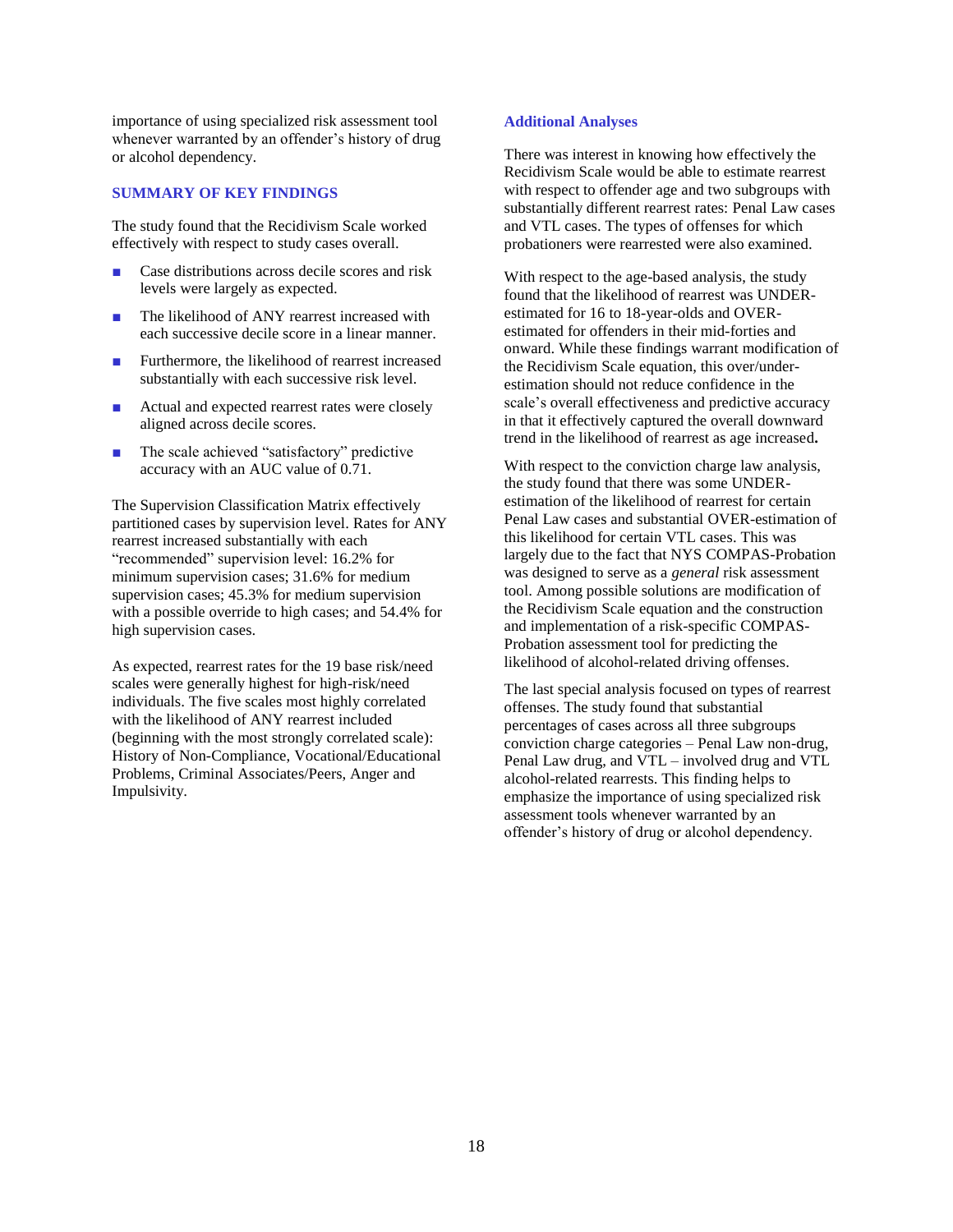importance of using specialized risk assessment tool whenever warranted by an offender's history of drug or alcohol dependency.

## SUMMARY OF KEY FINDINGS

The study found that the Recidivism Scale worked effectively with respect to study cases overall.

- Case distributions across decile scores and risk levels were largely as expected.
- The likelihood of ANY rearrest increased with each successive decile score in a linear manner.
- Furthermore, the likelihood of rearrest increased substantially with each successive risk level.
- Actual and expected rearrest rates were closely aligned across decile scores.
- The scale achieved "satisfactory" predictive accuracy with an AUC value of 0.71.

The Supervision Classification Matrix effectively partitioned cases by supervision level. Rates for ANY rearrest increased substantially with each "recommended" supervision level: 16.2% for minimum supervision cases; 31.6% for medium supervision cases; 45.3% for medium supervision with a possible override to high cases; and 54.4% for high supervision cases.

As expected, rearrest rates for the 19 base risk/need scales were generally highest for high-risk/need individuals. The five scales most highly correlated with the likelihood of ANY rearrest included (beginning with the most strongly correlated scale): History of Non-Compliance, Vocational/Educational Problems, Criminal Associates/Peers, Anger and Impulsivity.

### Additional Analyses

There was interest in knowing how effectively the Recidivism Scale would be able to estimate rearrest with respect to offender age and two subgroups with substantially different rearrest rates: Penal Law cases and VTL cases. The types of offenses for which probationers were rearrested were also examined.

With respect to the age-based analysis, the study found that the likelihood of rearrest was UNDER-estimated for 16 to 18-year-olds and OVER-estimated for offenders in their mid-forties and onward. While these findings warrant modification of the Recidivism Scale equation, this over/under-estimation should not reduce confidence in the scale's overall effectiveness and predictive accuracy in that it effectively captured the overall downward trend in the likelihood of rearrest as age increased**.**

With respect to the conviction charge law analysis, the study found that there was some UNDER-estimation of the likelihood of rearrest for certain Penal Law cases and substantial OVER-estimation of this likelihood for certain VTL cases. This was largely due to the fact that NYS COMPAS-Probation was designed to serve as a *general* risk assessment tool. Among possible solutions are modification of the Recidivism Scale equation and the construction and implementation of a risk-specific COMPAS-Probation assessment tool for predicting the likelihood of alcohol-related driving offenses.

The last special analysis focused on types of rearrest offenses. The study found that substantial percentages of cases across all three subgroups conviction charge categories – Penal Law non-drug, Penal Law drug, and VTL – involved drug and VTL alcohol-related rearrests. This finding helps to emphasize the importance of using specialized risk assessment tools whenever warranted by an offender's history of drug or alcohol dependency.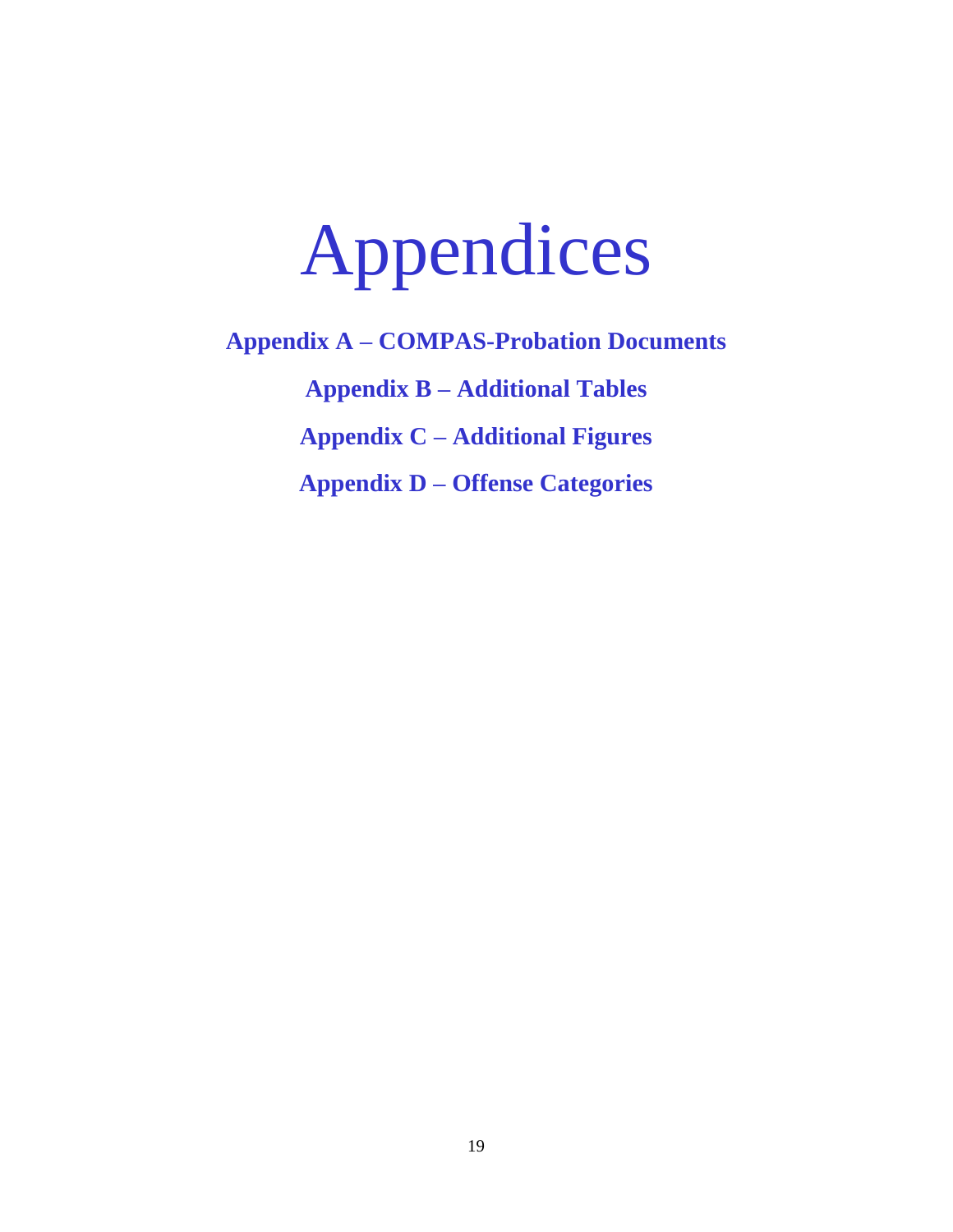# Appendices

**Appendix A – COMPAS-Probation Documents**

**Appendix B – Additional Tables**

**Appendix C – Additional Figures**

**Appendix D – Offense Categories**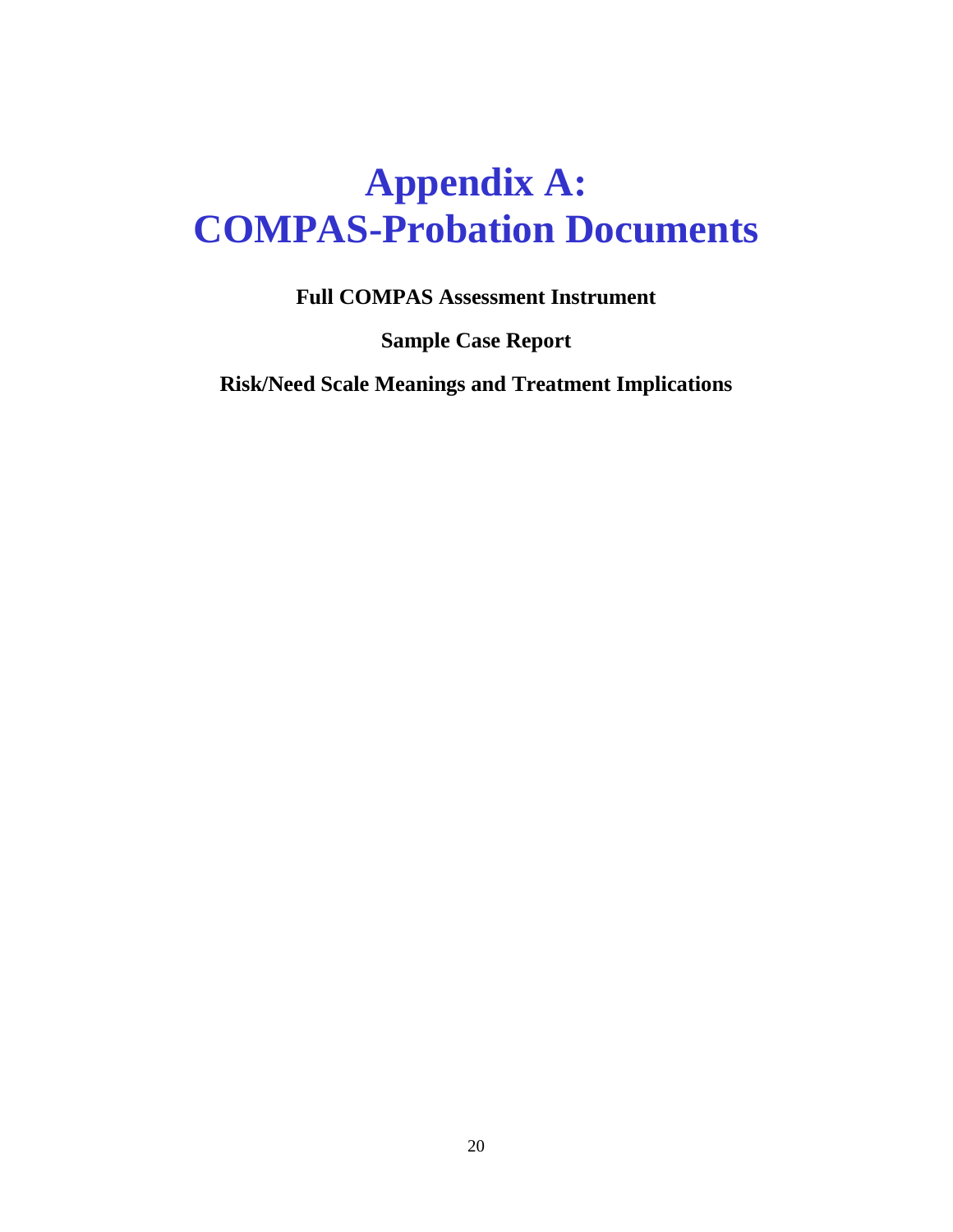# Appendix A: COMPAS-Probation Documents

**Full COMPAS Assessment Instrument**

**Sample Case Report**

**Risk/Need Scale Meanings and Treatment Implications**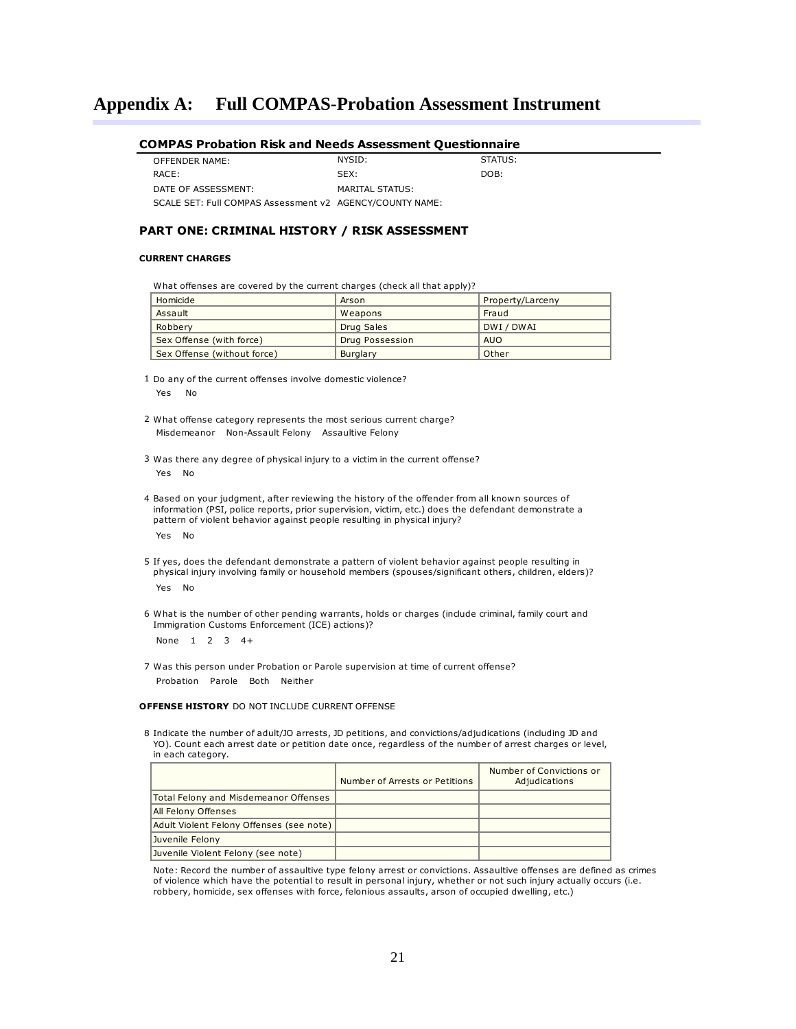# Appendix A: Full COMPAS-Probation Assessment Instrument

## COMPAS Probation Risk and Needs Assessment Questionnaire

| | | |
|---|---|---|
| OFFENDER NAME: | NYSID: | STATUS: |
| RACE: | SEX: | DOB: |
| DATE OF ASSESSMENT: | MARITAL STATUS: | |
| SCALE SET: Full COMPAS Assessment v2 | AGENCY/COUNTY NAME: | |

### PART ONE: CRIMINAL HISTORY / RISK ASSESSMENT

#### CURRENT CHARGES

What offenses are covered by the current charges (check all that apply)?

| | | |
|---|---|---|
| Homicide | Arson | Property/Larceny |
| Assault | Weapons | Fraud |
| Robbery | Drug Sales | DWI / DWAI |
| Sex Offense (with force) | Drug Possession | AUO |
| Sex Offense (without force) | Burglary | Other |

1 Do any of the current offenses involve domestic violence?

Yes No

2 What offense category represents the most serious current charge?

Misdemeanor Non-Assault Felony Assaultive Felony

3 Was there any degree of physical injury to a victim in the current offense?

Yes No

4 Based on your judgment, after reviewing the history of the offender from all known sources of information (PSI, police reports, prior supervision, victim, etc.) does the defendant demonstrate a pattern of violent behavior against people resulting in physical injury?

Yes No

5 If yes, does the defendant demonstrate a pattern of violent behavior against people resulting in physical injury involving family or household members (spouses/significant others, children, elders)?

Yes No

6 What is the number of other pending warrants, holds or charges (include criminal, family court and Immigration Customs Enforcement (ICE) actions)?

None 1 2 3 4+

7 Was this person under Probation or Parole supervision at time of current offense?

Probation Parole Both Neither

#### OFFENSE HISTORY DO NOT INCLUDE CURRENT OFFENSE

8 Indicate the number of adult/JO arrests, JD petitions, and convictions/adjudications (including JD and YO). Count each arrest date or petition date once, regardless of the number of arrest charges or level, in each category.

| | Number of Arrests or Petitions | Number of Convictions or Adjudications |
|---|---|---|
| Total Felony and Misdemeanor Offenses | | |
| All Felony Offenses | | |
| Adult Violent Felony Offenses (see note) | | |
| Juvenile Felony | | |
| Juvenile Violent Felony (see note) | | |

Note: Record the number of assaultive type felony arrest or convictions. Assaultive offenses are defined as crimes of violence which have the potential to result in personal injury, whether or not such injury actually occurs (i.e. robbery, homicide, sex offenses with force, felonious assaults, arson of occupied dwelling, etc.)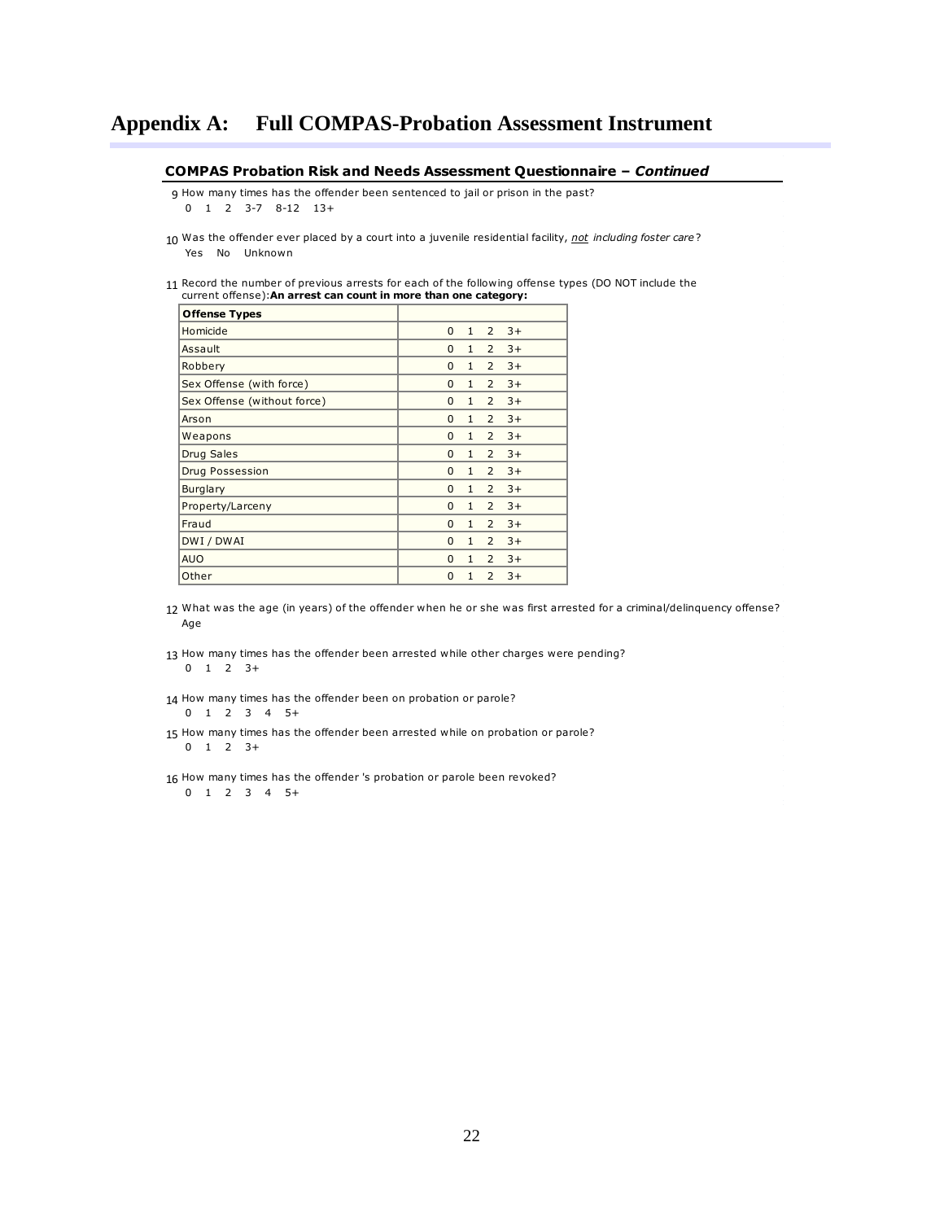# Appendix A: Full COMPAS-Probation Assessment Instrument

**COMPAS Probation Risk and Needs Assessment Questionnaire –** ***Continued***

9 How many times has the offender been sentenced to jail or prison in the past?
0 1 2 3-7 8-12 13+

10 Was the offender ever placed by a court into a juvenile residential facility, *not including foster care*?
Yes No Unknown

11 Record the number of previous arrests for each of the following offense types (DO NOT include the current offense): **An arrest can count in more than one category:**

| Offense Types | |
|---|---|
| Homicide | 0 1 2 3+ |
| Assault | 0 1 2 3+ |
| Robbery | 0 1 2 3+ |
| Sex Offense (with force) | 0 1 2 3+ |
| Sex Offense (without force) | 0 1 2 3+ |
| Arson | 0 1 2 3+ |
| Weapons | 0 1 2 3+ |
| Drug Sales | 0 1 2 3+ |
| Drug Possession | 0 1 2 3+ |
| Burglary | 0 1 2 3+ |
| Property/Larceny | 0 1 2 3+ |
| Fraud | 0 1 2 3+ |
| DWI / DWAI | 0 1 2 3+ |
| AUO | 0 1 2 3+ |
| Other | 0 1 2 3+ |

12 What was the age (in years) of the offender when he or she was first arrested for a criminal/delinquency offense?
Age

13 How many times has the offender been arrested while other charges were pending?
0 1 2 3+

14 How many times has the offender been on probation or parole?
0 1 2 3 4 5+

15 How many times has the offender been arrested while on probation or parole?
0 1 2 3+

16 How many times has the offender 's probation or parole been revoked?
0 1 2 3 4 5+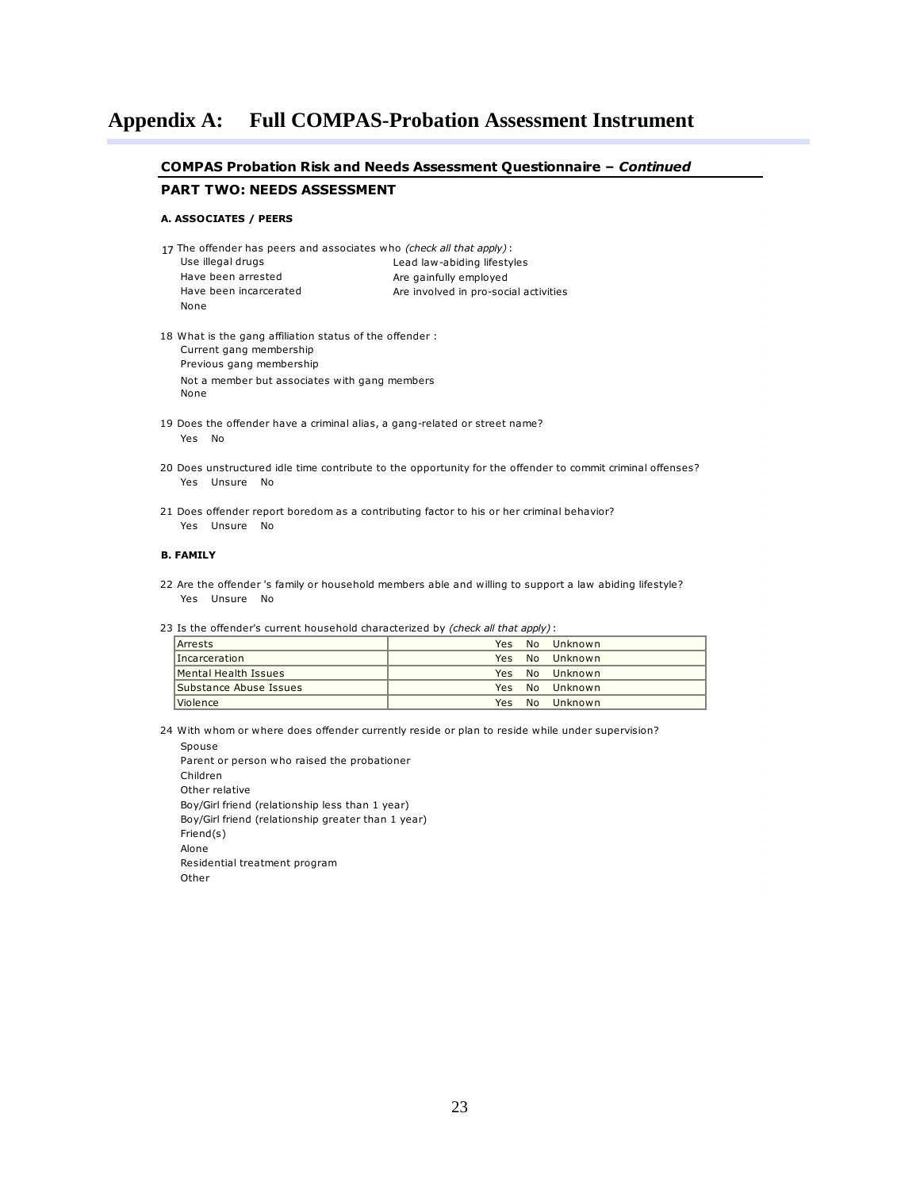# Appendix A: Full COMPAS-Probation Assessment Instrument

**COMPAS Probation Risk and Needs Assessment Questionnaire – *Continued***

## PART TWO: NEEDS ASSESSMENT

### A. ASSOCIATES / PEERS

17 The offender has peers and associates who *(check all that apply)* :

- Use illegal drugs
- Have been arrested
- Have been incarcerated
- None
- Lead law-abiding lifestyles
- Are gainfully employed
- Are involved in pro-social activities

18 What is the gang affiliation status of the offender :

- Current gang membership
- Previous gang membership
- Not a member but associates with gang members
- None

19 Does the offender have a criminal alias, a gang-related or street name?

Yes No

20 Does unstructured idle time contribute to the opportunity for the offender to commit criminal offenses?

Yes Unsure No

21 Does offender report boredom as a contributing factor to his or her criminal behavior?

Yes Unsure No

### B. FAMILY

22 Are the offender 's family or household members able and willing to support a law abiding lifestyle?

Yes Unsure No

23 Is the offender's current household characterized by *(check all that apply)* :

| | |
|---|---|
| Arrests | Yes No Unknown |
| Incarceration | Yes No Unknown |
| Mental Health Issues | Yes No Unknown |
| Substance Abuse Issues | Yes No Unknown |
| Violence | Yes No Unknown |

24 With whom or where does offender currently reside or plan to reside while under supervision?

- Spouse
- Parent or person who raised the probationer
- Children
- Other relative
- Boy/Girl friend (relationship less than 1 year)
- Boy/Girl friend (relationship greater than 1 year)
- Friend(s)
- Alone
- Residential treatment program
- Other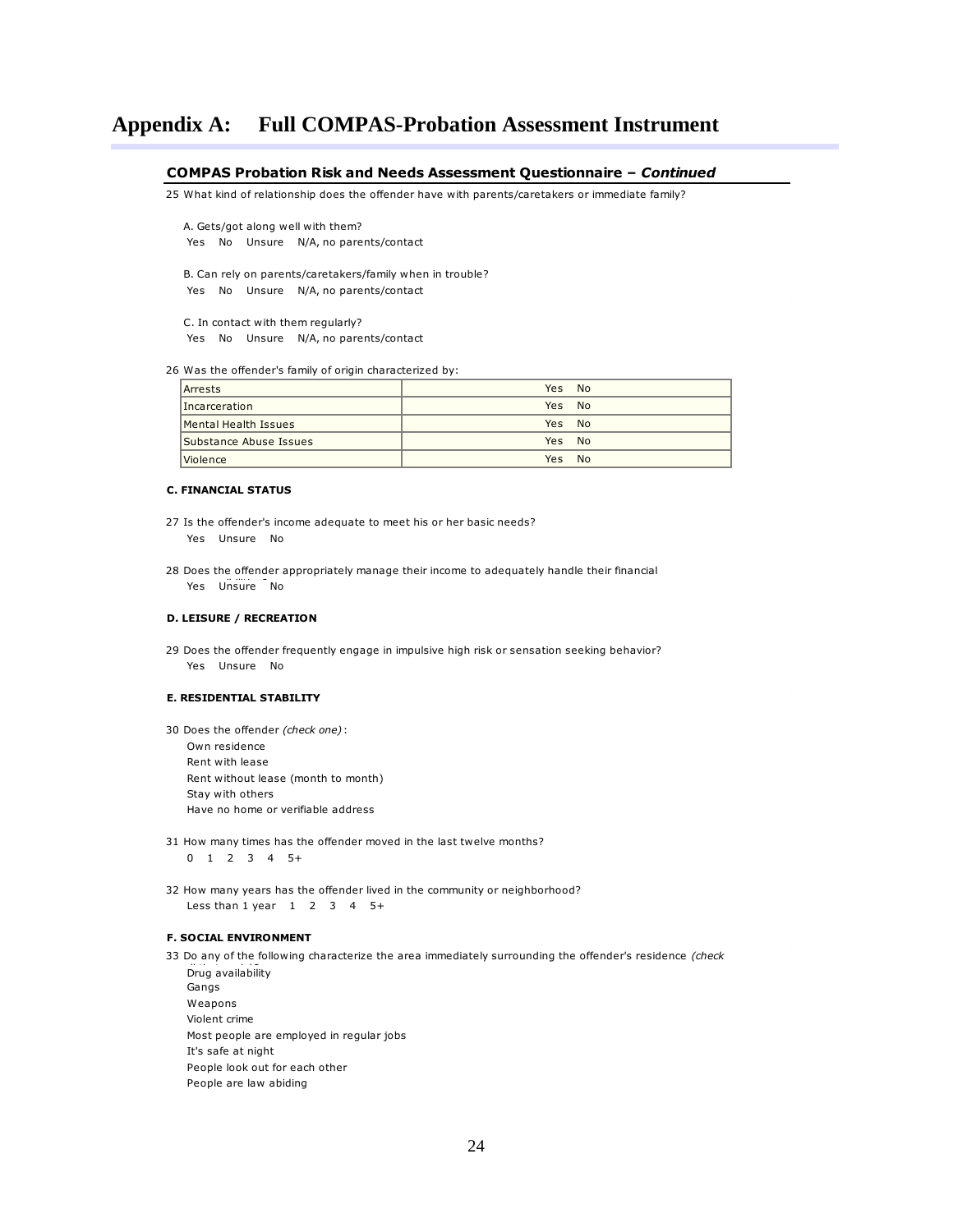# Appendix A: Full COMPAS-Probation Assessment Instrument

## COMPAS Probation Risk and Needs Assessment Questionnaire – *Continued*

25 What kind of relationship does the offender have with parents/caretakers or immediate family?

A. Gets/got along well with them?
Yes No Unsure N/A, no parents/contact

B. Can rely on parents/caretakers/family when in trouble?
Yes No Unsure N/A, no parents/contact

C. In contact with them regularly?
Yes No Unsure N/A, no parents/contact

26 Was the offender's family of origin characterized by:

| | |
|---|---|
| Arrests | Yes No |
| Incarceration | Yes No |
| Mental Health Issues | Yes No |
| Substance Abuse Issues | Yes No |
| Violence | Yes No |

#### C. FINANCIAL STATUS

27 Is the offender's income adequate to meet his or her basic needs?
Yes Unsure No

28 Does the offender appropriately manage their income to adequately handle their financial
Yes Unsure No

#### D. LEISURE / RECREATION

29 Does the offender frequently engage in impulsive high risk or sensation seeking behavior?
Yes Unsure No

#### E. RESIDENTIAL STABILITY

30 Does the offender *(check one)* :
Own residence
Rent with lease
Rent without lease (month to month)
Stay with others
Have no home or verifiable address

31 How many times has the offender moved in the last twelve months?
0 1 2 3 4 5+

32 How many years has the offender lived in the community or neighborhood?
Less than 1 year 1 2 3 4 5+

#### F. SOCIAL ENVIRONMENT

33 Do any of the following characterize the area immediately surrounding the offender's residence *(check*
Drug availability
Gangs
Weapons
Violent crime
Most people are employed in regular jobs
It's safe at night
People look out for each other
People are law abiding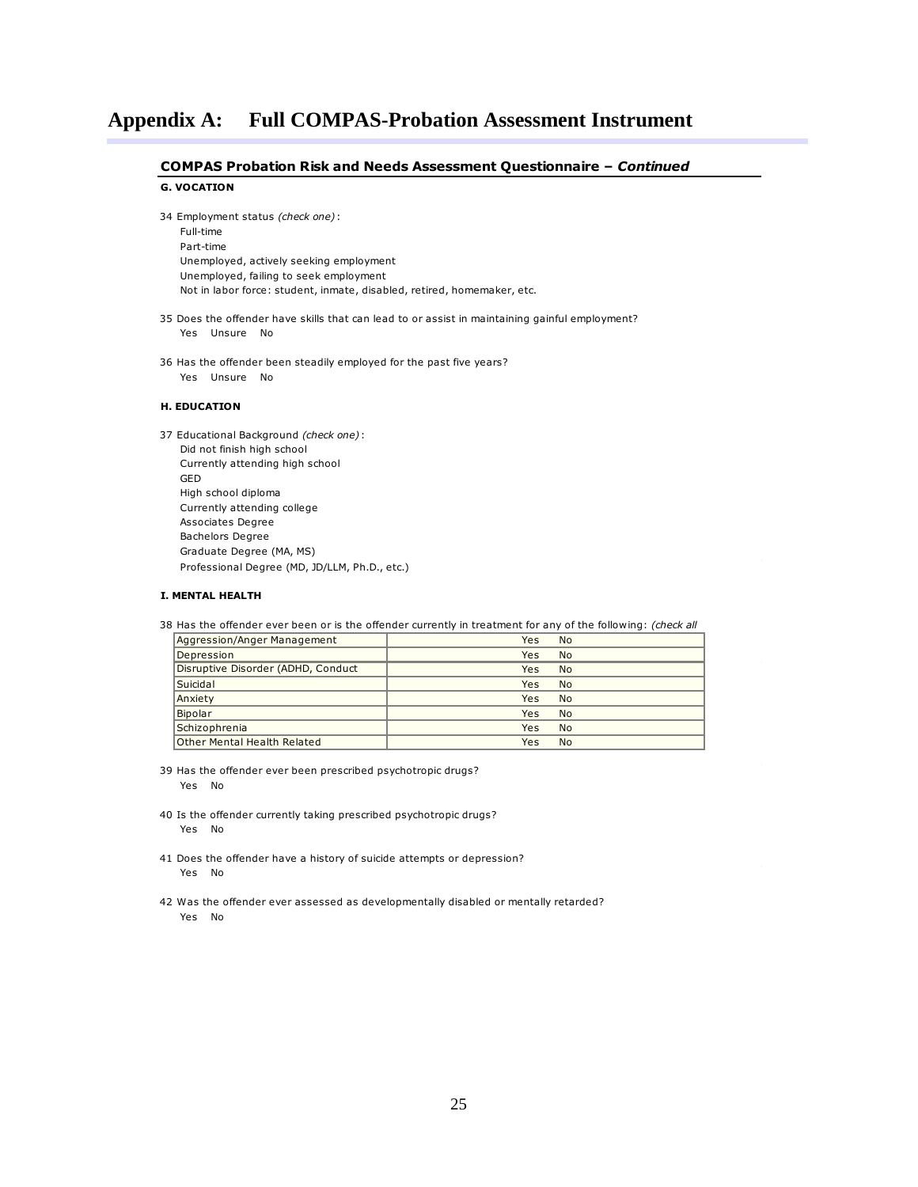# Appendix A: Full COMPAS-Probation Assessment Instrument

## COMPAS Probation Risk and Needs Assessment Questionnaire – *Continued*

### G. VOCATION

34 Employment status *(check one)*:

- Full-time
- Part-time
- Unemployed, actively seeking employment
- Unemployed, failing to seek employment
- Not in labor force: student, inmate, disabled, retired, homemaker, etc.

35 Does the offender have skills that can lead to or assist in maintaining gainful employment?

Yes Unsure No

36 Has the offender been steadily employed for the past five years?

Yes Unsure No

### H. EDUCATION

37 Educational Background *(check one)*:

- Did not finish high school
- Currently attending high school
- GED
- High school diploma
- Currently attending college
- Associates Degree
- Bachelors Degree
- Graduate Degree (MA, MS)
- Professional Degree (MD, JD/LLM, Ph.D., etc.)

### I. MENTAL HEALTH

38 Has the offender ever been or is the offender currently in treatment for any of the following: *(check all*

| | |
|---|---|
| Aggression/Anger Management | Yes No |
| Depression | Yes No |
| Disruptive Disorder (ADHD, Conduct | Yes No |
| Suicidal | Yes No |
| Anxiety | Yes No |
| Bipolar | Yes No |
| Schizophrenia | Yes No |
| Other Mental Health Related | Yes No |

39 Has the offender ever been prescribed psychotropic drugs?

Yes No

40 Is the offender currently taking prescribed psychotropic drugs?

Yes No

41 Does the offender have a history of suicide attempts or depression?

Yes No

42 Was the offender ever assessed as developmentally disabled or mentally retarded?

Yes No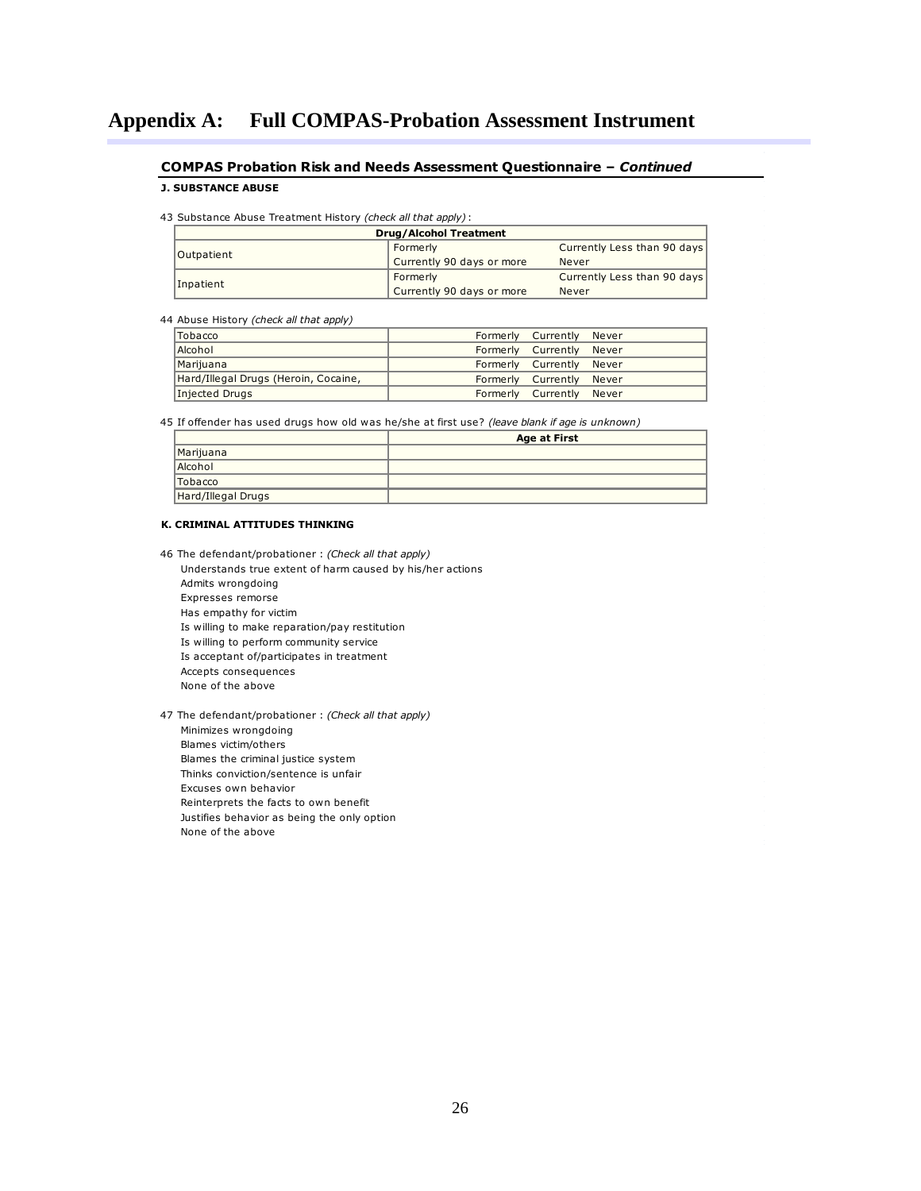# Appendix A: Full COMPAS-Probation Assessment Instrument

**COMPAS Probation Risk and Needs Assessment Questionnaire – *Continued***

**J. SUBSTANCE ABUSE**

43 Substance Abuse Treatment History *(check all that apply)*:

| Drug/Alcohol Treatment | | |
|---|---|---|
| Outpatient | Formerly | Currently Less than 90 days |
| | Currently 90 days or more | Never |
| Inpatient | Formerly | Currently Less than 90 days |
| | Currently 90 days or more | Never |

44 Abuse History *(check all that apply)*

| | |
|---|---|
| Tobacco | Formerly Currently Never |
| Alcohol | Formerly Currently Never |
| Marijuana | Formerly Currently Never |
| Hard/Illegal Drugs (Heroin, Cocaine, | Formerly Currently Never |
| Injected Drugs | Formerly Currently Never |

45 If offender has used drugs how old was he/she at first use? *(leave blank if age is unknown)*

| | Age at First |
|---|---|
| Marijuana | |
| Alcohol | |
| Tobacco | |
| Hard/Illegal Drugs | |

**K. CRIMINAL ATTITUDES THINKING**

46 The defendant/probationer : *(Check all that apply)*

- Understands true extent of harm caused by his/her actions
- Admits wrongdoing
- Expresses remorse
- Has empathy for victim
- Is willing to make reparation/pay restitution
- Is willing to perform community service
- Is acceptant of/participates in treatment
- Accepts consequences
- None of the above

47 The defendant/probationer : *(Check all that apply)*

- Minimizes wrongdoing
- Blames victim/others
- Blames the criminal justice system
- Thinks conviction/sentence is unfair
- Excuses own behavior
- Reinterprets the facts to own benefit
- Justifies behavior as being the only option
- None of the above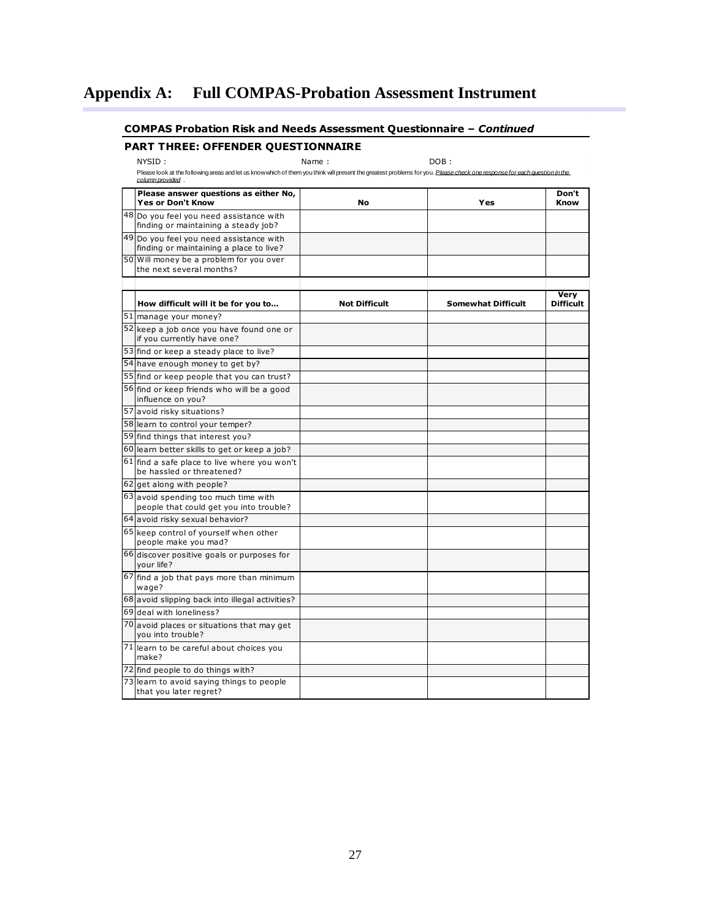# Appendix A: Full COMPAS-Probation Assessment Instrument

### COMPAS Probation Risk and Needs Assessment Questionnaire – *Continued*

### PART THREE: OFFENDER QUESTIONNAIRE

NYSID : Name : DOB :

Please look at the following areas and let us know which of them you think will present the greatest problems for you. *Please check one response for each question in the column provided* .

| | Please answer questions as either No, Yes or Don't Know | No | Yes | Don't Know |
|---|---|---|---|---|
| 48 | Do you feel you need assistance with finding or maintaining a steady job? | | | |
| 49 | Do you feel you need assistance with finding or maintaining a place to live? | | | |
| 50 | Will money be a problem for you over the next several months? | | | |

| | How difficult will it be for you to... | Not Difficult | Somewhat Difficult | Very Difficult |
|---|---|---|---|---|
| 51 | manage your money? | | | |
| 52 | keep a job once you have found one or if you currently have one? | | | |
| 53 | find or keep a steady place to live? | | | |
| 54 | have enough money to get by? | | | |
| 55 | find or keep people that you can trust? | | | |
| 56 | find or keep friends who will be a good influence on you? | | | |
| 57 | avoid risky situations? | | | |
| 58 | learn to control your temper? | | | |
| 59 | find things that interest you? | | | |
| 60 | learn better skills to get or keep a job? | | | |
| 61 | find a safe place to live where you won't be hassled or threatened? | | | |
| 62 | get along with people? | | | |
| 63 | avoid spending too much time with people that could get you into trouble? | | | |
| 64 | avoid risky sexual behavior? | | | |
| 65 | keep control of yourself when other people make you mad? | | | |
| 66 | discover positive goals or purposes for your life? | | | |
| 67 | find a job that pays more than minimum wage? | | | |
| 68 | avoid slipping back into illegal activities? | | | |
| 69 | deal with loneliness? | | | |
| 70 | avoid places or situations that may get you into trouble? | | | |
| 71 | learn to be careful about choices you make? | | | |
| 72 | find people to do things with? | | | |
| 73 | learn to avoid saying things to people that you later regret? | | | |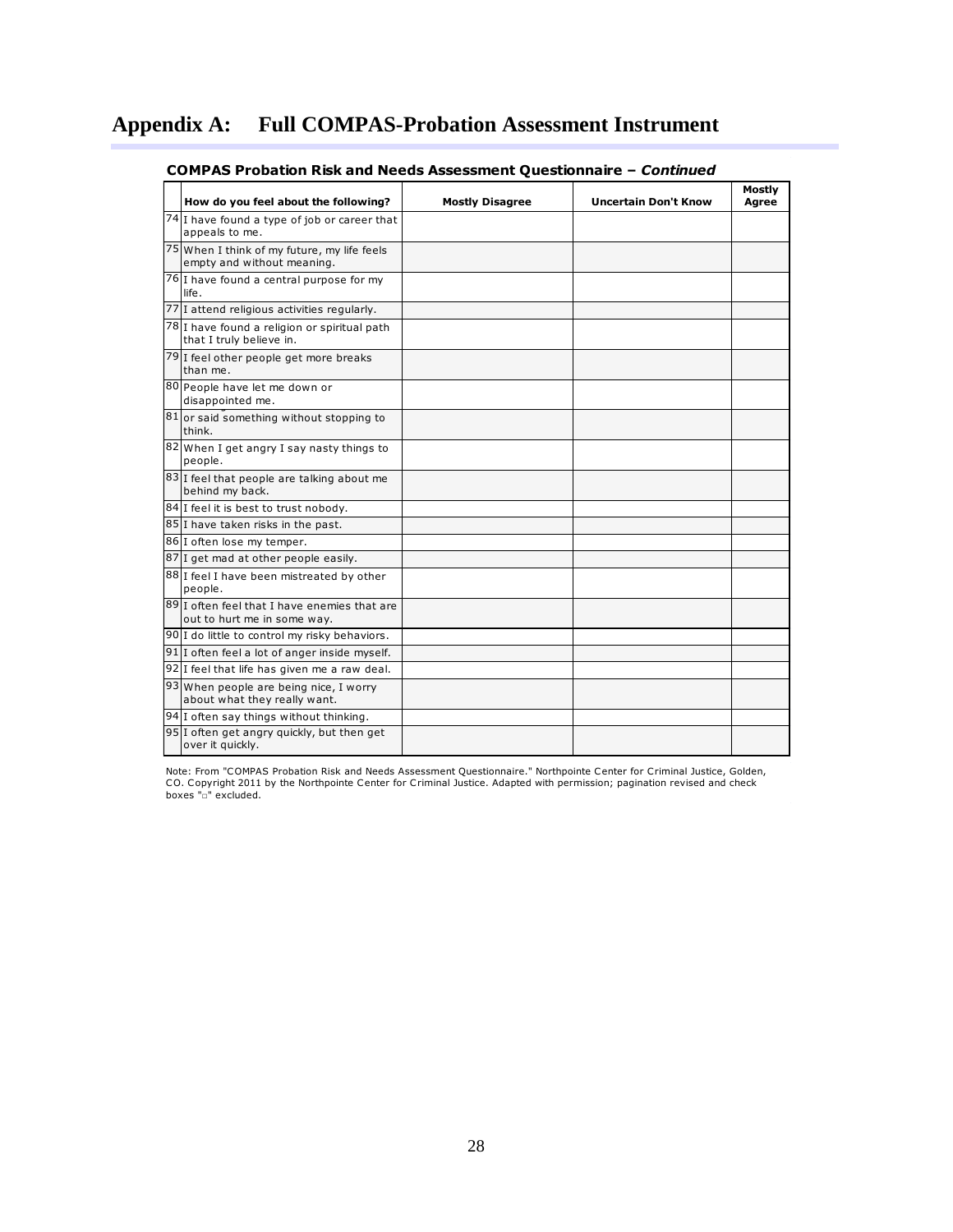# Appendix A: Full COMPAS-Probation Assessment Instrument

**COMPAS Probation Risk and Needs Assessment Questionnaire – *Continued***

| | How do you feel about the following? | Mostly Disagree | Uncertain Don't Know | Mostly Agree |
|---|---|---|---|---|
| 74 | I have found a type of job or career that appeals to me. | | | |
| 75 | When I think of my future, my life feels empty and without meaning. | | | |
| 76 | I have found a central purpose for my life. | | | |
| 77 | I attend religious activities regularly. | | | |
| 78 | I have found a religion or spiritual path that I truly believe in. | | | |
| 79 | I feel other people get more breaks than me. | | | |
| 80 | People have let me down or disappointed me. | | | |
| 81 | or said something without stopping to think. | | | |
| 82 | When I get angry I say nasty things to people. | | | |
| 83 | I feel that people are talking about me behind my back. | | | |
| 84 | I feel it is best to trust nobody. | | | |
| 85 | I have taken risks in the past. | | | |
| 86 | I often lose my temper. | | | |
| 87 | I get mad at other people easily. | | | |
| 88 | I feel I have been mistreated by other people. | | | |
| 89 | I often feel that I have enemies that are out to hurt me in some way. | | | |
| 90 | I do little to control my risky behaviors. | | | |
| 91 | I often feel a lot of anger inside myself. | | | |
| 92 | I feel that life has given me a raw deal. | | | |
| 93 | When people are being nice, I worry about what they really want. | | | |
| 94 | I often say things without thinking. | | | |
| 95 | I often get angry quickly, but then get over it quickly. | | | |

Note: From "COMPAS Probation Risk and Needs Assessment Questionnaire." Northpointe Center for Criminal Justice, Golden, CO. Copyright 2011 by the Northpointe Center for Criminal Justice. Adapted with permission; pagination revised and check boxes "□" excluded.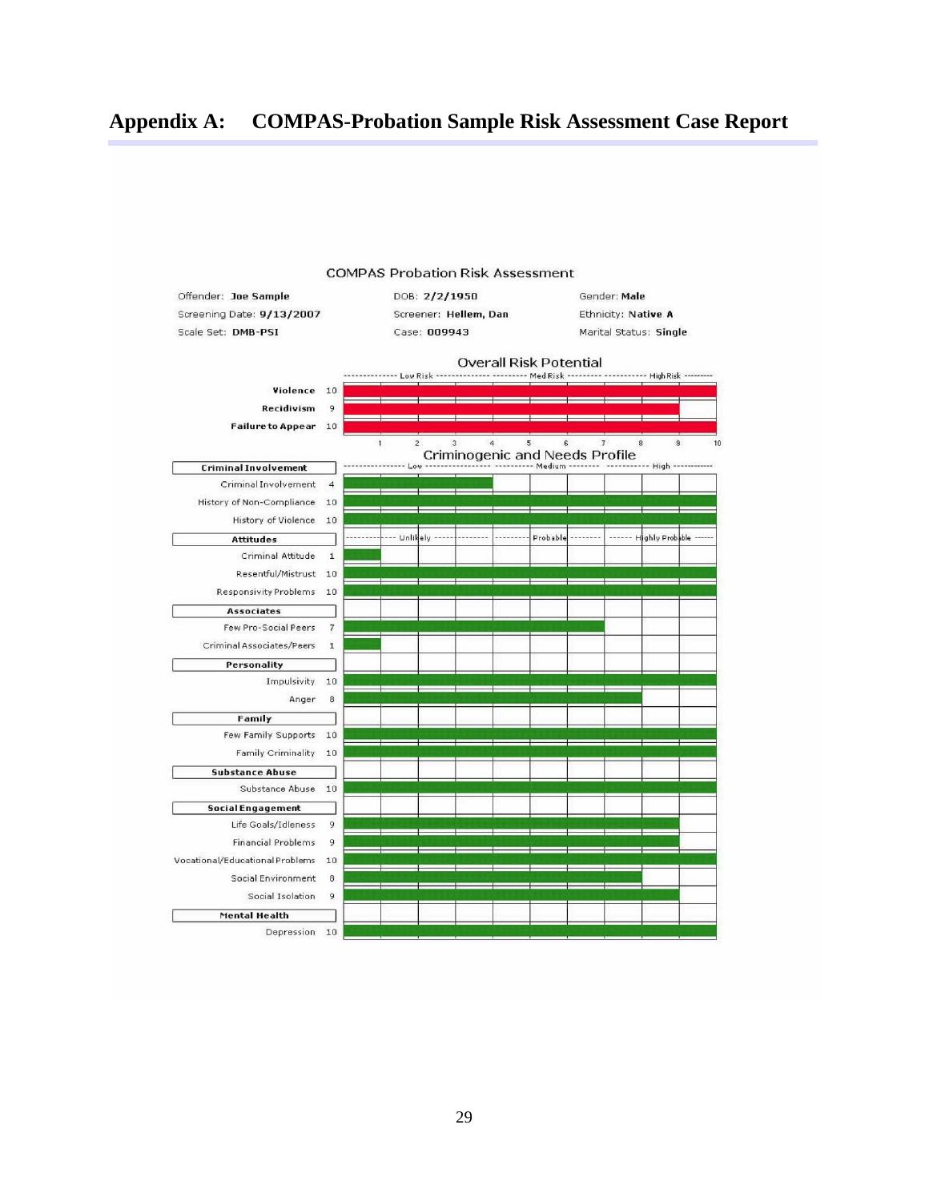## Appendix A: COMPAS-Probation Sample Risk Assessment Case Report

**COMPAS Probation Risk Assessment**

| | | |
|---|---|---|
| Offender: **Joe Sample** | DOB: **2/2/1950** | Gender: **Male** |
| Screening Date: **9/13/2007** | Screener: **Hellem, Dan** | Ethnicity: **Native A** |
| Scale Set: **DMB-PSI** | Case: **009943** | Marital Status: **Single** |

**Overall Risk Potential** (Low Risk / Med Risk / High Risk)

| Scale | Score |
|---|---|
| Violence | 10 |
| Recidivism | 9 |
| Failure to Appear | 10 |

**Criminogenic and Needs Profile** (Low / Medium / High; Attitudes: Unlikely / Probable / Highly Probable)

| Category | Scale | Score |
|---|---|---|
| **Criminal Involvement** | Criminal Involvement | 4 |
| | History of Non-Compliance | 10 |
| | History of Violence | 10 |
| **Attitudes** | Criminal Attitude | 1 |
| | Resentful/Mistrust | 10 |
| | Responsivity Problems | 10 |
| **Associates** | Few Pro-Social Peers | 7 |
| | Criminal Associates/Peers | 1 |
| **Personality** | Impulsivity | 10 |
| | Anger | 8 |
| **Family** | Few Family Supports | 10 |
| | Family Criminality | 10 |
| **Substance Abuse** | Substance Abuse | 10 |
| **Social Engagement** | Life Goals/Idleness | 9 |
| | Financial Problems | 9 |
| | Vocational/Educational Problems | 10 |
| | Social Environment | 8 |
| | Social Isolation | 9 |
| **Mental Health** | Depression | 10 |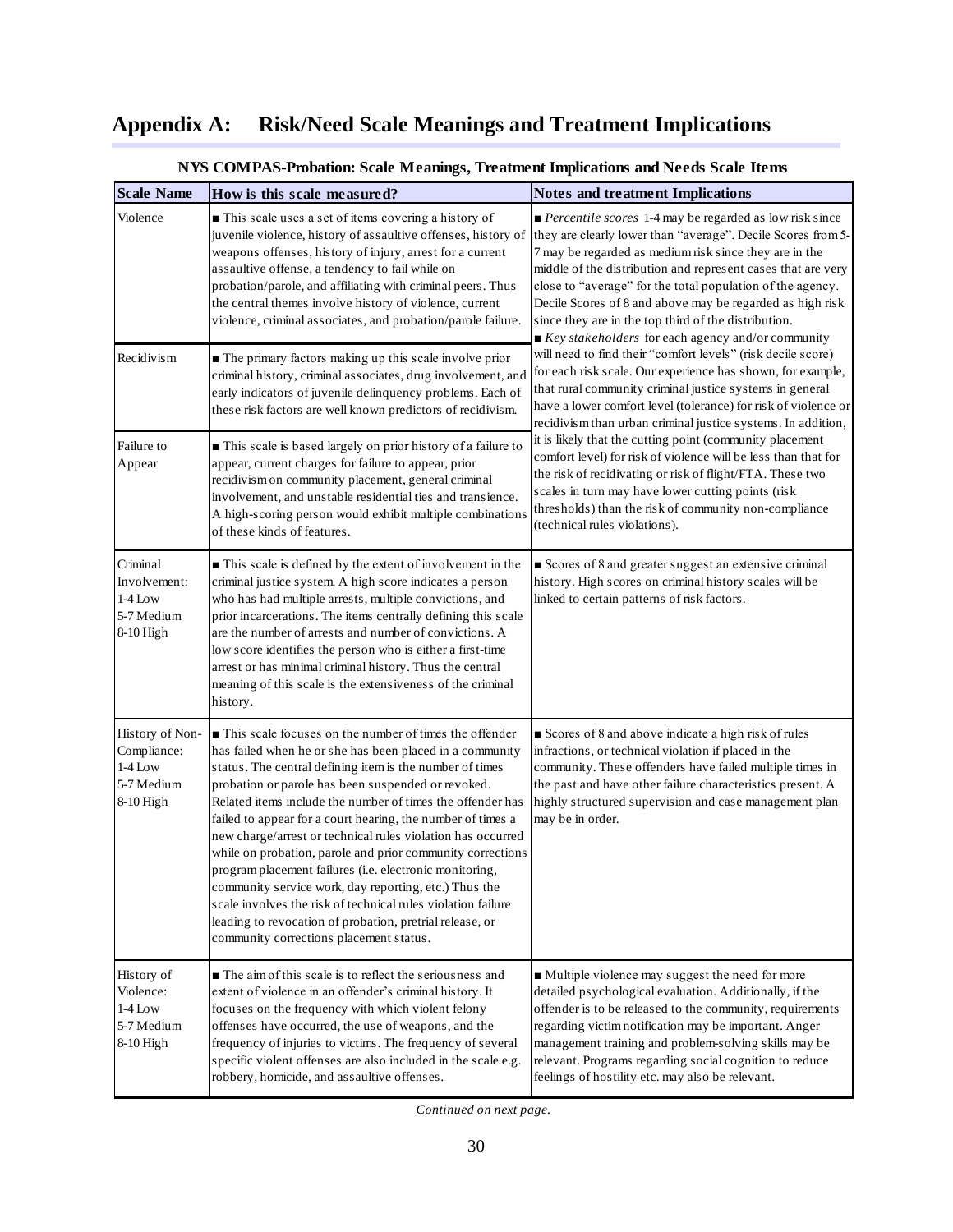## Appendix A: Risk/Need Scale Meanings and Treatment Implications

**NYS COMPAS-Probation: Scale Meanings, Treatment Implications and Needs Scale Items**

| Scale Name | How is this scale measured? | Notes and treatment Implications |
|---|---|---|
| Violence | ■ This scale uses a set of items covering a history of juvenile violence, history of assaultive offenses, history of weapons offenses, history of injury, arrest for a current assaultive offense, a tendency to fail while on probation/parole, and affiliating with criminal peers. Thus the central themes involve history of violence, current violence, criminal associates, and probation/parole failure. | ■ *Percentile scores* 1-4 may be regarded as low risk since they are clearly lower than "average". Decile Scores from 5-7 may be regarded as medium risk since they are in the middle of the distribution and represent cases that are very close to "average" for the total population of the agency. Decile Scores of 8 and above may be regarded as high risk since they are in the top third of the distribution. ■ *Key stakeholders* for each agency and/or community will need to find their "comfort levels" (risk decile score) for each risk scale. Our experience has shown, for example, that rural community criminal justice systems in general have a lower comfort level (tolerance) for risk of violence or recidivism than urban criminal justice systems. In addition, it is likely that the cutting point (community placement comfort level) for risk of violence will be less than that for the risk of recidivating or risk of flight/FTA. These two scales in turn may have lower cutting points (risk thresholds) than the risk of community non-compliance (technical rules violations). |
| Recidivism | ■ The primary factors making up this scale involve prior criminal history, criminal associates, drug involvement, and early indicators of juvenile delinquency problems. Each of these risk factors are well known predictors of recidivism. | |
| Failure to Appear | ■ This scale is based largely on prior history of a failure to appear, current charges for failure to appear, prior recidivism on community placement, general criminal involvement, and unstable residential ties and transience. A high-scoring person would exhibit multiple combinations of these kinds of features. | |
| Criminal Involvement: 1-4 Low 5-7 Medium 8-10 High | ■ This scale is defined by the extent of involvement in the criminal justice system. A high score indicates a person who has had multiple arrests, multiple convictions, and prior incarcerations. The items centrally defining this scale are the number of arrests and number of convictions. A low score identifies the person who is either a first-time arrest or has minimal criminal history. Thus the central meaning of this scale is the extensiveness of the criminal history. | ■ Scores of 8 and greater suggest an extensive criminal history. High scores on criminal history scales will be linked to certain patterns of risk factors. |
| History of Non-Compliance: 1-4 Low 5-7 Medium 8-10 High | ■ This scale focuses on the number of times the offender has failed when he or she has been placed in a community status. The central defining item is the number of times probation or parole has been suspended or revoked. Related items include the number of times the offender has failed to appear for a court hearing, the number of times a new charge/arrest or technical rules violation has occurred while on probation, parole and prior community corrections program placement failures (i.e. electronic monitoring, community service work, day reporting, etc.) Thus the scale involves the risk of technical rules violation failure leading to revocation of probation, pretrial release, or community corrections placement status. | ■ Scores of 8 and above indicate a high risk of rules infractions, or technical violation if placed in the community. These offenders have failed multiple times in the past and have other failure characteristics present. A highly structured supervision and case management plan may be in order. |
| History of Violence: 1-4 Low 5-7 Medium 8-10 High | ■ The aim of this scale is to reflect the seriousness and extent of violence in an offender's criminal history. It focuses on the frequency with which violent felony offenses have occurred, the use of weapons, and the frequency of injuries to victims. The frequency of several specific violent offenses are also included in the scale e.g. robbery, homicide, and assaultive offenses. | ■ Multiple violence may suggest the need for more detailed psychological evaluation. Additionally, if the offender is to be released to the community, requirements regarding victim notification may be important. Anger management training and problem-solving skills may be relevant. Programs regarding social cognition to reduce feelings of hostility etc. may also be relevant. |

*Continued on next page.*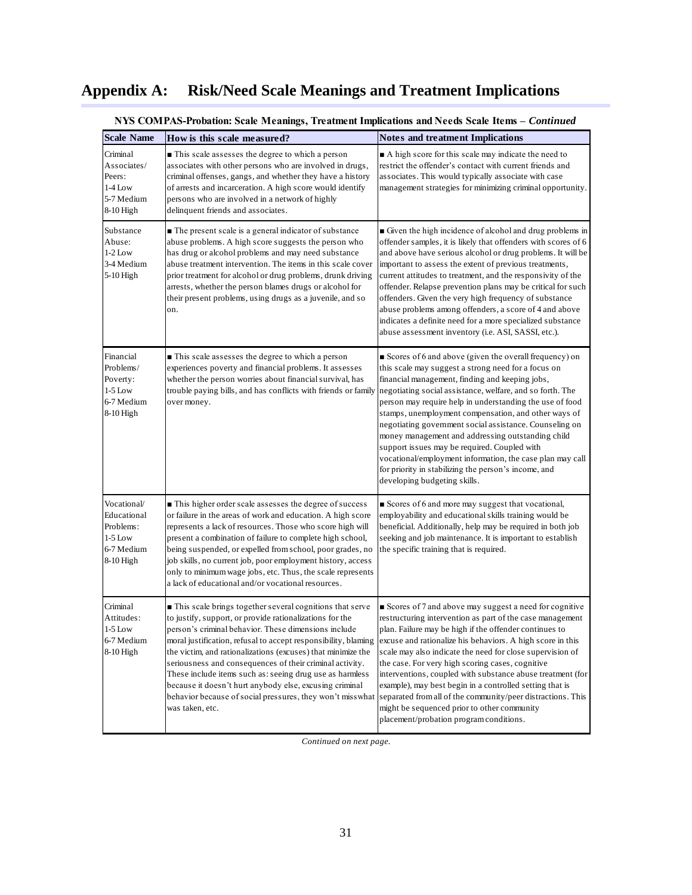## Appendix A: Risk/Need Scale Meanings and Treatment Implications

**NYS COMPAS-Probation: Scale Meanings, Treatment Implications and Needs Scale Items –** ***Continued***

| Scale Name | How is this scale measured? | Notes and treatment Implications |
|---|---|---|
| Criminal Associates/ Peers:<br>1-4 Low<br>5-7 Medium<br>8-10 High | ■ This scale assesses the degree to which a person associates with other persons who are involved in drugs, criminal offenses, gangs, and whether they have a history of arrests and incarceration. A high score would identify persons who are involved in a network of highly delinquent friends and associates. | ■ A high score for this scale may indicate the need to restrict the offender's contact with current friends and associates. This would typically associate with case management strategies for minimizing criminal opportunity. |
| Substance Abuse:<br>1-2 Low<br>3-4 Medium<br>5-10 High | ■ The present scale is a general indicator of substance abuse problems. A high score suggests the person who has drug or alcohol problems and may need substance abuse treatment intervention. The items in this scale cover prior treatment for alcohol or drug problems, drunk driving arrests, whether the person blames drugs or alcohol for their present problems, using drugs as a juvenile, and so on. | ■ Given the high incidence of alcohol and drug problems in offender samples, it is likely that offenders with scores of 6 and above have serious alcohol or drug problems. It will be important to assess the extent of previous treatments, current attitudes to treatment, and the responsivity of the offender. Relapse prevention plans may be critical for such offenders. Given the very high frequency of substance abuse problems among offenders, a score of 4 and above indicates a definite need for a more specialized substance abuse assessment inventory (i.e. ASI, SASSI, etc.). |
| Financial Problems/ Poverty:<br>1-5 Low<br>6-7 Medium<br>8-10 High | ■ This scale assesses the degree to which a person experiences poverty and financial problems. It assesses whether the person worries about financial survival, has trouble paying bills, and has conflicts with friends or family over money. | ■ Scores of 6 and above (given the overall frequency) on this scale may suggest a strong need for a focus on financial management, finding and keeping jobs, negotiating social assistance, welfare, and so forth. The person may require help in understanding the use of food stamps, unemployment compensation, and other ways of negotiating government social assistance. Counseling on money management and addressing outstanding child support issues may be required. Coupled with vocational/employment information, the case plan may call for priority in stabilizing the person's income, and developing budgeting skills. |
| Vocational/ Educational Problems:<br>1-5 Low<br>6-7 Medium<br>8-10 High | ■ This higher order scale assesses the degree of success or failure in the areas of work and education. A high score represents a lack of resources. Those who score high will present a combination of failure to complete high school, being suspended, or expelled from school, poor grades, no job skills, no current job, poor employment history, access only to minimum wage jobs, etc. Thus, the scale represents a lack of educational and/or vocational resources. | ■ Scores of 6 and more may suggest that vocational, employability and educational skills training would be beneficial. Additionally, help may be required in both job seeking and job maintenance. It is important to establish the specific training that is required. |
| Criminal Attitudes:<br>1-5 Low<br>6-7 Medium<br>8-10 High | ■ This scale brings together several cognitions that serve to justify, support, or provide rationalizations for the person's criminal behavior. These dimensions include moral justification, refusal to accept responsibility, blaming the victim, and rationalizations (excuses) that minimize the seriousness and consequences of their criminal activity. These include items such as: seeing drug use as harmless because it doesn't hurt anybody else, excusing criminal behavior because of social pressures, they won't miss what was taken, etc. | ■ Scores of 7 and above may suggest a need for cognitive restructuring intervention as part of the case management plan. Failure may be high if the offender continues to excuse and rationalize his behaviors. A high score in this scale may also indicate the need for close supervision of the case. For very high scoring cases, cognitive interventions, coupled with substance abuse treatment (for example), may best begin in a controlled setting that is separated from all of the community/peer distractions. This might be sequenced prior to other community placement/probation program conditions. |

*Continued on next page.*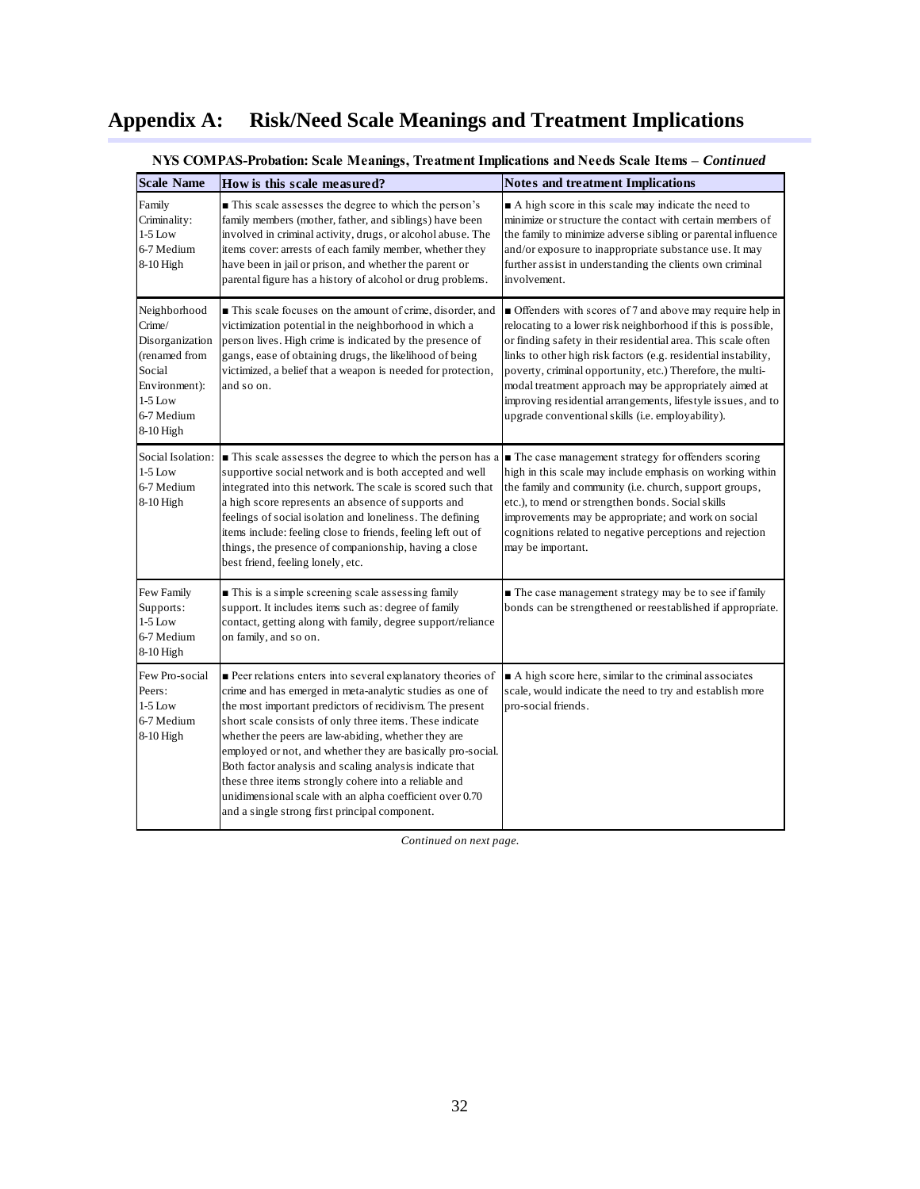# Appendix A: Risk/Need Scale Meanings and Treatment Implications

**NYS COMPAS-Probation: Scale Meanings, Treatment Implications and Needs Scale Items – *Continued***

| Scale Name | How is this scale measured? | Notes and treatment Implications |
|---|---|---|
| Family Criminality:<br>1-5 Low<br>6-7 Medium<br>8-10 High | ■ This scale assesses the degree to which the person's family members (mother, father, and siblings) have been involved in criminal activity, drugs, or alcohol abuse. The items cover: arrests of each family member, whether they have been in jail or prison, and whether the parent or parental figure has a history of alcohol or drug problems. | ■ A high score in this scale may indicate the need to minimize or structure the contact with certain members of the family to minimize adverse sibling or parental influence and/or exposure to inappropriate substance use. It may further assist in understanding the clients own criminal involvement. |
| Neighborhood Crime/ Disorganization (renamed from Social Environment):<br>1-5 Low<br>6-7 Medium<br>8-10 High | ■ This scale focuses on the amount of crime, disorder, and victimization potential in the neighborhood in which a person lives. High crime is indicated by the presence of gangs, ease of obtaining drugs, the likelihood of being victimized, a belief that a weapon is needed for protection, and so on. | ■ Offenders with scores of 7 and above may require help in relocating to a lower risk neighborhood if this is possible, or finding safety in their residential area. This scale often links to other high risk factors (e.g. residential instability, poverty, criminal opportunity, etc.) Therefore, the multi-modal treatment approach may be appropriately aimed at improving residential arrangements, lifestyle issues, and to upgrade conventional skills (i.e. employability). |
| Social Isolation:<br>1-5 Low<br>6-7 Medium<br>8-10 High | ■ This scale assesses the degree to which the person has a supportive social network and is both accepted and well integrated into this network. The scale is scored such that a high score represents an absence of supports and feelings of social isolation and loneliness. The defining items include: feeling close to friends, feeling left out of things, the presence of companionship, having a close best friend, feeling lonely, etc. | ■ The case management strategy for offenders scoring high in this scale may include emphasis on working within the family and community (i.e. church, support groups, etc.), to mend or strengthen bonds. Social skills improvements may be appropriate; and work on social cognitions related to negative perceptions and rejection may be important. |
| Few Family Supports:<br>1-5 Low<br>6-7 Medium<br>8-10 High | ■ This is a simple screening scale assessing family support. It includes items such as: degree of family contact, getting along with family, degree support/reliance on family, and so on. | ■ The case management strategy may be to see if family bonds can be strengthened or reestablished if appropriate. |
| Few Pro-social Peers:<br>1-5 Low<br>6-7 Medium<br>8-10 High | ■ Peer relations enters into several explanatory theories of crime and has emerged in meta-analytic studies as one of the most important predictors of recidivism. The present short scale consists of only three items. These indicate whether the peers are law-abiding, whether they are employed or not, and whether they are basically pro-social. Both factor analysis and scaling analysis indicate that these three items strongly cohere into a reliable and unidimensional scale with an alpha coefficient over 0.70 and a single strong first principal component. | ■ A high score here, similar to the criminal associates scale, would indicate the need to try and establish more pro-social friends. |

*Continued on next page.*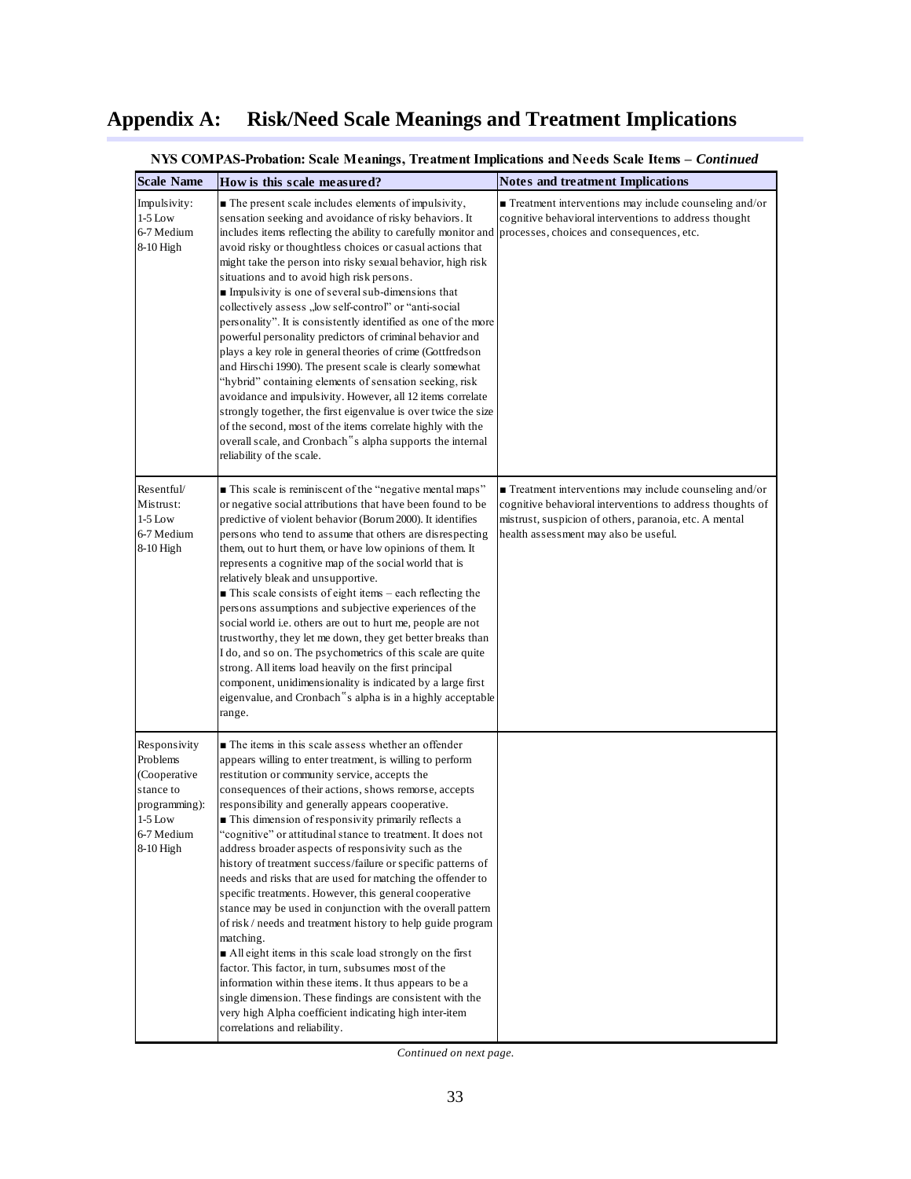## Appendix A: Risk/Need Scale Meanings and Treatment Implications

**NYS COMPAS-Probation: Scale Meanings, Treatment Implications and Needs Scale Items –** ***Continued***

| Scale Name | How is this scale measured? | Notes and treatment Implications |
|---|---|---|
| Impulsivity:<br>1-5 Low<br>6-7 Medium<br>8-10 High | ■ The present scale includes elements of impulsivity, sensation seeking and avoidance of risky behaviors. It includes items reflecting the ability to carefully monitor and avoid risky or thoughtless choices or casual actions that might take the person into risky sexual behavior, high risk situations and to avoid high risk persons.<br>■ Impulsivity is one of several sub-dimensions that collectively assess „low self-control" or "anti-social personality". It is consistently identified as one of the more powerful personality predictors of criminal behavior and plays a key role in general theories of crime (Gottfredson and Hirschi 1990). The present scale is clearly somewhat "hybrid" containing elements of sensation seeking, risk avoidance and impulsivity. However, all 12 items correlate strongly together, the first eigenvalue is over twice the size of the second, most of the items correlate highly with the overall scale, and Cronbach"s alpha supports the internal reliability of the scale. | ■ Treatment interventions may include counseling and/or cognitive behavioral interventions to address thought processes, choices and consequences, etc. |
| Resentful/<br>Mistrust:<br>1-5 Low<br>6-7 Medium<br>8-10 High | ■ This scale is reminiscent of the "negative mental maps" or negative social attributions that have been found to be predictive of violent behavior (Borum 2000). It identifies persons who tend to assume that others are disrespecting them, out to hurt them, or have low opinions of them. It represents a cognitive map of the social world that is relatively bleak and unsupportive.<br>■ This scale consists of eight items – each reflecting the persons assumptions and subjective experiences of the social world i.e. others are out to hurt me, people are not trustworthy, they let me down, they get better breaks than I do, and so on. The psychometrics of this scale are quite strong. All items load heavily on the first principal component, unidimensionality is indicated by a large first eigenvalue, and Cronbach"s alpha is in a highly acceptable range. | ■ Treatment interventions may include counseling and/or cognitive behavioral interventions to address thoughts of mistrust, suspicion of others, paranoia, etc. A mental health assessment may also be useful. |
| Responsivity Problems (Cooperative stance to programming):<br>1-5 Low<br>6-7 Medium<br>8-10 High | ■ The items in this scale assess whether an offender appears willing to enter treatment, is willing to perform restitution or community service, accepts the consequences of their actions, shows remorse, accepts responsibility and generally appears cooperative.<br>■ This dimension of responsivity primarily reflects a "cognitive" or attitudinal stance to treatment. It does not address broader aspects of responsivity such as the history of treatment success/failure or specific patterns of needs and risks that are used for matching the offender to specific treatments. However, this general cooperative stance may be used in conjunction with the overall pattern of risk / needs and treatment history to help guide program matching.<br>■ All eight items in this scale load strongly on the first factor. This factor, in turn, subsumes most of the information within these items. It thus appears to be a single dimension. These findings are consistent with the very high Alpha coefficient indicating high inter-item correlations and reliability. | |

*Continued on next page.*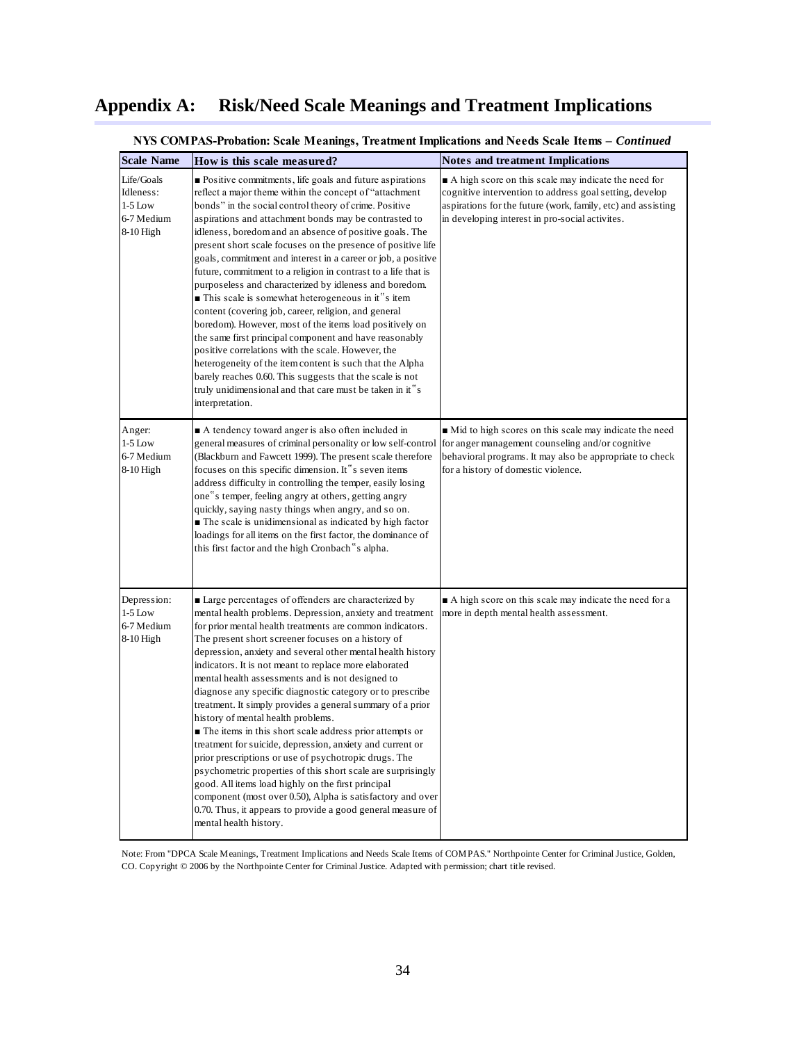## Appendix A: Risk/Need Scale Meanings and Treatment Implications

**NYS COMPAS-Probation: Scale Meanings, Treatment Implications and Needs Scale Items –** ***Continued***

| Scale Name | How is this scale measured? | Notes and treatment Implications |
|---|---|---|
| Life/Goals Idleness:<br>1-5 Low<br>6-7 Medium<br>8-10 High | ■ Positive commitments, life goals and future aspirations reflect a major theme within the concept of "attachment bonds" in the social control theory of crime. Positive aspirations and attachment bonds may be contrasted to idleness, boredom and an absence of positive goals. The present short scale focuses on the presence of positive life goals, commitment and interest in a career or job, a positive future, commitment to a religion in contrast to a life that is purposeless and characterized by idleness and boredom.<br>■ This scale is somewhat heterogeneous in it"s item content (covering job, career, religion, and general boredom). However, most of the items load positively on the same first principal component and have reasonably positive correlations with the scale. However, the heterogeneity of the item content is such that the Alpha barely reaches 0.60. This suggests that the scale is not truly unidimensional and that care must be taken in it"s interpretation. | ■ A high score on this scale may indicate the need for cognitive intervention to address goal setting, develop aspirations for the future (work, family, etc) and assisting in developing interest in pro-social activites. |
| Anger:<br>1-5 Low<br>6-7 Medium<br>8-10 High | ■ A tendency toward anger is also often included in general measures of criminal personality or low self-control (Blackburn and Fawcett 1999). The present scale therefore focuses on this specific dimension. It"s seven items address difficulty in controlling the temper, easily losing one"s temper, feeling angry at others, getting angry quickly, saying nasty things when angry, and so on.<br>■ The scale is unidimensional as indicated by high factor loadings for all items on the first factor, the dominance of this first factor and the high Cronbach"s alpha. | ■ Mid to high scores on this scale may indicate the need for anger management counseling and/or cognitive behavioral programs. It may also be appropriate to check for a history of domestic violence. |
| Depression:<br>1-5 Low<br>6-7 Medium<br>8-10 High | ■ Large percentages of offenders are characterized by mental health problems. Depression, anxiety and treatment for prior mental health treatments are common indicators. The present short screener focuses on a history of depression, anxiety and several other mental health history indicators. It is not meant to replace more elaborated mental health assessments and is not designed to diagnose any specific diagnostic category or to prescribe treatment. It simply provides a general summary of a prior history of mental health problems.<br>■ The items in this short scale address prior attempts or treatment for suicide, depression, anxiety and current or prior prescriptions or use of psychotropic drugs. The psychometric properties of this short scale are surprisingly good. All items load highly on the first principal component (most over 0.50), Alpha is satisfactory and over 0.70. Thus, it appears to provide a good general measure of mental health history. | ■ A high score on this scale may indicate the need for a more in depth mental health assessment. |

Note: From "DPCA Scale Meanings, Treatment Implications and Needs Scale Items of COMPAS." Northpointe Center for Criminal Justice, Golden, CO. Copyright © 2006 by the Northpointe Center for Criminal Justice. Adapted with permission; chart title revised.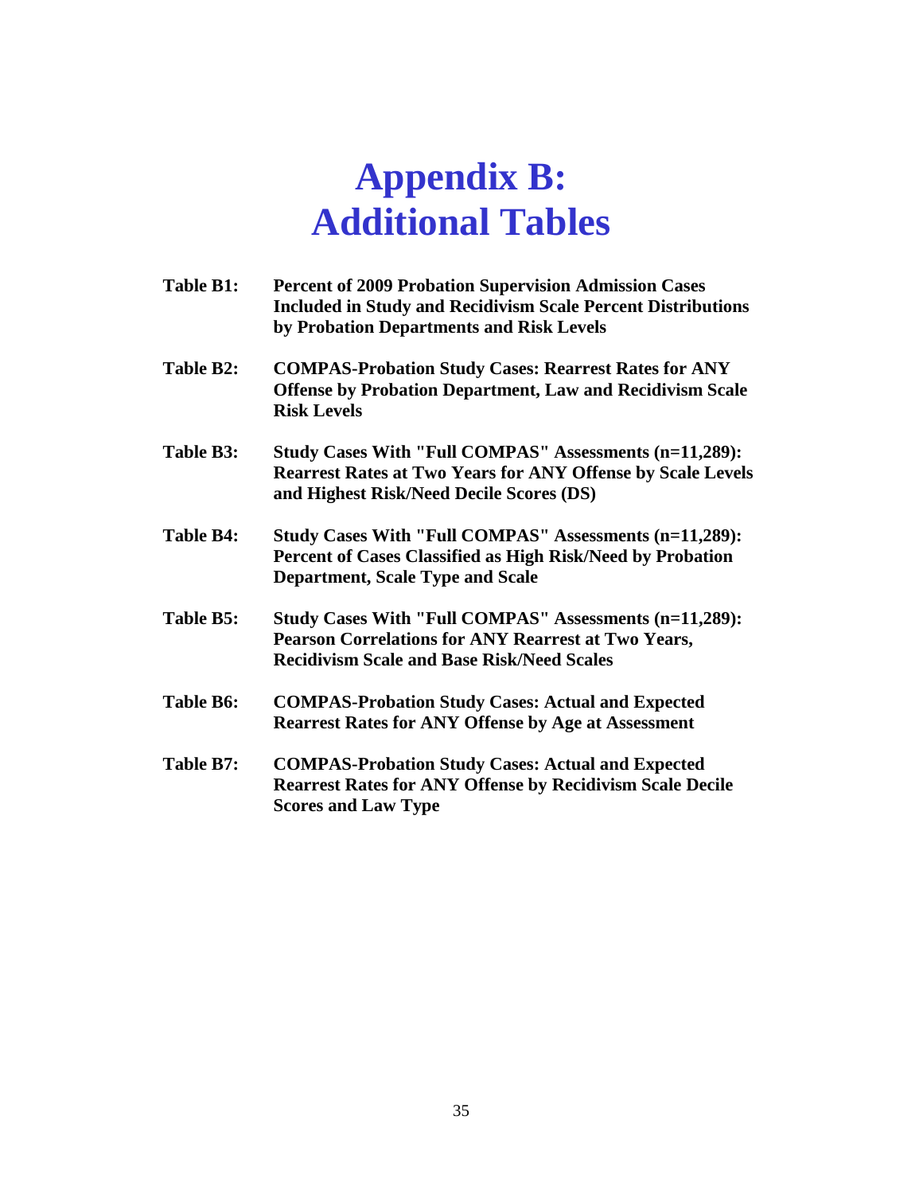# Appendix B: Additional Tables

**Table B1:** **Percent of 2009 Probation Supervision Admission Cases Included in Study and Recidivism Scale Percent Distributions by Probation Departments and Risk Levels**

**Table B2:** **COMPAS-Probation Study Cases: Rearrest Rates for ANY Offense by Probation Department, Law and Recidivism Scale Risk Levels**

**Table B3:** **Study Cases With "Full COMPAS" Assessments (n=11,289): Rearrest Rates at Two Years for ANY Offense by Scale Levels and Highest Risk/Need Decile Scores (DS)**

**Table B4:** **Study Cases With "Full COMPAS" Assessments (n=11,289): Percent of Cases Classified as High Risk/Need by Probation Department, Scale Type and Scale**

**Table B5:** **Study Cases With "Full COMPAS" Assessments (n=11,289): Pearson Correlations for ANY Rearrest at Two Years, Recidivism Scale and Base Risk/Need Scales**

**Table B6:** **COMPAS-Probation Study Cases: Actual and Expected Rearrest Rates for ANY Offense by Age at Assessment**

**Table B7:** **COMPAS-Probation Study Cases: Actual and Expected Rearrest Rates for ANY Offense by Recidivism Scale Decile Scores and Law Type**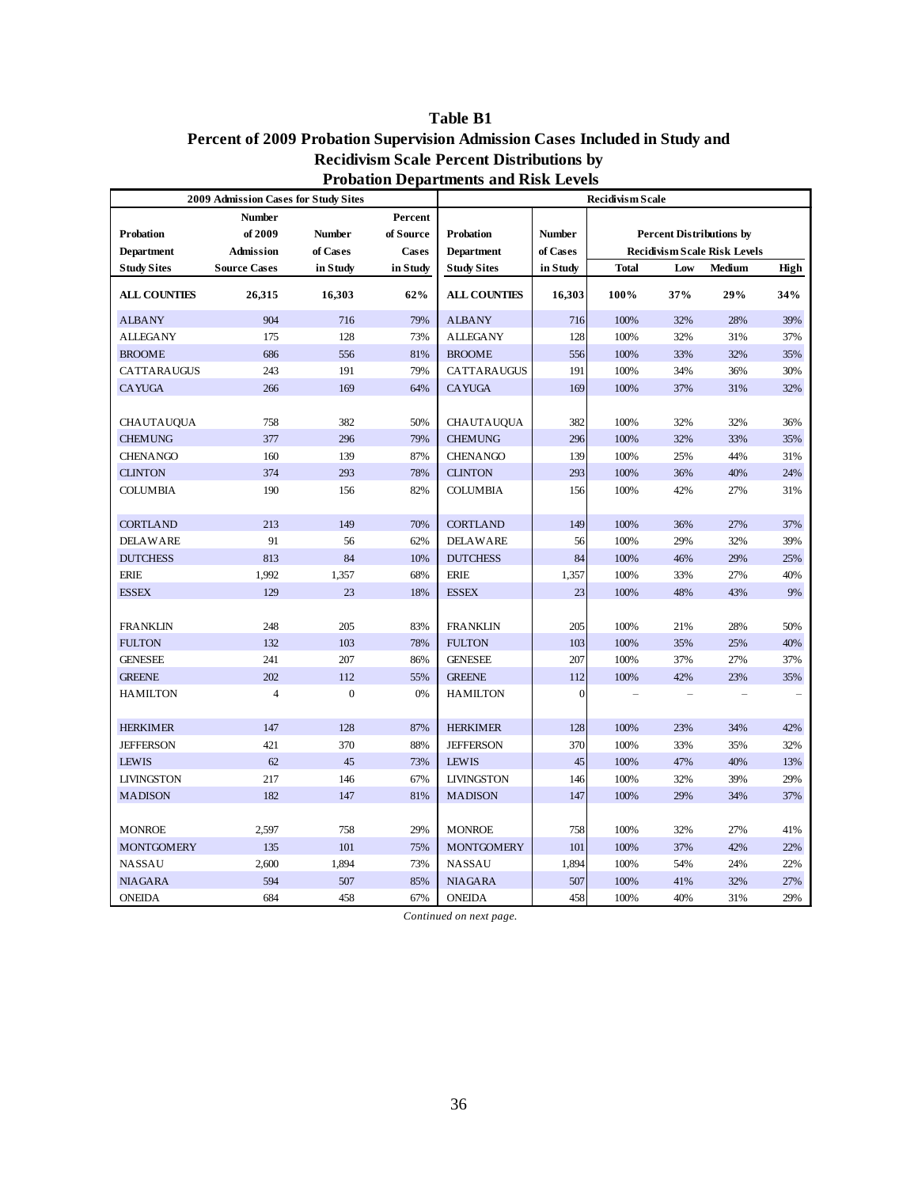# Table B1

## Percent of 2009 Probation Supervision Admission Cases Included in Study and Recidivism Scale Percent Distributions by Probation Departments and Risk Levels

| 2009 Admission Cases for Study Sites | | | | Recidivism Scale | | | | | |
|---|---|---|---|---|---|---|---|---|---|
| | | | | | | Percent Distributions by Recidivism Scale Risk Levels | | | |
| Probation Department Study Sites | Number of 2009 Admission Source Cases | Number of Cases in Study | Percent of Source Cases in Study | Probation Department Study Sites | Number of Cases in Study | Total | Low | Medium | High |
| **ALL COUNTIES** | **26,315** | **16,303** | **62%** | **ALL COUNTIES** | **16,303** | **100%** | **37%** | **29%** | **34%** |
| ALBANY | 904 | 716 | 79% | ALBANY | 716 | 100% | 32% | 28% | 39% |
| ALLEGANY | 175 | 128 | 73% | ALLEGANY | 128 | 100% | 32% | 31% | 37% |
| BROOME | 686 | 556 | 81% | BROOME | 556 | 100% | 33% | 32% | 35% |
| CATTARAUGUS | 243 | 191 | 79% | CATTARAUGUS | 191 | 100% | 34% | 36% | 30% |
| CAYUGA | 266 | 169 | 64% | CAYUGA | 169 | 100% | 37% | 31% | 32% |
| CHAUTAUQUA | 758 | 382 | 50% | CHAUTAUQUA | 382 | 100% | 32% | 32% | 36% |
| CHEMUNG | 377 | 296 | 79% | CHEMUNG | 296 | 100% | 32% | 33% | 35% |
| CHENANGO | 160 | 139 | 87% | CHENANGO | 139 | 100% | 25% | 44% | 31% |
| CLINTON | 374 | 293 | 78% | CLINTON | 293 | 100% | 36% | 40% | 24% |
| COLUMBIA | 190 | 156 | 82% | COLUMBIA | 156 | 100% | 42% | 27% | 31% |
| CORTLAND | 213 | 149 | 70% | CORTLAND | 149 | 100% | 36% | 27% | 37% |
| DELAWARE | 91 | 56 | 62% | DELAWARE | 56 | 100% | 29% | 32% | 39% |
| DUTCHESS | 813 | 84 | 10% | DUTCHESS | 84 | 100% | 46% | 29% | 25% |
| ERIE | 1,992 | 1,357 | 68% | ERIE | 1,357 | 100% | 33% | 27% | 40% |
| ESSEX | 129 | 23 | 18% | ESSEX | 23 | 100% | 48% | 43% | 9% |
| FRANKLIN | 248 | 205 | 83% | FRANKLIN | 205 | 100% | 21% | 28% | 50% |
| FULTON | 132 | 103 | 78% | FULTON | 103 | 100% | 35% | 25% | 40% |
| GENESEE | 241 | 207 | 86% | GENESEE | 207 | 100% | 37% | 27% | 37% |
| GREENE | 202 | 112 | 55% | GREENE | 112 | 100% | 42% | 23% | 35% |
| HAMILTON | 4 | 0 | 0% | HAMILTON | 0 | – | – | – | – |
| HERKIMER | 147 | 128 | 87% | HERKIMER | 128 | 100% | 23% | 34% | 42% |
| JEFFERSON | 421 | 370 | 88% | JEFFERSON | 370 | 100% | 33% | 35% | 32% |
| LEWIS | 62 | 45 | 73% | LEWIS | 45 | 100% | 47% | 40% | 13% |
| LIVINGSTON | 217 | 146 | 67% | LIVINGSTON | 146 | 100% | 32% | 39% | 29% |
| MADISON | 182 | 147 | 81% | MADISON | 147 | 100% | 29% | 34% | 37% |
| MONROE | 2,597 | 758 | 29% | MONROE | 758 | 100% | 32% | 27% | 41% |
| MONTGOMERY | 135 | 101 | 75% | MONTGOMERY | 101 | 100% | 37% | 42% | 22% |
| NASSAU | 2,600 | 1,894 | 73% | NASSAU | 1,894 | 100% | 54% | 24% | 22% |
| NIAGARA | 594 | 507 | 85% | NIAGARA | 507 | 100% | 41% | 32% | 27% |
| ONEIDA | 684 | 458 | 67% | ONEIDA | 458 | 100% | 40% | 31% | 29% |

*Continued on next page.*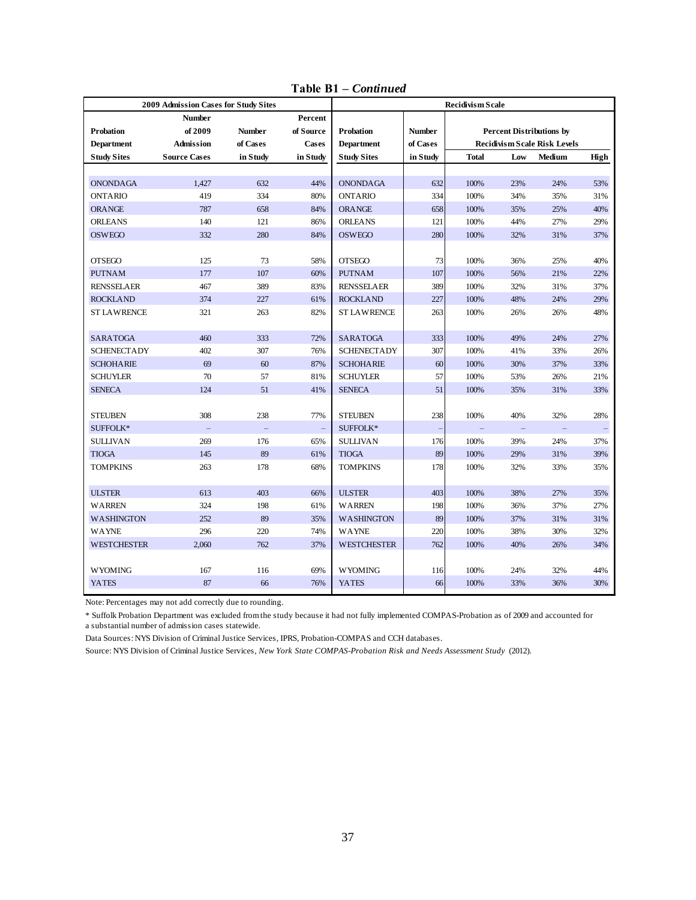**Table B1 – *Continued***

| 2009 Admission Cases for Study Sites | | | | Recidivism Scale | | | | | |
|---|---|---|---|---|---|---|---|---|---|
| Probation Department Study Sites | Number of 2009 Admission Source Cases | Number of Cases in Study | Percent of Source Cases in Study | Probation Department Study Sites | Number of Cases in Study | Percent Distributions by Recidivism Scale Risk Levels | | | |
| | | | | | | Total | Low | Medium | High |
| ONONDAGA | 1,427 | 632 | 44% | ONONDAGA | 632 | 100% | 23% | 24% | 53% |
| ONTARIO | 419 | 334 | 80% | ONTARIO | 334 | 100% | 34% | 35% | 31% |
| ORANGE | 787 | 658 | 84% | ORANGE | 658 | 100% | 35% | 25% | 40% |
| ORLEANS | 140 | 121 | 86% | ORLEANS | 121 | 100% | 44% | 27% | 29% |
| OSWEGO | 332 | 280 | 84% | OSWEGO | 280 | 100% | 32% | 31% | 37% |
| OTSEGO | 125 | 73 | 58% | OTSEGO | 73 | 100% | 36% | 25% | 40% |
| PUTNAM | 177 | 107 | 60% | PUTNAM | 107 | 100% | 56% | 21% | 22% |
| RENSSELAER | 467 | 389 | 83% | RENSSELAER | 389 | 100% | 32% | 31% | 37% |
| ROCKLAND | 374 | 227 | 61% | ROCKLAND | 227 | 100% | 48% | 24% | 29% |
| ST LAWRENCE | 321 | 263 | 82% | ST LAWRENCE | 263 | 100% | 26% | 26% | 48% |
| SARATOGA | 460 | 333 | 72% | SARATOGA | 333 | 100% | 49% | 24% | 27% |
| SCHENECTADY | 402 | 307 | 76% | SCHENECTADY | 307 | 100% | 41% | 33% | 26% |
| SCHOHARIE | 69 | 60 | 87% | SCHOHARIE | 60 | 100% | 30% | 37% | 33% |
| SCHUYLER | 70 | 57 | 81% | SCHUYLER | 57 | 100% | 53% | 26% | 21% |
| SENECA | 124 | 51 | 41% | SENECA | 51 | 100% | 35% | 31% | 33% |
| STEUBEN | 308 | 238 | 77% | STEUBEN | 238 | 100% | 40% | 32% | 28% |
| SUFFOLK* | – | – | – | SUFFOLK* | – | – | – | – | – |
| SULLIVAN | 269 | 176 | 65% | SULLIVAN | 176 | 100% | 39% | 24% | 37% |
| TIOGA | 145 | 89 | 61% | TIOGA | 89 | 100% | 29% | 31% | 39% |
| TOMPKINS | 263 | 178 | 68% | TOMPKINS | 178 | 100% | 32% | 33% | 35% |
| ULSTER | 613 | 403 | 66% | ULSTER | 403 | 100% | 38% | 27% | 35% |
| WARREN | 324 | 198 | 61% | WARREN | 198 | 100% | 36% | 37% | 27% |
| WASHINGTON | 252 | 89 | 35% | WASHINGTON | 89 | 100% | 37% | 31% | 31% |
| WAYNE | 296 | 220 | 74% | WAYNE | 220 | 100% | 38% | 30% | 32% |
| WESTCHESTER | 2,060 | 762 | 37% | WESTCHESTER | 762 | 100% | 40% | 26% | 34% |
| WYOMING | 167 | 116 | 69% | WYOMING | 116 | 100% | 24% | 32% | 44% |
| YATES | 87 | 66 | 76% | YATES | 66 | 100% | 33% | 36% | 30% |

Note: Percentages may not add correctly due to rounding.

\* Suffolk Probation Department was excluded from the study because it had not fully implemented COMPAS-Probation as of 2009 and accounted for a substantial number of admission cases statewide.

Data Sources: NYS Division of Criminal Justice Services, IPRS, Probation-COMPAS and CCH databases.

Source: NYS Division of Criminal Justice Services, *New York State COMPAS-Probation Risk and Needs Assessment Study* (2012).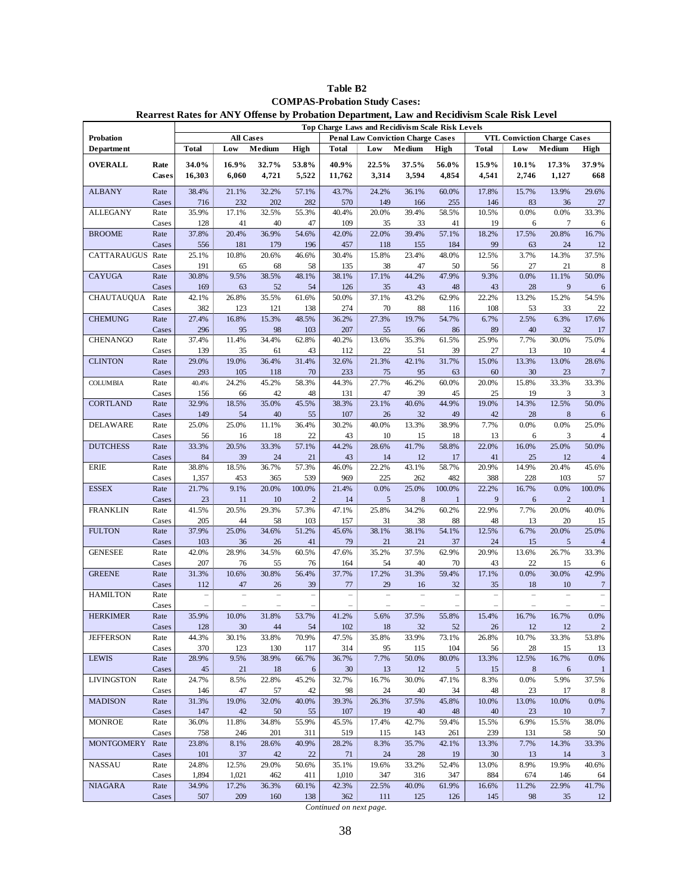**Table B2**
**COMPAS-Probation Study Cases:**
**Rearrest Rates for ANY Offense by Probation Department, Law and Recidivism Scale Risk Level**

| Probation Department | | Top Charge Laws and Recidivism Scale Risk Levels | | | | | | | | | | | |
|---|---|---|---|---|---|---|---|---|---|---|---|---|---|
| | | All Cases | | | | Penal Law Conviction Charge Cases | | | | VTL Conviction Charge Cases | | | |
| | | Total | Low | Medium | High | Total | Low | Medium | High | Total | Low | Medium | High |
| **OVERALL** | **Rate** | **34.0%** | **16.9%** | **32.7%** | **53.8%** | **40.9%** | **22.5%** | **37.5%** | **56.0%** | **15.9%** | **10.1%** | **17.3%** | **37.9%** |
| | **Cases** | **16,303** | **6,060** | **4,721** | **5,522** | **11,762** | **3,314** | **3,594** | **4,854** | **4,541** | **2,746** | **1,127** | **668** |
| ALBANY | Rate | 38.4% | 21.1% | 32.2% | 57.1% | 43.7% | 24.2% | 36.1% | 60.0% | 17.8% | 15.7% | 13.9% | 29.6% |
| | Cases | 716 | 232 | 202 | 282 | 570 | 149 | 166 | 255 | 146 | 83 | 36 | 27 |
| ALLEGANY | Rate | 35.9% | 17.1% | 32.5% | 55.3% | 40.4% | 20.0% | 39.4% | 58.5% | 10.5% | 0.0% | 0.0% | 33.3% |
| | Cases | 128 | 41 | 40 | 47 | 109 | 35 | 33 | 41 | 19 | 6 | 7 | 6 |
| BROOME | Rate | 37.8% | 20.4% | 36.9% | 54.6% | 42.0% | 22.0% | 39.4% | 57.1% | 18.2% | 17.5% | 20.8% | 16.7% |
| | Cases | 556 | 181 | 179 | 196 | 457 | 118 | 155 | 184 | 99 | 63 | 24 | 12 |
| CATTARAUGUS | Rate | 25.1% | 10.8% | 20.6% | 46.6% | 30.4% | 15.8% | 23.4% | 48.0% | 12.5% | 3.7% | 14.3% | 37.5% |
| | Cases | 191 | 65 | 68 | 58 | 135 | 38 | 47 | 50 | 56 | 27 | 21 | 8 |
| CAYUGA | Rate | 30.8% | 9.5% | 38.5% | 48.1% | 38.1% | 17.1% | 44.2% | 47.9% | 9.3% | 0.0% | 11.1% | 50.0% |
| | Cases | 169 | 63 | 52 | 54 | 126 | 35 | 43 | 48 | 43 | 28 | 9 | 6 |
| CHAUTAUQUA | Rate | 42.1% | 26.8% | 35.5% | 61.6% | 50.0% | 37.1% | 43.2% | 62.9% | 22.2% | 13.2% | 15.2% | 54.5% |
| | Cases | 382 | 123 | 121 | 138 | 274 | 70 | 88 | 116 | 108 | 53 | 33 | 22 |
| CHEMUNG | Rate | 27.4% | 16.8% | 15.3% | 48.5% | 36.2% | 27.3% | 19.7% | 54.7% | 6.7% | 2.5% | 6.3% | 17.6% |
| | Cases | 296 | 95 | 98 | 103 | 207 | 55 | 66 | 86 | 89 | 40 | 32 | 17 |
| CHENANGO | Rate | 37.4% | 11.4% | 34.4% | 62.8% | 40.2% | 13.6% | 35.3% | 61.5% | 25.9% | 7.7% | 30.0% | 75.0% |
| | Cases | 139 | 35 | 61 | 43 | 112 | 22 | 51 | 39 | 27 | 13 | 10 | 4 |
| CLINTON | Rate | 29.0% | 19.0% | 36.4% | 31.4% | 32.6% | 21.3% | 42.1% | 31.7% | 15.0% | 13.3% | 13.0% | 28.6% |
| | Cases | 293 | 105 | 118 | 70 | 233 | 75 | 95 | 63 | 60 | 30 | 23 | 7 |
| COLUMBIA | Rate | 40.4% | 24.2% | 45.2% | 58.3% | 44.3% | 27.7% | 46.2% | 60.0% | 20.0% | 15.8% | 33.3% | 33.3% |
| | Cases | 156 | 66 | 42 | 48 | 131 | 47 | 39 | 45 | 25 | 19 | 3 | 3 |
| CORTLAND | Rate | 32.9% | 18.5% | 35.0% | 45.5% | 38.3% | 23.1% | 40.6% | 44.9% | 19.0% | 14.3% | 12.5% | 50.0% |
| | Cases | 149 | 54 | 40 | 55 | 107 | 26 | 32 | 49 | 42 | 28 | 8 | 6 |
| DELAWARE | Rate | 25.0% | 25.0% | 11.1% | 36.4% | 30.2% | 40.0% | 13.3% | 38.9% | 7.7% | 0.0% | 0.0% | 25.0% |
| | Cases | 56 | 16 | 18 | 22 | 43 | 10 | 15 | 18 | 13 | 6 | 3 | 4 |
| DUTCHESS | Rate | 33.3% | 20.5% | 33.3% | 57.1% | 44.2% | 28.6% | 41.7% | 58.8% | 22.0% | 16.0% | 25.0% | 50.0% |
| | Cases | 84 | 39 | 24 | 21 | 43 | 14 | 12 | 17 | 41 | 25 | 12 | 4 |
| ERIE | Rate | 38.8% | 18.5% | 36.7% | 57.3% | 46.0% | 22.2% | 43.1% | 58.7% | 20.9% | 14.9% | 20.4% | 45.6% |
| | Cases | 1,357 | 453 | 365 | 539 | 969 | 225 | 262 | 482 | 388 | 228 | 103 | 57 |
| ESSEX | Rate | 21.7% | 9.1% | 20.0% | 100.0% | 21.4% | 0.0% | 25.0% | 100.0% | 22.2% | 16.7% | 0.0% | 100.0% |
| | Cases | 23 | 11 | 10 | 2 | 14 | 5 | 8 | 1 | 9 | 6 | 2 | 1 |
| FRANKLIN | Rate | 41.5% | 20.5% | 29.3% | 57.3% | 47.1% | 25.8% | 34.2% | 60.2% | 22.9% | 7.7% | 20.0% | 40.0% |
| | Cases | 205 | 44 | 58 | 103 | 157 | 31 | 38 | 88 | 48 | 13 | 20 | 15 |
| FULTON | Rate | 37.9% | 25.0% | 34.6% | 51.2% | 45.6% | 38.1% | 38.1% | 54.1% | 12.5% | 6.7% | 20.0% | 25.0% |
| | Cases | 103 | 36 | 26 | 41 | 79 | 21 | 21 | 37 | 24 | 15 | 5 | 4 |
| GENESEE | Rate | 42.0% | 28.9% | 34.5% | 60.5% | 47.6% | 35.2% | 37.5% | 62.9% | 20.9% | 13.6% | 26.7% | 33.3% |
| | Cases | 207 | 76 | 55 | 76 | 164 | 54 | 40 | 70 | 43 | 22 | 15 | 6 |
| GREENE | Rate | 31.3% | 10.6% | 30.8% | 56.4% | 37.7% | 17.2% | 31.3% | 59.4% | 17.1% | 0.0% | 30.0% | 42.9% |
| | Cases | 112 | 47 | 26 | 39 | 77 | 29 | 16 | 32 | 35 | 18 | 10 | 7 |
| HAMILTON | Rate | – | – | – | – | – | – | – | – | – | – | – | – |
| | Cases | – | – | – | – | – | – | – | – | – | – | – | – |
| HERKIMER | Rate | 35.9% | 10.0% | 31.8% | 53.7% | 41.2% | 5.6% | 37.5% | 55.8% | 15.4% | 16.7% | 16.7% | 0.0% |
| | Cases | 128 | 30 | 44 | 54 | 102 | 18 | 32 | 52 | 26 | 12 | 12 | 2 |
| JEFFERSON | Rate | 44.3% | 30.1% | 33.8% | 70.9% | 47.5% | 35.8% | 33.9% | 73.1% | 26.8% | 10.7% | 33.3% | 53.8% |
| | Cases | 370 | 123 | 130 | 117 | 314 | 95 | 115 | 104 | 56 | 28 | 15 | 13 |
| LEWIS | Rate | 28.9% | 9.5% | 38.9% | 66.7% | 36.7% | 7.7% | 50.0% | 80.0% | 13.3% | 12.5% | 16.7% | 0.0% |
| | Cases | 45 | 21 | 18 | 6 | 30 | 13 | 12 | 5 | 15 | 8 | 6 | 1 |
| LIVINGSTON | Rate | 24.7% | 8.5% | 22.8% | 45.2% | 32.7% | 16.7% | 30.0% | 47.1% | 8.3% | 0.0% | 5.9% | 37.5% |
| | Cases | 146 | 47 | 57 | 42 | 98 | 24 | 40 | 34 | 48 | 23 | 17 | 8 |
| MADISON | Rate | 31.3% | 19.0% | 32.0% | 40.0% | 39.3% | 26.3% | 37.5% | 45.8% | 10.0% | 13.0% | 10.0% | 0.0% |
| | Cases | 147 | 42 | 50 | 55 | 107 | 19 | 40 | 48 | 40 | 23 | 10 | 7 |
| MONROE | Rate | 36.0% | 11.8% | 34.8% | 55.9% | 45.5% | 17.4% | 42.7% | 59.4% | 15.5% | 6.9% | 15.5% | 38.0% |
| | Cases | 758 | 246 | 201 | 311 | 519 | 115 | 143 | 261 | 239 | 131 | 58 | 50 |
| MONTGOMERY | Rate | 23.8% | 8.1% | 28.6% | 40.9% | 28.2% | 8.3% | 35.7% | 42.1% | 13.3% | 7.7% | 14.3% | 33.3% |
| | Cases | 101 | 37 | 42 | 22 | 71 | 24 | 28 | 19 | 30 | 13 | 14 | 3 |
| NASSAU | Rate | 24.8% | 12.5% | 29.0% | 50.6% | 35.1% | 19.6% | 33.2% | 52.4% | 13.0% | 8.9% | 19.9% | 40.6% |
| | Cases | 1,894 | 1,021 | 462 | 411 | 1,010 | 347 | 316 | 347 | 884 | 674 | 146 | 64 |
| NIAGARA | Rate | 34.9% | 17.2% | 36.3% | 60.1% | 42.3% | 22.5% | 40.0% | 61.9% | 16.6% | 11.2% | 22.9% | 41.7% |
| | Cases | 507 | 209 | 160 | 138 | 362 | 111 | 125 | 126 | 145 | 98 | 35 | 12 |

*Continued on next page.*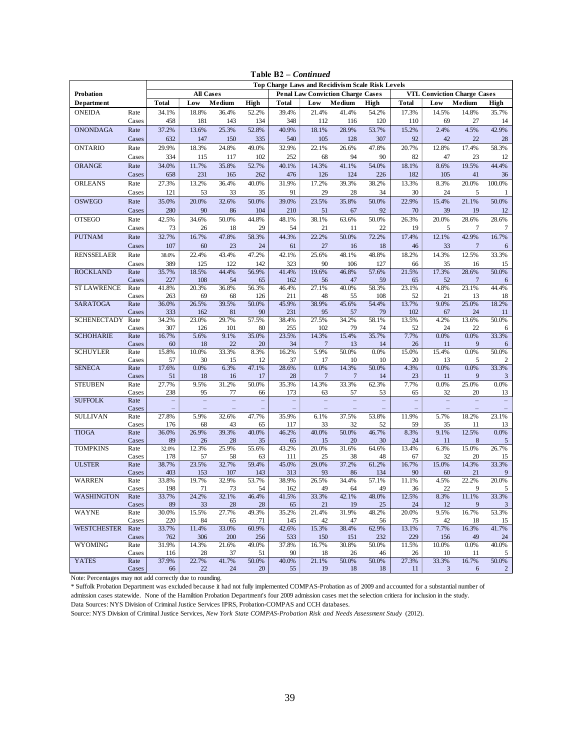**Table B2 – *Continued***

| Probation Department | | Top Charge Laws and Recidivism Scale Risk Levels | | | | | | | | | | | |
|---|---|---|---|---|---|---|---|---|---|---|---|---|---|
| | | All Cases | | | | Penal Law Conviction Charge Cases | | | | VTL Conviction Charge Cases | | | |
| | | Total | Low | Medium | High | Total | Low | Medium | High | Total | Low | Medium | High |
| ONEIDA | Rate | 34.1% | 18.8% | 36.4% | 52.2% | 39.4% | 21.4% | 41.4% | 54.2% | 17.3% | 14.5% | 14.8% | 35.7% |
| | Cases | 458 | 181 | 143 | 134 | 348 | 112 | 116 | 120 | 110 | 69 | 27 | 14 |
| ONONDAGA | Rate | 37.2% | 13.6% | 25.3% | 52.8% | 40.9% | 18.1% | 28.9% | 53.7% | 15.2% | 2.4% | 4.5% | 42.9% |
| | Cases | 632 | 147 | 150 | 335 | 540 | 105 | 128 | 307 | 92 | 42 | 22 | 28 |
| ONTARIO | Rate | 29.9% | 18.3% | 24.8% | 49.0% | 32.9% | 22.1% | 26.6% | 47.8% | 20.7% | 12.8% | 17.4% | 58.3% |
| | Cases | 334 | 115 | 117 | 102 | 252 | 68 | 94 | 90 | 82 | 47 | 23 | 12 |
| ORANGE | Rate | 34.0% | 11.7% | 35.8% | 52.7% | 40.1% | 14.3% | 41.1% | 54.0% | 18.1% | 8.6% | 19.5% | 44.4% |
| | Cases | 658 | 231 | 165 | 262 | 476 | 126 | 124 | 226 | 182 | 105 | 41 | 36 |
| ORLEANS | Rate | 27.3% | 13.2% | 36.4% | 40.0% | 31.9% | 17.2% | 39.3% | 38.2% | 13.3% | 8.3% | 20.0% | 100.0% |
| | Cases | 121 | 53 | 33 | 35 | 91 | 29 | 28 | 34 | 30 | 24 | 5 | 1 |
| OSWEGO | Rate | 35.0% | 20.0% | 32.6% | 50.0% | 39.0% | 23.5% | 35.8% | 50.0% | 22.9% | 15.4% | 21.1% | 50.0% |
| | Cases | 280 | 90 | 86 | 104 | 210 | 51 | 67 | 92 | 70 | 39 | 19 | 12 |
| OTSEGO | Rate | 42.5% | 34.6% | 50.0% | 44.8% | 48.1% | 38.1% | 63.6% | 50.0% | 26.3% | 20.0% | 28.6% | 28.6% |
| | Cases | 73 | 26 | 18 | 29 | 54 | 21 | 11 | 22 | 19 | 5 | 7 | 7 |
| PUTNAM | Rate | 32.7% | 16.7% | 47.8% | 58.3% | 44.3% | 22.2% | 50.0% | 72.2% | 17.4% | 12.1% | 42.9% | 16.7% |
| | Cases | 107 | 60 | 23 | 24 | 61 | 27 | 16 | 18 | 46 | 33 | 7 | 6 |
| RENSSELAER | Rate | 38.0% | 22.4% | 43.4% | 47.2% | 42.1% | 25.6% | 48.1% | 48.8% | 18.2% | 14.3% | 12.5% | 33.3% |
| | Cases | 389 | 125 | 122 | 142 | 323 | 90 | 106 | 127 | 66 | 35 | 16 | 15 |
| ROCKLAND | Rate | 35.7% | 18.5% | 44.4% | 56.9% | 41.4% | 19.6% | 46.8% | 57.6% | 21.5% | 17.3% | 28.6% | 50.0% |
| | Cases | 227 | 108 | 54 | 65 | 162 | 56 | 47 | 59 | 65 | 52 | 7 | 6 |
| ST LAWRENCE | Rate | 41.8% | 20.3% | 36.8% | 56.3% | 46.4% | 27.1% | 40.0% | 58.3% | 23.1% | 4.8% | 23.1% | 44.4% |
| | Cases | 263 | 69 | 68 | 126 | 211 | 48 | 55 | 108 | 52 | 21 | 13 | 18 |
| SARATOGA | Rate | 36.0% | 26.5% | 39.5% | 50.0% | 45.9% | 38.9% | 45.6% | 54.4% | 13.7% | 9.0% | 25.0% | 18.2% |
| | Cases | 333 | 162 | 81 | 90 | 231 | 95 | 57 | 79 | 102 | 67 | 24 | 11 |
| SCHENECTADY | Rate | 34.2% | 23.0% | 29.7% | 57.5% | 38.4% | 27.5% | 34.2% | 58.1% | 13.5% | 4.2% | 13.6% | 50.0% |
| | Cases | 307 | 126 | 101 | 80 | 255 | 102 | 79 | 74 | 52 | 24 | 22 | 6 |
| SCHOHARIE | Rate | 16.7% | 5.6% | 9.1% | 35.0% | 23.5% | 14.3% | 15.4% | 35.7% | 7.7% | 0.0% | 0.0% | 33.3% |
| | Cases | 60 | 18 | 22 | 20 | 34 | 7 | 13 | 14 | 26 | 11 | 9 | 6 |
| SCHUYLER | Rate | 15.8% | 10.0% | 33.3% | 8.3% | 16.2% | 5.9% | 50.0% | 0.0% | 15.0% | 15.4% | 0.0% | 50.0% |
| | Cases | 57 | 30 | 15 | 12 | 37 | 17 | 10 | 10 | 20 | 13 | 5 | 2 |
| SENECA | Rate | 17.6% | 0.0% | 6.3% | 47.1% | 28.6% | 0.0% | 14.3% | 50.0% | 4.3% | 0.0% | 0.0% | 33.3% |
| | Cases | 51 | 18 | 16 | 17 | 28 | 7 | 7 | 14 | 23 | 11 | 9 | 3 |
| STEUBEN | Rate | 27.7% | 9.5% | 31.2% | 50.0% | 35.3% | 14.3% | 33.3% | 62.3% | 7.7% | 0.0% | 25.0% | 0.0% |
| | Cases | 238 | 95 | 77 | 66 | 173 | 63 | 57 | 53 | 65 | 32 | 20 | 13 |
| SUFFOLK | Rate | – | – | – | – | – | – | – | – | – | – | – | – |
| | Cases | – | – | – | – | – | – | – | – | – | – | – | – |
| SULLIVAN | Rate | 27.8% | 5.9% | 32.6% | 47.7% | 35.9% | 6.1% | 37.5% | 53.8% | 11.9% | 5.7% | 18.2% | 23.1% |
| | Cases | 176 | 68 | 43 | 65 | 117 | 33 | 32 | 52 | 59 | 35 | 11 | 13 |
| TIOGA | Rate | 36.0% | 26.9% | 39.3% | 40.0% | 46.2% | 40.0% | 50.0% | 46.7% | 8.3% | 9.1% | 12.5% | 0.0% |
| | Cases | 89 | 26 | 28 | 35 | 65 | 15 | 20 | 30 | 24 | 11 | 8 | 5 |
| TOMPKINS | Rate | 32.0% | 12.3% | 25.9% | 55.6% | 43.2% | 20.0% | 31.6% | 64.6% | 13.4% | 6.3% | 15.0% | 26.7% |
| | Cases | 178 | 57 | 58 | 63 | 111 | 25 | 38 | 48 | 67 | 32 | 20 | 15 |
| ULSTER | Rate | 38.7% | 23.5% | 32.7% | 59.4% | 45.0% | 29.0% | 37.2% | 61.2% | 16.7% | 15.0% | 14.3% | 33.3% |
| | Cases | 403 | 153 | 107 | 143 | 313 | 93 | 86 | 134 | 90 | 60 | 21 | 9 |
| WARREN | Rate | 33.8% | 19.7% | 32.9% | 53.7% | 38.9% | 26.5% | 34.4% | 57.1% | 11.1% | 4.5% | 22.2% | 20.0% |
| | Cases | 198 | 71 | 73 | 54 | 162 | 49 | 64 | 49 | 36 | 22 | 9 | 5 |
| WASHINGTON | Rate | 33.7% | 24.2% | 32.1% | 46.4% | 41.5% | 33.3% | 42.1% | 48.0% | 12.5% | 8.3% | 11.1% | 33.3% |
| | Cases | 89 | 33 | 28 | 28 | 65 | 21 | 19 | 25 | 24 | 12 | 9 | 3 |
| WAYNE | Rate | 30.0% | 15.5% | 27.7% | 49.3% | 35.2% | 21.4% | 31.9% | 48.2% | 20.0% | 9.5% | 16.7% | 53.3% |
| | Cases | 220 | 84 | 65 | 71 | 145 | 42 | 47 | 56 | 75 | 42 | 18 | 15 |
| WESTCHESTER | Rate | 33.7% | 11.4% | 33.0% | 60.9% | 42.6% | 15.3% | 38.4% | 62.9% | 13.1% | 7.7% | 16.3% | 41.7% |
| | Cases | 762 | 306 | 200 | 256 | 533 | 150 | 151 | 232 | 229 | 156 | 49 | 24 |
| WYOMING | Rate | 31.9% | 14.3% | 21.6% | 49.0% | 37.8% | 16.7% | 30.8% | 50.0% | 11.5% | 10.0% | 0.0% | 40.0% |
| | Cases | 116 | 28 | 37 | 51 | 90 | 18 | 26 | 46 | 26 | 10 | 11 | 5 |
| YATES | Rate | 37.9% | 22.7% | 41.7% | 50.0% | 40.0% | 21.1% | 50.0% | 50.0% | 27.3% | 33.3% | 16.7% | 50.0% |
| | Cases | 66 | 22 | 24 | 20 | 55 | 19 | 18 | 18 | 11 | 3 | 6 | 2 |

Note: Percentages may not add correctly due to rounding.

\* Suffolk Probation Department was excluded because it had not fully implemented COMPAS-Probation as of 2009 and accounted for a substantial number of admission cases statewide. None of the Hamiltion Probation Department's four 2009 admission cases met the selection critiera for inclusion in the study.

Data Sources: NYS Division of Criminal Justice Services IPRS, Probation-COMPAS and CCH databases.

Source: NYS Division of Criminal Justice Services, *New York State COMPAS-Probation Risk and Needs Assessment Study* (2012).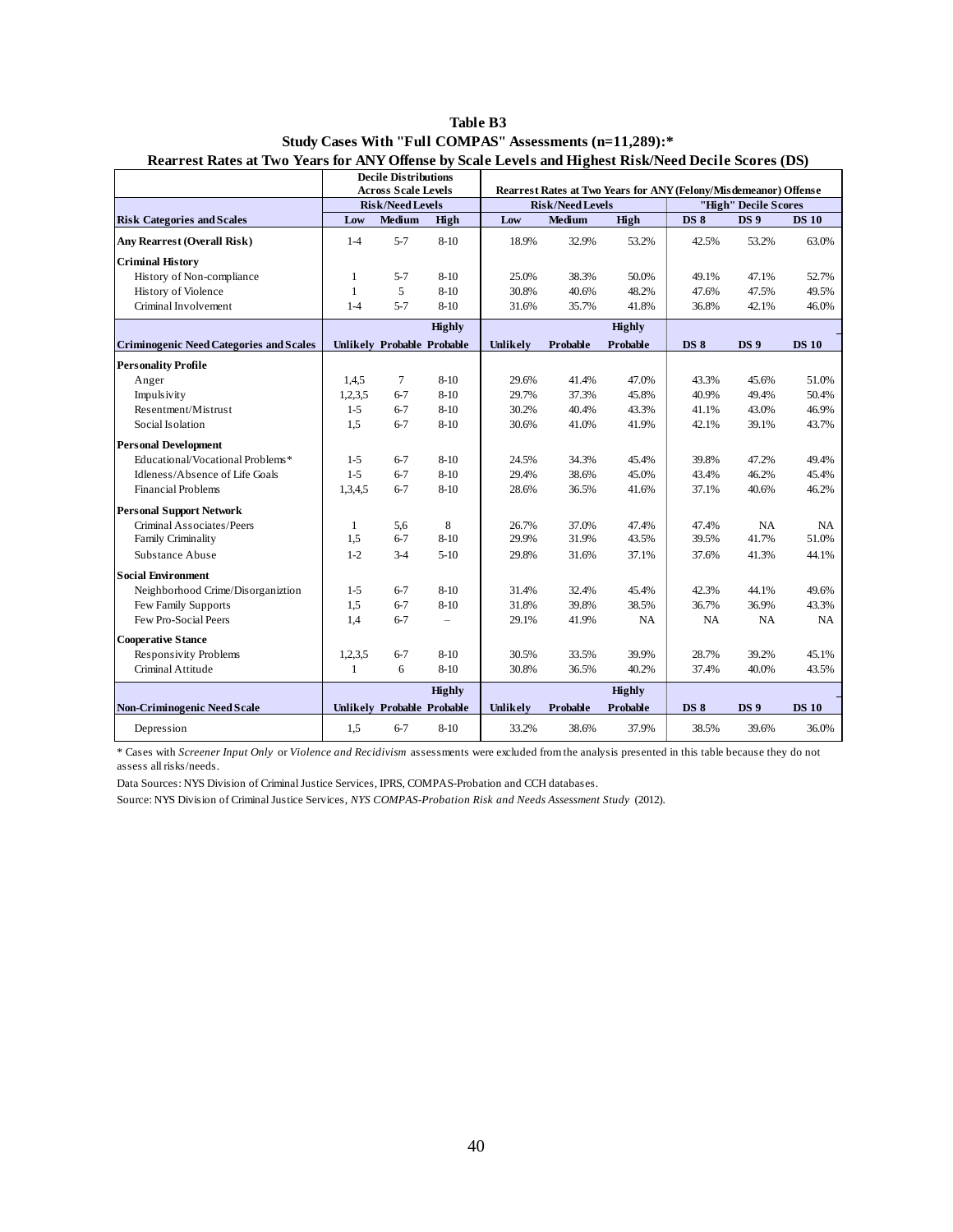**Table B3**

**Study Cases With "Full COMPAS" Assessments (n=11,289):***

**Rearrest Rates at Two Years for ANY Offense by Scale Levels and Highest Risk/Need Decile Scores (DS)**

| | Decile Distributions Across Scale Levels | | | Rearrest Rates at Two Years for ANY (Felony/Misdemeanor) Offense | | | | | |
|---|---|---|---|---|---|---|---|---|---|
| | Risk/Need Levels | | | Risk/Need Levels | | | "High" Decile Scores | | |
| **Risk Categories and Scales** | **Low** | **Medium** | **High** | **Low** | **Medium** | **High** | **DS 8** | **DS 9** | **DS 10** |
| **Any Rearrest (Overall Risk)** | 1-4 | 5-7 | 8-10 | 18.9% | 32.9% | 53.2% | 42.5% | 53.2% | 63.0% |
| **Criminal History** | | | | | | | | | |
| History of Non-compliance | 1 | 5-7 | 8-10 | 25.0% | 38.3% | 50.0% | 49.1% | 47.1% | 52.7% |
| History of Violence | 1 | 5 | 8-10 | 30.8% | 40.6% | 48.2% | 47.6% | 47.5% | 49.5% |
| Criminal Involvement | 1-4 | 5-7 | 8-10 | 31.6% | 35.7% | 41.8% | 36.8% | 42.1% | 46.0% |
| **Criminogenic Need Categories and Scales** | **Unlikely** | **Probable** | **Highly Probable** | **Unlikely** | **Probable** | **Highly Probable** | **DS 8** | **DS 9** | **DS 10** |
| **Personality Profile** | | | | | | | | | |
| Anger | 1,4,5 | 7 | 8-10 | 29.6% | 41.4% | 47.0% | 43.3% | 45.6% | 51.0% |
| Impulsivity | 1,2,3,5 | 6-7 | 8-10 | 29.7% | 37.3% | 45.8% | 40.9% | 49.4% | 50.4% |
| Resentment/Mistrust | 1-5 | 6-7 | 8-10 | 30.2% | 40.4% | 43.3% | 41.1% | 43.0% | 46.9% |
| Social Isolation | 1,5 | 6-7 | 8-10 | 30.6% | 41.0% | 41.9% | 42.1% | 39.1% | 43.7% |
| **Personal Development** | | | | | | | | | |
| Educational/Vocational Problems* | 1-5 | 6-7 | 8-10 | 24.5% | 34.3% | 45.4% | 39.8% | 47.2% | 49.4% |
| Idleness/Absence of Life Goals | 1-5 | 6-7 | 8-10 | 29.4% | 38.6% | 45.0% | 43.4% | 46.2% | 45.4% |
| Financial Problems | 1,3,4,5 | 6-7 | 8-10 | 28.6% | 36.5% | 41.6% | 37.1% | 40.6% | 46.2% |
| **Personal Support Network** | | | | | | | | | |
| Criminal Associates/Peers | 1 | 5,6 | 8 | 26.7% | 37.0% | 47.4% | 47.4% | NA | NA |
| Family Criminality | 1,5 | 6-7 | 8-10 | 29.9% | 31.9% | 43.5% | 39.5% | 41.7% | 51.0% |
| Substance Abuse | 1-2 | 3-4 | 5-10 | 29.8% | 31.6% | 37.1% | 37.6% | 41.3% | 44.1% |
| **Social Environment** | | | | | | | | | |
| Neighborhood Crime/Disorganiztion | 1-5 | 6-7 | 8-10 | 31.4% | 32.4% | 45.4% | 42.3% | 44.1% | 49.6% |
| Few Family Supports | 1,5 | 6-7 | 8-10 | 31.8% | 39.8% | 38.5% | 36.7% | 36.9% | 43.3% |
| Few Pro-Social Peers | 1,4 | 6-7 | – | 29.1% | 41.9% | NA | NA | NA | NA |
| **Cooperative Stance** | | | | | | | | | |
| Responsivity Problems | 1,2,3,5 | 6-7 | 8-10 | 30.5% | 33.5% | 39.9% | 28.7% | 39.2% | 45.1% |
| Criminal Attitude | 1 | 6 | 8-10 | 30.8% | 36.5% | 40.2% | 37.4% | 40.0% | 43.5% |
| **Non-Criminogenic Need Scale** | **Unlikely** | **Probable** | **Highly Probable** | **Unlikely** | **Probable** | **Highly Probable** | **DS 8** | **DS 9** | **DS 10** |
| Depression | 1,5 | 6-7 | 8-10 | 33.2% | 38.6% | 37.9% | 38.5% | 39.6% | 36.0% |

\* Cases with *Screener Input Only* or *Violence and Recidivism* assessments were excluded from the analysis presented in this table because they do not assess all risks/needs.

Data Sources: NYS Division of Criminal Justice Services, IPRS, COMPAS-Probation and CCH databases.

Source: NYS Division of Criminal Justice Services, *NYS COMPAS-Probation Risk and Needs Assessment Study* (2012).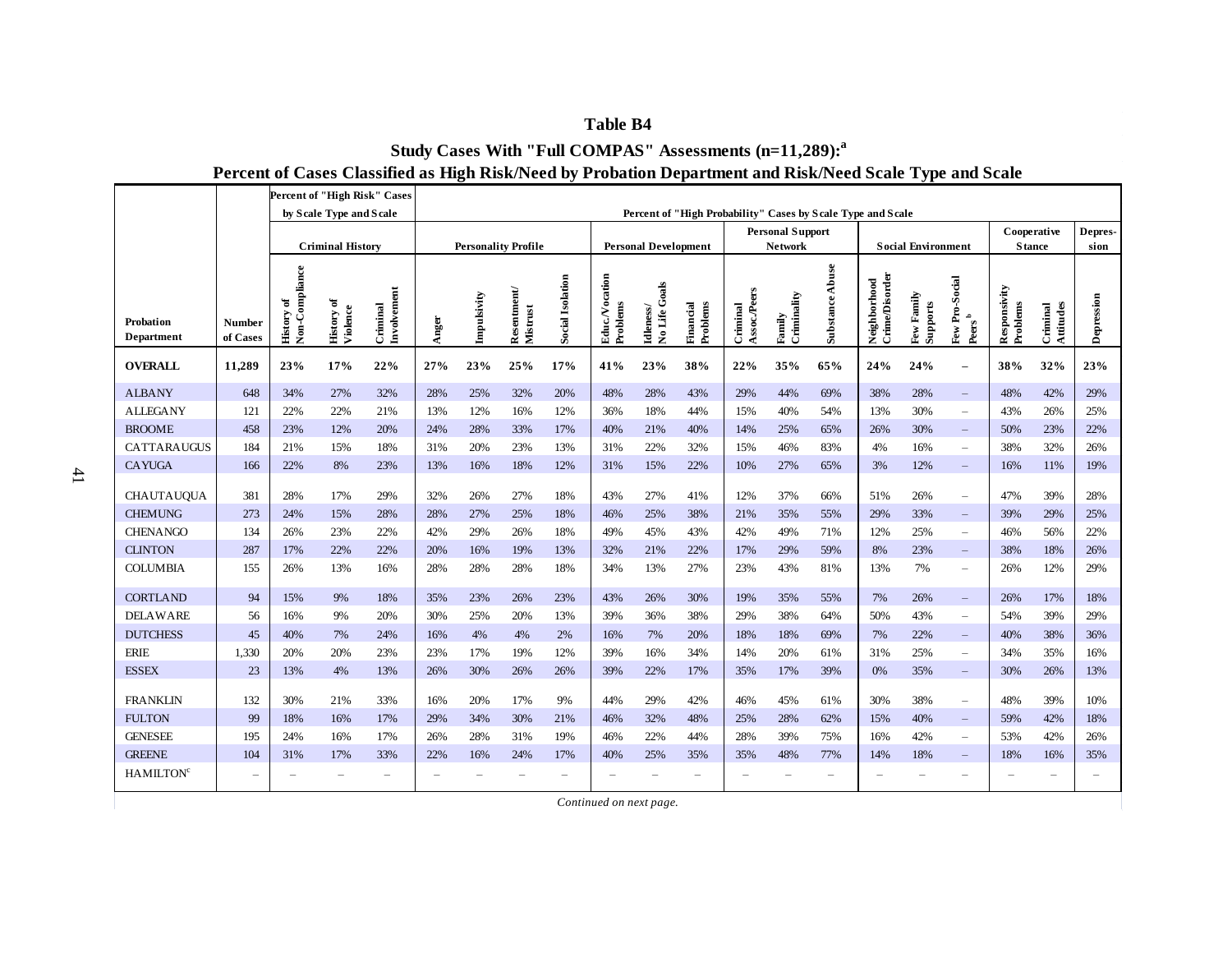**Table B4**

**Study Cases With "Full COMPAS" Assessments (n=11,289):[a]**

**Percent of Cases Classified as High Risk/Need by Probation Department and Risk/Need Scale Type and Scale**

| | | Percent of "High Risk" Cases by Scale Type and Scale | | | Percent of "High Probability" Cases by Scale Type and Scale | | | | | | | | | | | | | | | | |
|---|---|---|---|---|---|---|---|---|---|---|---|---|---|---|---|---|---|---|---|---|---|
| | | Criminal History | | | Personality Profile | | | | Personal Development | | | Personal Support Network | | | Social Environment | | | Cooperative Stance | | Depression |
| Probation Department | Number of Cases | History of Non-Compliance | History of Violence | Criminal Involvement | Anger | Impulsivity | Resentment/ Mistrust | Social Isolation | Educ./Vocation Problems | Idleness/ No Life Goals | Financial Problems | Criminal Assoc./Peers | Family Criminality | Substance Abuse | Neighborhood Crime/Disorder | Few Family Supports | Few Pro-Social Peers [b] | Responsivity Problems | Criminal Attitudes | Depression |
| **OVERALL** | **11,289** | **23%** | **17%** | **22%** | **27%** | **23%** | **25%** | **17%** | **41%** | **23%** | **38%** | **22%** | **35%** | **65%** | **24%** | **24%** | **–** | **38%** | **32%** | **23%** |
| ALBANY | 648 | 34% | 27% | 32% | 28% | 25% | 32% | 20% | 48% | 28% | 43% | 29% | 44% | 69% | 38% | 28% | – | 48% | 42% | 29% |
| ALLEGANY | 121 | 22% | 22% | 21% | 13% | 12% | 16% | 12% | 36% | 18% | 44% | 15% | 40% | 54% | 13% | 30% | – | 43% | 26% | 25% |
| BROOME | 458 | 23% | 12% | 20% | 24% | 28% | 33% | 17% | 40% | 21% | 40% | 14% | 25% | 65% | 26% | 30% | – | 50% | 23% | 22% |
| CATTARAUGUS | 184 | 21% | 15% | 18% | 31% | 20% | 23% | 13% | 31% | 22% | 32% | 15% | 46% | 83% | 4% | 16% | – | 38% | 32% | 26% |
| CAYUGA | 166 | 22% | 8% | 23% | 13% | 16% | 18% | 12% | 31% | 15% | 22% | 10% | 27% | 65% | 3% | 12% | – | 16% | 11% | 19% |
| CHAUTAUQUA | 381 | 28% | 17% | 29% | 32% | 26% | 27% | 18% | 43% | 27% | 41% | 12% | 37% | 66% | 51% | 26% | – | 47% | 39% | 28% |
| CHEMUNG | 273 | 24% | 15% | 28% | 28% | 27% | 25% | 18% | 46% | 25% | 38% | 21% | 35% | 55% | 29% | 33% | – | 39% | 29% | 25% |
| CHENANGO | 134 | 26% | 23% | 22% | 42% | 29% | 26% | 18% | 49% | 45% | 43% | 42% | 49% | 71% | 12% | 25% | – | 46% | 56% | 22% |
| CLINTON | 287 | 17% | 22% | 22% | 20% | 16% | 19% | 13% | 32% | 21% | 22% | 17% | 29% | 59% | 8% | 23% | – | 38% | 18% | 26% |
| COLUMBIA | 155 | 26% | 13% | 16% | 28% | 28% | 28% | 18% | 34% | 13% | 27% | 23% | 43% | 81% | 13% | 7% | – | 26% | 12% | 29% |
| CORTLAND | 94 | 15% | 9% | 18% | 35% | 23% | 26% | 23% | 43% | 26% | 30% | 19% | 35% | 55% | 7% | 26% | – | 26% | 17% | 18% |
| DELAWARE | 56 | 16% | 9% | 20% | 30% | 25% | 20% | 13% | 39% | 36% | 38% | 29% | 38% | 64% | 50% | 43% | – | 54% | 39% | 29% |
| DUTCHESS | 45 | 40% | 7% | 24% | 16% | 4% | 4% | 2% | 16% | 7% | 20% | 18% | 18% | 69% | 7% | 22% | – | 40% | 38% | 36% |
| ERIE | 1,330 | 20% | 20% | 23% | 23% | 17% | 19% | 12% | 39% | 16% | 34% | 14% | 20% | 61% | 31% | 25% | – | 34% | 35% | 16% |
| ESSEX | 23 | 13% | 4% | 13% | 26% | 30% | 26% | 26% | 39% | 22% | 17% | 35% | 17% | 39% | 0% | 35% | – | 30% | 26% | 13% |
| FRANKLIN | 132 | 30% | 21% | 33% | 16% | 20% | 17% | 9% | 44% | 29% | 42% | 46% | 45% | 61% | 30% | 38% | – | 48% | 39% | 10% |
| FULTON | 99 | 18% | 16% | 17% | 29% | 34% | 30% | 21% | 46% | 32% | 48% | 25% | 28% | 62% | 15% | 40% | – | 59% | 42% | 18% |
| GENESEE | 195 | 24% | 16% | 17% | 26% | 28% | 31% | 19% | 46% | 22% | 44% | 28% | 39% | 75% | 16% | 42% | – | 53% | 42% | 26% |
| GREENE | 104 | 31% | 17% | 33% | 22% | 16% | 24% | 17% | 40% | 25% | 35% | 35% | 48% | 77% | 14% | 18% | – | 18% | 16% | 35% |
| HAMILTON[c] | – | – | – | – | – | – | – | – | – | – | – | – | – | – | – | – | – | – | – | – |

*Continued on next page.*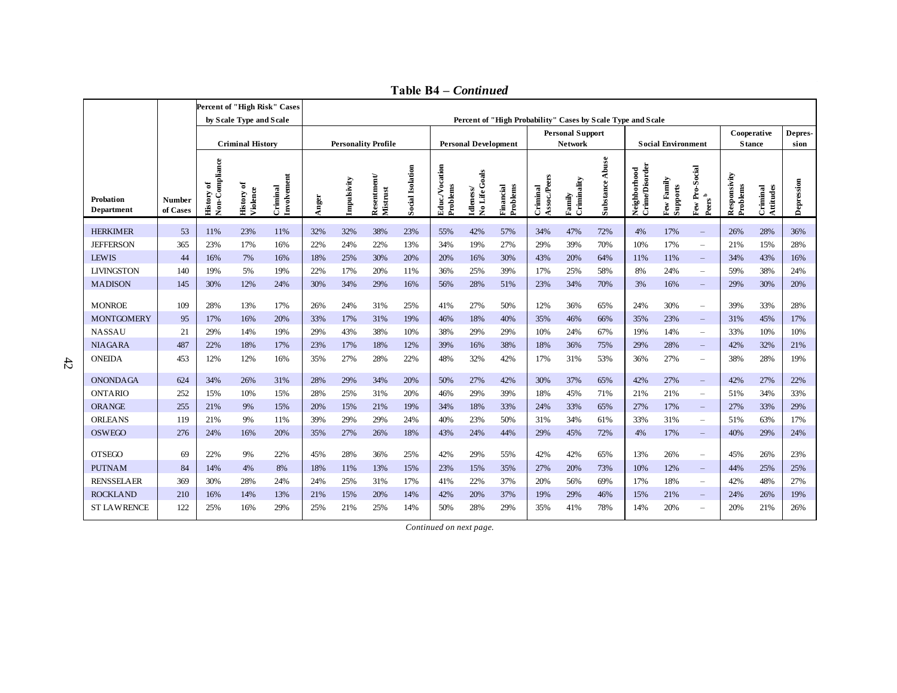**Table B4 – *Continued***

| Probation Department | Number of Cases | Percent of "High Risk" Cases by Scale Type and Scale | | | Percent of "High Probability" Cases by Scale Type and Scale | | | | | | | | | | | | | | | | | |
|---|---|---|---|---|---|---|---|---|---|---|---|---|---|---|---|---|---|---|---|---|
| | | Criminal History | | | Personality Profile | | | | Personal Development | | | Personal Support Network | | | Social Environment | | | Cooperative Stance | | Depression |
| | | History of Non-Compliance | History of Violence | Criminal Involvement | Anger | Impulsivity | Resentment/ Mistrust | Social Isolation | Educ./Vocation Problems | Idleness/ No Life Goals | Financial Problems | Criminal Assoc./Peers | Family Criminality | Substance Abuse | Neighborhood Crime/Disorder | Few Family Supports | Few Pro-Social Peers [b] | Responsivity Problems | Criminal Attitudes | Depression |
| HERKIMER | 53 | 11% | 23% | 11% | 32% | 32% | 38% | 23% | 55% | 42% | 57% | 34% | 47% | 72% | 4% | 17% | – | 26% | 28% | 36% |
| JEFFERSON | 365 | 23% | 17% | 16% | 22% | 24% | 22% | 13% | 34% | 19% | 27% | 29% | 39% | 70% | 10% | 17% | – | 21% | 15% | 28% |
| LEWIS | 44 | 16% | 7% | 16% | 18% | 25% | 30% | 20% | 20% | 16% | 30% | 43% | 20% | 64% | 11% | 11% | – | 34% | 43% | 16% |
| LIVINGSTON | 140 | 19% | 5% | 19% | 22% | 17% | 20% | 11% | 36% | 25% | 39% | 17% | 25% | 58% | 8% | 24% | – | 59% | 38% | 24% |
| MADISON | 145 | 30% | 12% | 24% | 30% | 34% | 29% | 16% | 56% | 28% | 51% | 23% | 34% | 70% | 3% | 16% | – | 29% | 30% | 20% |
| MONROE | 109 | 28% | 13% | 17% | 26% | 24% | 31% | 25% | 41% | 27% | 50% | 12% | 36% | 65% | 24% | 30% | – | 39% | 33% | 28% |
| MONTGOMERY | 95 | 17% | 16% | 20% | 33% | 17% | 31% | 19% | 46% | 18% | 40% | 35% | 46% | 66% | 35% | 23% | – | 31% | 45% | 17% |
| NASSAU | 21 | 29% | 14% | 19% | 29% | 43% | 38% | 10% | 38% | 29% | 29% | 10% | 24% | 67% | 19% | 14% | – | 33% | 10% | 10% |
| NIAGARA | 487 | 22% | 18% | 17% | 23% | 17% | 18% | 12% | 39% | 16% | 38% | 18% | 36% | 75% | 29% | 28% | – | 42% | 32% | 21% |
| ONEIDA | 453 | 12% | 12% | 16% | 35% | 27% | 28% | 22% | 48% | 32% | 42% | 17% | 31% | 53% | 36% | 27% | – | 38% | 28% | 19% |
| ONONDAGA | 624 | 34% | 26% | 31% | 28% | 29% | 34% | 20% | 50% | 27% | 42% | 30% | 37% | 65% | 42% | 27% | – | 42% | 27% | 22% |
| ONTARIO | 252 | 15% | 10% | 15% | 28% | 25% | 31% | 20% | 46% | 29% | 39% | 18% | 45% | 71% | 21% | 21% | – | 51% | 34% | 33% |
| ORANGE | 255 | 21% | 9% | 15% | 20% | 15% | 21% | 19% | 34% | 18% | 33% | 24% | 33% | 65% | 27% | 17% | – | 27% | 33% | 29% |
| ORLEANS | 119 | 21% | 9% | 11% | 39% | 29% | 29% | 24% | 40% | 23% | 50% | 31% | 34% | 61% | 33% | 31% | – | 51% | 63% | 17% |
| OSWEGO | 276 | 24% | 16% | 20% | 35% | 27% | 26% | 18% | 43% | 24% | 44% | 29% | 45% | 72% | 4% | 17% | – | 40% | 29% | 24% |
| OTSEGO | 69 | 22% | 9% | 22% | 45% | 28% | 36% | 25% | 42% | 29% | 55% | 42% | 42% | 65% | 13% | 26% | – | 45% | 26% | 23% |
| PUTNAM | 84 | 14% | 4% | 8% | 18% | 11% | 13% | 15% | 23% | 15% | 35% | 27% | 20% | 73% | 10% | 12% | – | 44% | 25% | 25% |
| RENSSELAER | 369 | 30% | 28% | 24% | 24% | 25% | 31% | 17% | 41% | 22% | 37% | 20% | 56% | 69% | 17% | 18% | – | 42% | 48% | 27% |
| ROCKLAND | 210 | 16% | 14% | 13% | 21% | 15% | 20% | 14% | 42% | 20% | 37% | 19% | 29% | 46% | 15% | 21% | – | 24% | 26% | 19% |
| ST LAWRENCE | 122 | 25% | 16% | 29% | 25% | 21% | 25% | 14% | 50% | 28% | 29% | 35% | 41% | 78% | 14% | 20% | – | 20% | 21% | 26% |

*Continued on next page.*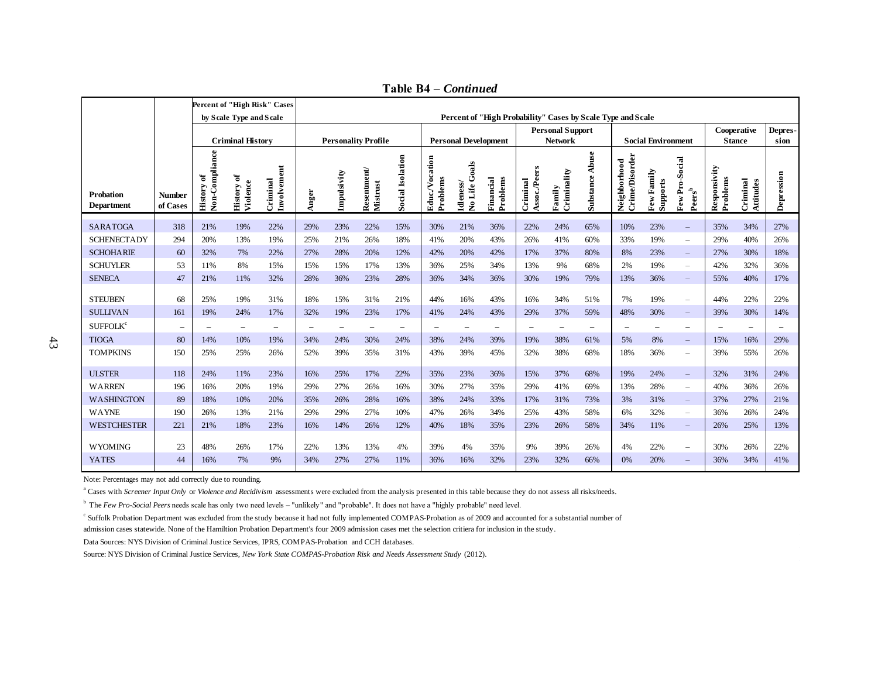**Table B4 – *Continued***

| Probation Department | Number of Cases | Percent of "High Risk" Cases by Scale Type and Scale: Criminal History | | | Percent of "High Probability" Cases by Scale Type and Scale: Personality Profile | | | | Personal Development | | | Personal Support Network | | | Social Environment | | | Cooperative Stance | | Depres-sion |
|---|---|---|---|---|---|---|---|---|---|---|---|---|---|---|---|---|---|---|---|---|
| | | History of Non-Compliance | History of Violence | Criminal Involvement | Anger | Impulsivity | Resentment/ Mistrust | Social Isolation | Educ./Vocation Problems | Idleness/ No Life Goals | Financial Problems | Criminal Assoc./Peers | Family Criminality | Substance Abuse | Neighborhood Crime/Disorder | Few Family Supports | Few Pro-Social Peers[b] | Responsivity Problems | Criminal Attitudes | Depression |
| SARATOGA | 318 | 21% | 19% | 22% | 29% | 23% | 22% | 15% | 30% | 21% | 36% | 22% | 24% | 65% | 10% | 23% | – | 35% | 34% | 27% |
| SCHENECTADY | 294 | 20% | 13% | 19% | 25% | 21% | 26% | 18% | 41% | 20% | 43% | 26% | 41% | 60% | 33% | 19% | – | 29% | 40% | 26% |
| SCHOHARIE | 60 | 32% | 7% | 22% | 27% | 28% | 20% | 12% | 42% | 20% | 42% | 17% | 37% | 80% | 8% | 23% | – | 27% | 30% | 18% |
| SCHUYLER | 53 | 11% | 8% | 15% | 15% | 15% | 17% | 13% | 36% | 25% | 34% | 13% | 9% | 68% | 2% | 19% | – | 42% | 32% | 36% |
| SENECA | 47 | 21% | 11% | 32% | 28% | 36% | 23% | 28% | 36% | 34% | 36% | 30% | 19% | 79% | 13% | 36% | – | 55% | 40% | 17% |
| STEUBEN | 68 | 25% | 19% | 31% | 18% | 15% | 31% | 21% | 44% | 16% | 43% | 16% | 34% | 51% | 7% | 19% | – | 44% | 22% | 22% |
| SULLIVAN | 161 | 19% | 24% | 17% | 32% | 19% | 23% | 17% | 41% | 24% | 43% | 29% | 37% | 59% | 48% | 30% | – | 39% | 30% | 14% |
| SUFFOLK[c] | – | – | – | – | – | – | – | – | – | – | – | – | – | – | – | – | – | – | – | – |
| TIOGA | 80 | 14% | 10% | 19% | 34% | 24% | 30% | 24% | 38% | 24% | 39% | 19% | 38% | 61% | 5% | 8% | – | 15% | 16% | 29% |
| TOMPKINS | 150 | 25% | 25% | 26% | 52% | 39% | 35% | 31% | 43% | 39% | 45% | 32% | 38% | 68% | 18% | 36% | – | 39% | 55% | 26% |
| ULSTER | 118 | 24% | 11% | 23% | 16% | 25% | 17% | 22% | 35% | 23% | 36% | 15% | 37% | 68% | 19% | 24% | – | 32% | 31% | 24% |
| WARREN | 196 | 16% | 20% | 19% | 29% | 27% | 26% | 16% | 30% | 27% | 35% | 29% | 41% | 69% | 13% | 28% | – | 40% | 36% | 26% |
| WASHINGTON | 89 | 18% | 10% | 20% | 35% | 26% | 28% | 16% | 38% | 24% | 33% | 17% | 31% | 73% | 3% | 31% | – | 37% | 27% | 21% |
| WAYNE | 190 | 26% | 13% | 21% | 29% | 29% | 27% | 10% | 47% | 26% | 34% | 25% | 43% | 58% | 6% | 32% | – | 36% | 26% | 24% |
| WESTCHESTER | 221 | 21% | 18% | 23% | 16% | 14% | 26% | 12% | 40% | 18% | 35% | 23% | 26% | 58% | 34% | 11% | – | 26% | 25% | 13% |
| WYOMING | 23 | 48% | 26% | 17% | 22% | 13% | 13% | 4% | 39% | 4% | 35% | 9% | 39% | 26% | 4% | 22% | – | 30% | 26% | 22% |
| YATES | 44 | 16% | 7% | 9% | 34% | 27% | 27% | 11% | 36% | 16% | 32% | 23% | 32% | 66% | 0% | 20% | – | 36% | 34% | 41% |

Note: Percentages may not add correctly due to rounding.

[a] Cases with *Screener Input Only* or *Violence and Recidivism* assessments were excluded from the analysis presented in this table because they do not assess all risks/needs.

[b] The *Few Pro-Social Peers* needs scale has only two need levels – "unlikely" and "probable". It does not have a "highly probable" need level.

[c] Suffolk Probation Department was excluded from the study because it had not fully implemented COMPAS-Probation as of 2009 and accounted for a substantial number of admission cases statewide. None of the Hamiltion Probation Department's four 2009 admission cases met the selection critiera for inclusion in the study.

Data Sources: NYS Division of Criminal Justice Services, IPRS, COMPAS-Probation and CCH databases.

Source: NYS Division of Criminal Justice Services, *New York State COMPAS-Probation Risk and Needs Assessment Study* (2012).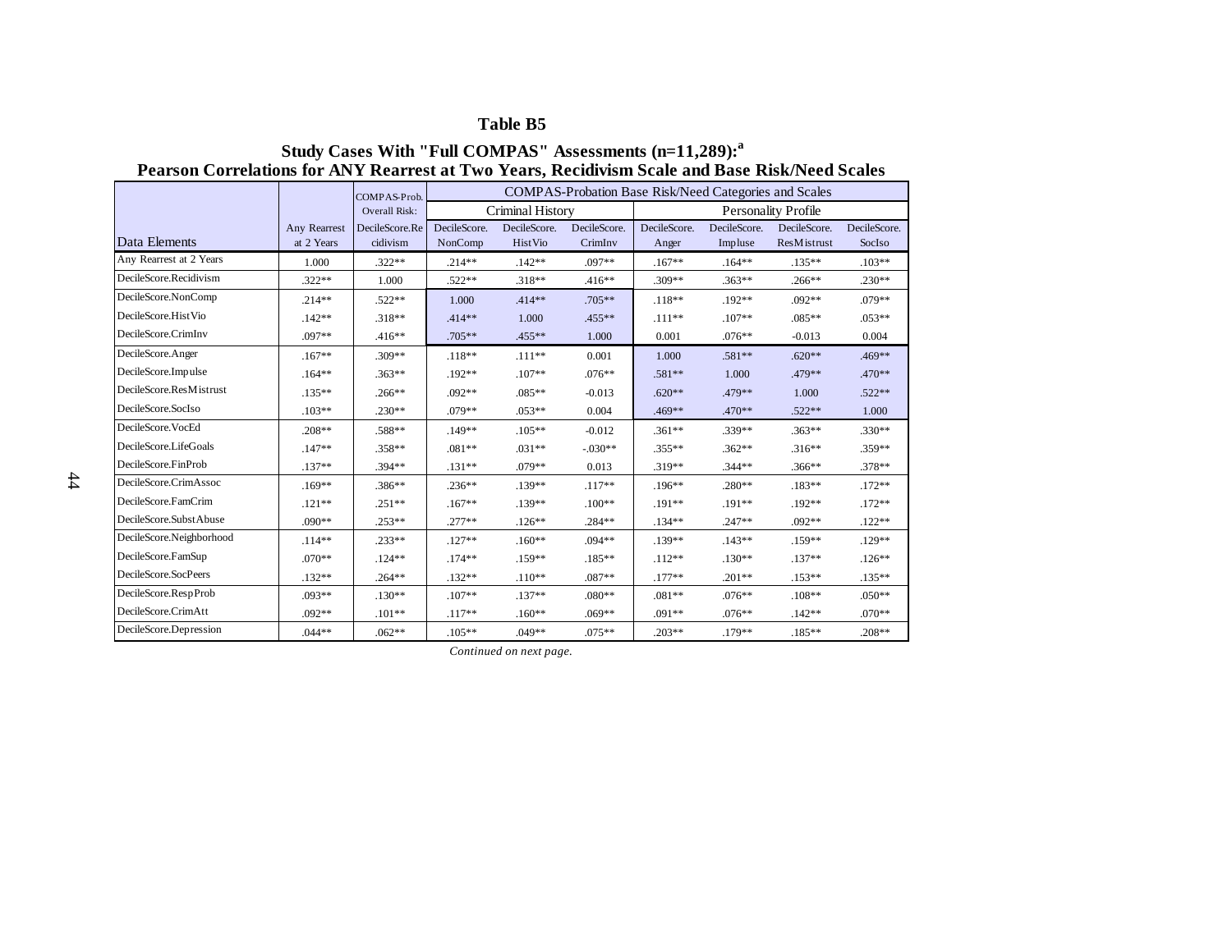**Table B5**

**Study Cases With "Full COMPAS" Assessments (n=11,289):[a]**
**Pearson Correlations for ANY Rearrest at Two Years, Recidivism Scale and Base Risk/Need Scales**

| | | COMPAS-Prob. Overall Risk: | COMPAS-Probation Base Risk/Need Categories and Scales | | | | | | |
|---|---|---|---|---|---|---|---|---|---|
| | | | Criminal History | | | Personality Profile | | | |
| Data Elements | Any Rearrest at 2 Years | DecileScore.Recidivism | DecileScore. NonComp | DecileScore. HistVio | DecileScore. CrimInv | DecileScore. Anger | DecileScore. Impluse | DecileScore. ResMistrust | DecileScore. SocIso |
| Any Rearrest at 2 Years | 1.000 | .322** | .214** | .142** | .097** | .167** | .164** | .135** | .103** |
| DecileScore.Recidivism | .322** | 1.000 | .522** | .318** | .416** | .309** | .363** | .266** | .230** |
| DecileScore.NonComp | .214** | .522** | 1.000 | .414** | .705** | .118** | .192** | .092** | .079** |
| DecileScore.HistVio | .142** | .318** | .414** | 1.000 | .455** | .111** | .107** | .085** | .053** |
| DecileScore.CrimInv | .097** | .416** | .705** | .455** | 1.000 | 0.001 | .076** | -0.013 | 0.004 |
| DecileScore.Anger | .167** | .309** | .118** | .111** | 0.001 | 1.000 | .581** | .620** | .469** |
| DecileScore.Impulse | .164** | .363** | .192** | .107** | .076** | .581** | 1.000 | .479** | .470** |
| DecileScore.ResMistrust | .135** | .266** | .092** | .085** | -0.013 | .620** | .479** | 1.000 | .522** |
| DecileScore.SocIso | .103** | .230** | .079** | .053** | 0.004 | .469** | .470** | .522** | 1.000 |
| DecileScore.VocEd | .208** | .588** | .149** | .105** | -0.012 | .361** | .339** | .363** | .330** |
| DecileScore.LifeGoals | .147** | .358** | .081** | .031** | -.030** | .355** | .362** | .316** | .359** |
| DecileScore.FinProb | .137** | .394** | .131** | .079** | 0.013 | .319** | .344** | .366** | .378** |
| DecileScore.CrimAssoc | .169** | .386** | .236** | .139** | .117** | .196** | .280** | .183** | .172** |
| DecileScore.FamCrim | .121** | .251** | .167** | .139** | .100** | .191** | .191** | .192** | .172** |
| DecileScore.SubstAbuse | .090** | .253** | .277** | .126** | .284** | .134** | .247** | .092** | .122** |
| DecileScore.Neighborhood | .114** | .233** | .127** | .160** | .094** | .139** | .143** | .159** | .129** |
| DecileScore.FamSup | .070** | .124** | .174** | .159** | .185** | .112** | .130** | .137** | .126** |
| DecileScore.SocPeers | .132** | .264** | .132** | .110** | .087** | .177** | .201** | .153** | .135** |
| DecileScore.RespProb | .093** | .130** | .107** | .137** | .080** | .081** | .076** | .108** | .050** |
| DecileScore.CrimAtt | .092** | .101** | .117** | .160** | .069** | .091** | .076** | .142** | .070** |
| DecileScore.Depression | .044** | .062** | .105** | .049** | .075** | .203** | .179** | .185** | .208** |

*Continued on next page.*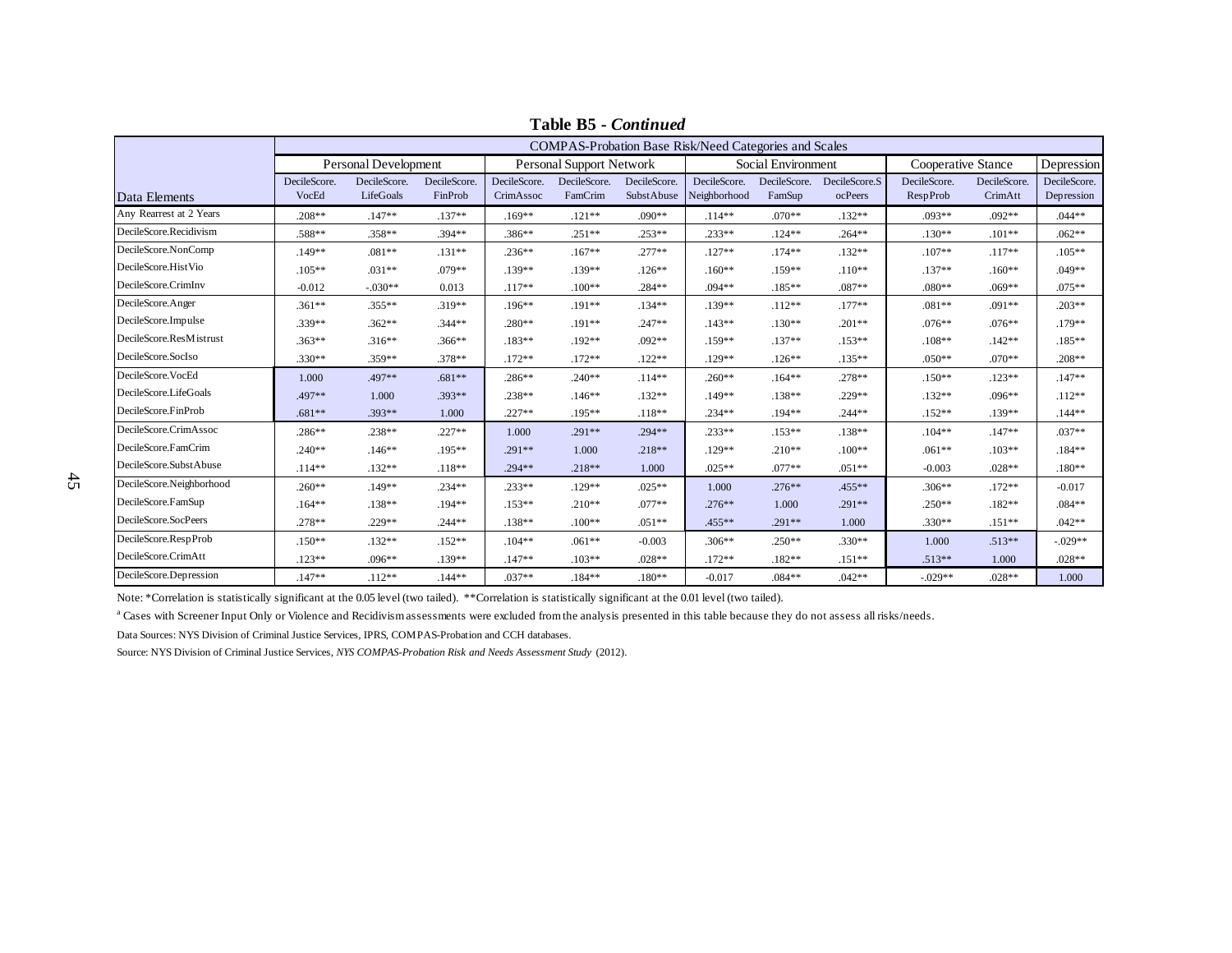**Table B5 - *Continued***

| Data Elements | COMPAS-Probation Base Risk/Need Categories and Scales | | | | | | | | | | | |
|---|---|---|---|---|---|---|---|---|---|---|---|---|
| | Personal Development | | | Personal Support Network | | | Social Environment | | | Cooperative Stance | | Depression |
| | DecileScore. VocEd | DecileScore. LifeGoals | DecileScore. FinProb | DecileScore. CrimAssoc | DecileScore. FamCrim | DecileScore. SubstAbuse | DecileScore. Neighborhood | DecileScore. FamSup | DecileScore.SocPeers | DecileScore. RespProb | DecileScore. CrimAtt | DecileScore. Depression |
| Any Rearrest at 2 Years | .208** | .147** | .137** | .169** | .121** | .090** | .114** | .070** | .132** | .093** | .092** | .044** |
| DecileScore.Recidivism | .588** | .358** | .394** | .386** | .251** | .253** | .233** | .124** | .264** | .130** | .101** | .062** |
| DecileScore.NonComp | .149** | .081** | .131** | .236** | .167** | .277** | .127** | .174** | .132** | .107** | .117** | .105** |
| DecileScore.HistVio | .105** | .031** | .079** | .139** | .139** | .126** | .160** | .159** | .110** | .137** | .160** | .049** |
| DecileScore.CrimInv | -0.012 | -.030** | 0.013 | .117** | .100** | .284** | .094** | .185** | .087** | .080** | .069** | .075** |
| DecileScore.Anger | .361** | .355** | .319** | .196** | .191** | .134** | .139** | .112** | .177** | .081** | .091** | .203** |
| DecileScore.Impulse | .339** | .362** | .344** | .280** | .191** | .247** | .143** | .130** | .201** | .076** | .076** | .179** |
| DecileScore.ResMistrust | .363** | .316** | .366** | .183** | .192** | .092** | .159** | .137** | .153** | .108** | .142** | .185** |
| DecileScore.SocIso | .330** | .359** | .378** | .172** | .172** | .122** | .129** | .126** | .135** | .050** | .070** | .208** |
| DecileScore.VocEd | 1.000 | .497** | .681** | .286** | .240** | .114** | .260** | .164** | .278** | .150** | .123** | .147** |
| DecileScore.LifeGoals | .497** | 1.000 | .393** | .238** | .146** | .132** | .149** | .138** | .229** | .132** | .096** | .112** |
| DecileScore.FinProb | .681** | .393** | 1.000 | .227** | .195** | .118** | .234** | .194** | .244** | .152** | .139** | .144** |
| DecileScore.CrimAssoc | .286** | .238** | .227** | 1.000 | .291** | .294** | .233** | .153** | .138** | .104** | .147** | .037** |
| DecileScore.FamCrim | .240** | .146** | .195** | .291** | 1.000 | .218** | .129** | .210** | .100** | .061** | .103** | .184** |
| DecileScore.SubstAbuse | .114** | .132** | .118** | .294** | .218** | 1.000 | .025** | .077** | .051** | -0.003 | .028** | .180** |
| DecileScore.Neighborhood | .260** | .149** | .234** | .233** | .129** | .025** | 1.000 | .276** | .455** | .306** | .172** | -0.017 |
| DecileScore.FamSup | .164** | .138** | .194** | .153** | .210** | .077** | .276** | 1.000 | .291** | .250** | .182** | .084** |
| DecileScore.SocPeers | .278** | .229** | .244** | .138** | .100** | .051** | .455** | .291** | 1.000 | .330** | .151** | .042** |
| DecileScore.RespProb | .150** | .132** | .152** | .104** | .061** | -0.003 | .306** | .250** | .330** | 1.000 | .513** | -.029** |
| DecileScore.CrimAtt | .123** | .096** | .139** | .147** | .103** | .028** | .172** | .182** | .151** | .513** | 1.000 | .028** |
| DecileScore.Depression | .147** | .112** | .144** | .037** | .184** | .180** | -0.017 | .084** | .042** | -.029** | .028** | 1.000 |

Note: *Correlation is statistically significant at the 0.05 level (two tailed). **Correlation is statistically significant at the 0.01 level (two tailed).

[a] Cases with Screener Input Only or Violence and Recidivism assessments were excluded from the analysis presented in this table because they do not assess all risks/needs.

Data Sources: NYS Division of Criminal Justice Services, IPRS, COMPAS-Probation and CCH databases.

Source: NYS Division of Criminal Justice Services, *NYS COMPAS-Probation Risk and Needs Assessment Study* (2012).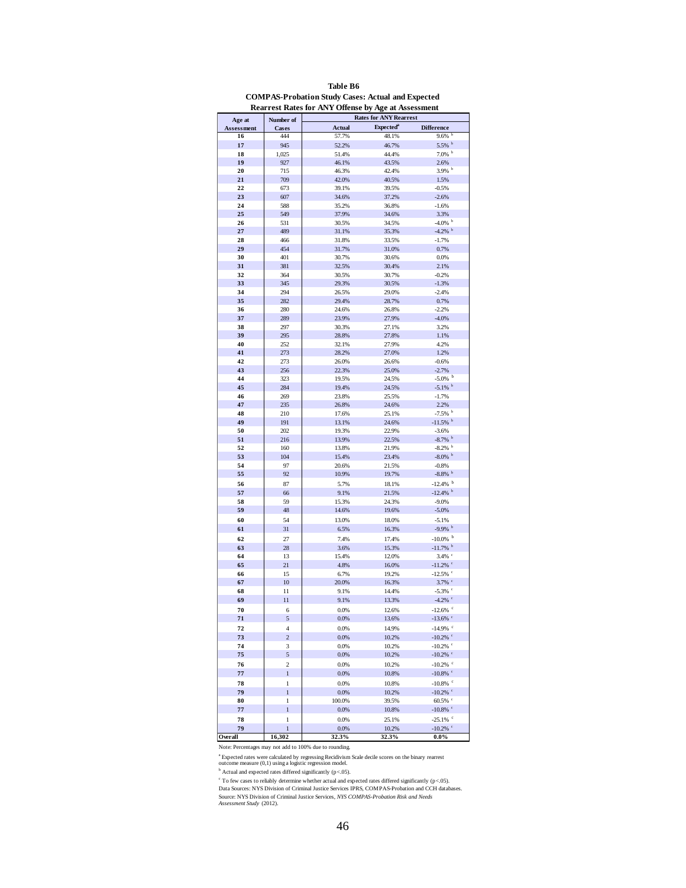**Table B6**
**COMPAS-Probation Study Cases: Actual and Expected Rearrest Rates for ANY Offense by Age at Assessment**

| Age at Assessment | Number of Cases | Rates for ANY Rearrest | | |
|---|---|---|---|---|
| | | Actual | Expected[a] | Difference |
| 16 | 444 | 57.7% | 48.1% | 9.6% [b] |
| 17 | 945 | 52.2% | 46.7% | 5.5% [b] |
| 18 | 1,025 | 51.4% | 44.4% | 7.0% [b] |
| 19 | 927 | 46.1% | 43.5% | 2.6% |
| 20 | 715 | 46.3% | 42.4% | 3.9% [b] |
| 21 | 709 | 42.0% | 40.5% | 1.5% |
| 22 | 673 | 39.1% | 39.5% | -0.5% |
| 23 | 607 | 34.6% | 37.2% | -2.6% |
| 24 | 588 | 35.2% | 36.8% | -1.6% |
| 25 | 549 | 37.9% | 34.6% | 3.3% |
| 26 | 531 | 30.5% | 34.5% | -4.0% [b] |
| 27 | 489 | 31.1% | 35.3% | -4.2% [b] |
| 28 | 466 | 31.8% | 33.5% | -1.7% |
| 29 | 454 | 31.7% | 31.0% | 0.7% |
| 30 | 401 | 30.7% | 30.6% | 0.0% |
| 31 | 381 | 32.5% | 30.4% | 2.1% |
| 32 | 364 | 30.5% | 30.7% | -0.2% |
| 33 | 345 | 29.3% | 30.5% | -1.3% |
| 34 | 294 | 26.5% | 29.0% | -2.4% |
| 35 | 282 | 29.4% | 28.7% | 0.7% |
| 36 | 280 | 24.6% | 26.8% | -2.2% |
| 37 | 289 | 23.9% | 27.9% | -4.0% |
| 38 | 297 | 30.3% | 27.1% | 3.2% |
| 39 | 295 | 28.8% | 27.8% | 1.1% |
| 40 | 252 | 32.1% | 27.9% | 4.2% |
| 41 | 273 | 28.2% | 27.0% | 1.2% |
| 42 | 273 | 26.0% | 26.6% | -0.6% |
| 43 | 256 | 22.3% | 25.0% | -2.7% |
| 44 | 323 | 19.5% | 24.5% | -5.0% [b] |
| 45 | 284 | 19.4% | 24.5% | -5.1% [b] |
| 46 | 269 | 23.8% | 25.5% | -1.7% |
| 47 | 235 | 26.8% | 24.6% | 2.2% |
| 48 | 210 | 17.6% | 25.1% | -7.5% [b] |
| 49 | 191 | 13.1% | 24.6% | -11.5% [b] |
| 50 | 202 | 19.3% | 22.9% | -3.6% |
| 51 | 216 | 13.9% | 22.5% | -8.7% [b] |
| 52 | 160 | 13.8% | 21.9% | -8.2% [b] |
| 53 | 104 | 15.4% | 23.4% | -8.0% [b] |
| 54 | 97 | 20.6% | 21.5% | -0.8% |
| 55 | 92 | 10.9% | 19.7% | -8.8% [b] |
| 56 | 87 | 5.7% | 18.1% | -12.4% [b] |
| 57 | 66 | 9.1% | 21.5% | -12.4% [b] |
| 58 | 59 | 15.3% | 24.3% | -9.0% |
| 59 | 48 | 14.6% | 19.6% | -5.0% |
| 60 | 54 | 13.0% | 18.0% | -5.1% |
| 61 | 31 | 6.5% | 16.3% | -9.9% [b] |
| 62 | 27 | 7.4% | 17.4% | -10.0% [b] |
| 63 | 28 | 3.6% | 15.3% | -11.7% [b] |
| 64 | 13 | 15.4% | 12.0% | 3.4% [c] |
| 65 | 21 | 4.8% | 16.0% | -11.2% [c] |
| 66 | 15 | 6.7% | 19.2% | -12.5% [c] |
| 67 | 10 | 20.0% | 16.3% | 3.7% [c] |
| 68 | 11 | 9.1% | 14.4% | -5.3% [c] |
| 69 | 11 | 9.1% | 13.3% | -4.2% [c] |
| 70 | 6 | 0.0% | 12.6% | -12.6% [c] |
| 71 | 5 | 0.0% | 13.6% | -13.6% [c] |
| 72 | 4 | 0.0% | 14.9% | -14.9% [c] |
| 73 | 2 | 0.0% | 10.2% | -10.2% [c] |
| 74 | 3 | 0.0% | 10.2% | -10.2% [c] |
| 75 | 5 | 0.0% | 10.2% | -10.2% [c] |
| 76 | 2 | 0.0% | 10.2% | -10.2% [c] |
| 77 | 1 | 0.0% | 10.8% | -10.8% [c] |
| 78 | 1 | 0.0% | 10.8% | -10.8% [c] |
| 79 | 1 | 0.0% | 10.2% | -10.2% [c] |
| 80 | 1 | 100.0% | 39.5% | 60.5% [c] |
| 77 | 1 | 0.0% | 10.8% | -10.8% [c] |
| 78 | 1 | 0.0% | 25.1% | -25.1% [c] |
| 79 | 1 | 0.0% | 10.2% | -10.2% [c] |
| **Overall** | **16,302** | **32.3%** | **32.3%** | **0.0%** |

Note: Percentages may not add to 100% due to rounding.

[a] Expected rates were calculated by regressing Recidivism Scale decile scores on the binary rearrest outcome measure (0,1) using a logistic regression model.

[b] Actual and expected rates differed significantly ($p < .05$).

[c] To few cases to reliably determine whether actual and expected rates differed significantly ($p < .05$).

Data Sources: NYS Division of Criminal Justice Services IPRS, COMPAS-Probation and CCH databases.

Source: NYS Division of Criminal Justice Services, *NYS COMPAS-Probation Risk and Needs Assessment Study* (2012).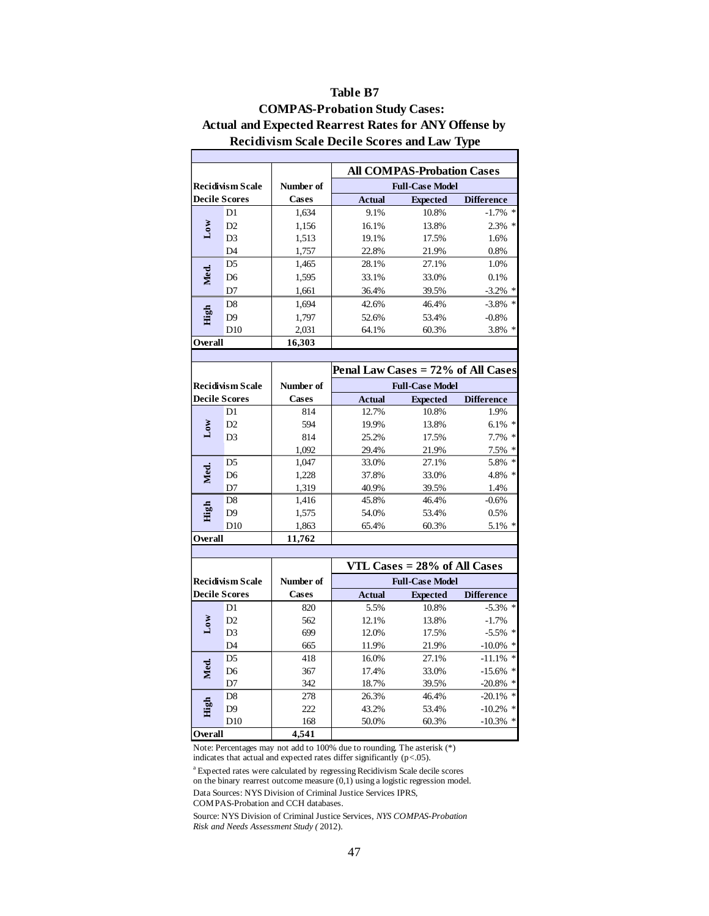**Table B7**

**COMPAS-Probation Study Cases:**

**Actual and Expected Rearrest Rates for ANY Offense by Recidivism Scale Decile Scores and Law Type**

| | Recidivism Scale Decile Scores | Number of Cases | All COMPAS-Probation Cases | | |
|---|---|---|---|---|---|
| | | | Full-Case Model | | |
| | | | Actual | Expected | Difference |
| Low | D1 | 1,634 | 9.1% | 10.8% | -1.7% * |
| | D2 | 1,156 | 16.1% | 13.8% | 2.3% * |
| | D3 | 1,513 | 19.1% | 17.5% | 1.6% |
| | D4 | 1,757 | 22.8% | 21.9% | 0.8% |
| Med. | D5 | 1,465 | 28.1% | 27.1% | 1.0% |
| | D6 | 1,595 | 33.1% | 33.0% | 0.1% |
| | D7 | 1,661 | 36.4% | 39.5% | -3.2% * |
| High | D8 | 1,694 | 42.6% | 46.4% | -3.8% * |
| | D9 | 1,797 | 52.6% | 53.4% | -0.8% |
| | D10 | 2,031 | 64.1% | 60.3% | 3.8% * |
| **Overall** | | **16,303** | | | |

| | Recidivism Scale Decile Scores | Number of Cases | Penal Law Cases = 72% of All Cases | | |
|---|---|---|---|---|---|
| | | | Full-Case Model | | |
| | | | Actual | Expected | Difference |
| Low | D1 | 814 | 12.7% | 10.8% | 1.9% |
| | D2 | 594 | 19.9% | 13.8% | 6.1% * |
| | D3 | 814 | 25.2% | 17.5% | 7.7% * |
| | | 1,092 | 29.4% | 21.9% | 7.5% * |
| Med. | D5 | 1,047 | 33.0% | 27.1% | 5.8% * |
| | D6 | 1,228 | 37.8% | 33.0% | 4.8% * |
| | D7 | 1,319 | 40.9% | 39.5% | 1.4% |
| High | D8 | 1,416 | 45.8% | 46.4% | -0.6% |
| | D9 | 1,575 | 54.0% | 53.4% | 0.5% |
| | D10 | 1,863 | 65.4% | 60.3% | 5.1% * |
| **Overall** | | **11,762** | | | |

| | Recidivism Scale Decile Scores | Number of Cases | VTL Cases = 28% of All Cases | | |
|---|---|---|---|---|---|
| | | | Full-Case Model | | |
| | | | Actual | Expected | Difference |
| Low | D1 | 820 | 5.5% | 10.8% | -5.3% * |
| | D2 | 562 | 12.1% | 13.8% | -1.7% |
| | D3 | 699 | 12.0% | 17.5% | -5.5% * |
| | D4 | 665 | 11.9% | 21.9% | -10.0% * |
| Med. | D5 | 418 | 16.0% | 27.1% | -11.1% * |
| | D6 | 367 | 17.4% | 33.0% | -15.6% * |
| | D7 | 342 | 18.7% | 39.5% | -20.8% * |
| High | D8 | 278 | 26.3% | 46.4% | -20.1% * |
| | D9 | 222 | 43.2% | 53.4% | -10.2% * |
| | D10 | 168 | 50.0% | 60.3% | -10.3% * |
| **Overall** | | **4,541** | | | |

Note: Percentages may not add to 100% due to rounding. The asterisk (*) indicates that actual and expected rates differ significantly ($p<.05$).

[a] Expected rates were calculated by regressing Recidivism Scale decile scores on the binary rearrest outcome measure (0,1) using a logistic regression model.

Data Sources: NYS Division of Criminal Justice Services IPRS, COMPAS-Probation and CCH databases.

Source: NYS Division of Criminal Justice Services, *NYS COMPAS-Probation Risk and Needs Assessment Study (* 2012).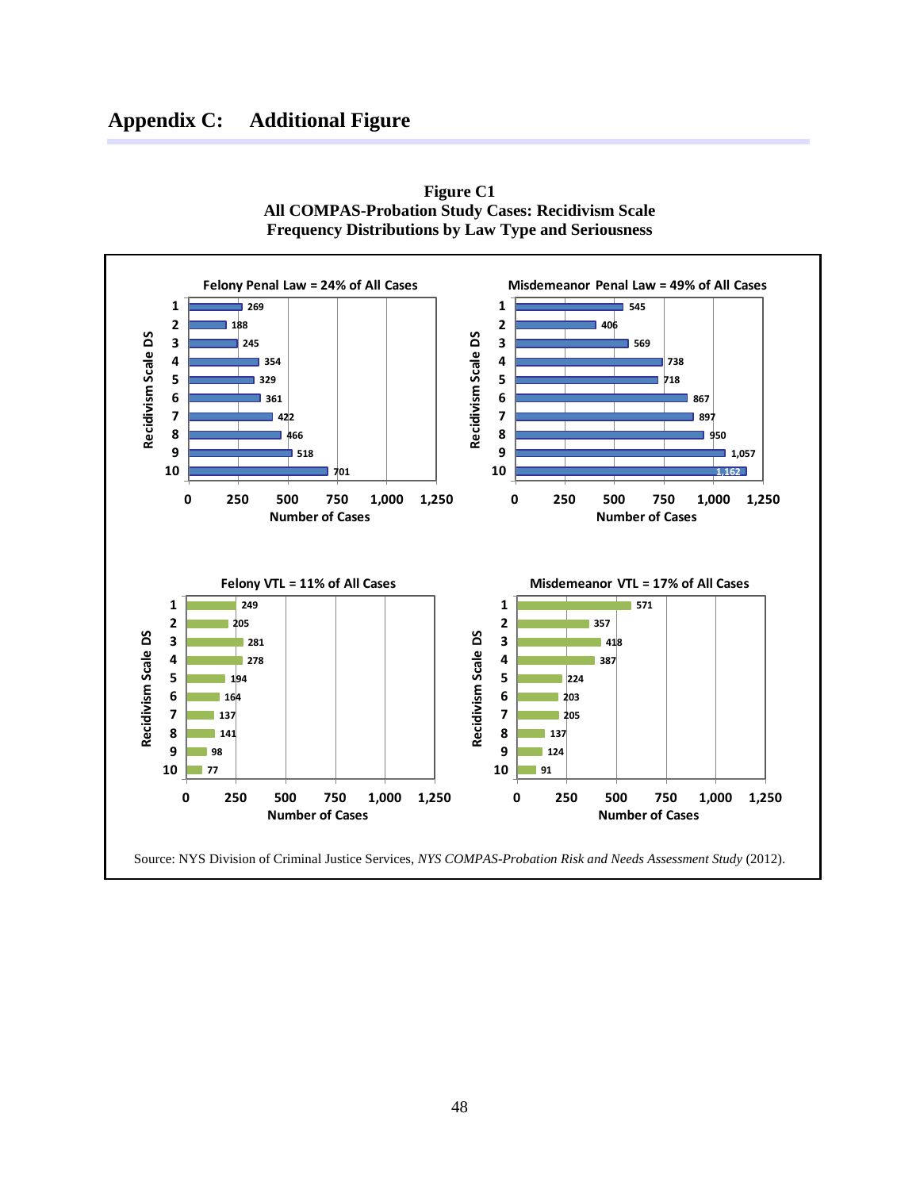# Appendix C: Additional Figure

**Figure C1**
**All COMPAS-Probation Study Cases: Recidivism Scale Frequency Distributions by Law Type and Seriousness**

**Felony Penal Law = 24% of All Cases**

| Recidivism Scale DS | Number of Cases |
|---|---|
| 1 | 269 |
| 2 | 188 |
| 3 | 245 |
| 4 | 354 |
| 5 | 329 |
| 6 | 361 |
| 7 | 422 |
| 8 | 466 |
| 9 | 518 |
| 10 | 701 |

**Misdemeanor Penal Law = 49% of All Cases**

| Recidivism Scale DS | Number of Cases |
|---|---|
| 1 | 545 |
| 2 | 406 |
| 3 | 569 |
| 4 | 738 |
| 5 | 718 |
| 6 | 867 |
| 7 | 897 |
| 8 | 950 |
| 9 | 1,057 |
| 10 | 1,162 |

**Felony VTL = 11% of All Cases**

| Recidivism Scale DS | Number of Cases |
|---|---|
| 1 | 249 |
| 2 | 205 |
| 3 | 281 |
| 4 | 278 |
| 5 | 194 |
| 6 | 164 |
| 7 | 137 |
| 8 | 141 |
| 9 | 98 |
| 10 | 77 |

**Misdemeanor VTL = 17% of All Cases**

| Recidivism Scale DS | Number of Cases |
|---|---|
| 1 | 571 |
| 2 | 357 |
| 3 | 418 |
| 4 | 387 |
| 5 | 224 |
| 6 | 203 |
| 7 | 205 |
| 8 | 137 |
| 9 | 124 |
| 10 | 91 |

Source: NYS Division of Criminal Justice Services, *NYS COMPAS-Probation Risk and Needs Assessment Study* (2012).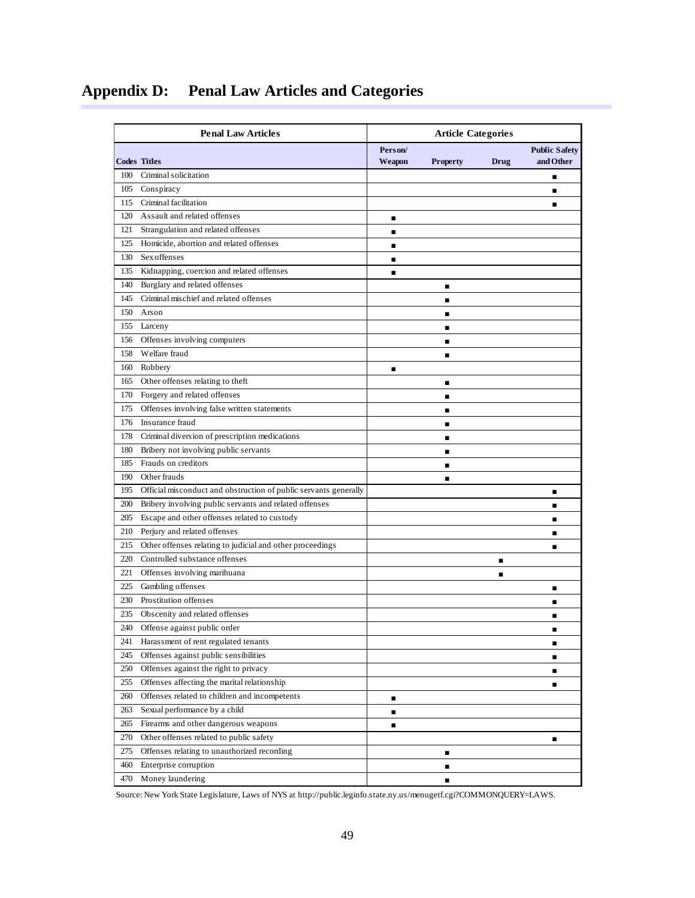# Appendix D: Penal Law Articles and Categories

| Penal Law Articles | | Article Categories | | | |
|---|---|---|---|---|---|
| Codes | Titles | Person/ Weapon | Property | Drug | Public Safety and Other |
| 100 | Criminal solicitation | | | | ■ |
| 105 | Conspiracy | | | | ■ |
| 115 | Criminal facilitation | | | | ■ |
| 120 | Assault and related offenses | ■ | | | |
| 121 | Strangulation and related offenses | ■ | | | |
| 125 | Homicide, abortion and related offenses | ■ | | | |
| 130 | Sex offenses | ■ | | | |
| 135 | Kidnapping, coercion and related offenses | ■ | | | |
| 140 | Burglary and related offenses | | ■ | | |
| 145 | Criminal mischief and related offenses | | ■ | | |
| 150 | Arson | | ■ | | |
| 155 | Larceny | | ■ | | |
| 156 | Offenses involving computers | | ■ | | |
| 158 | Welfare fraud | | ■ | | |
| 160 | Robbery | ■ | | | |
| 165 | Other offenses relating to theft | | ■ | | |
| 170 | Forgery and related offenses | | ■ | | |
| 175 | Offenses involving false written statements | | ■ | | |
| 176 | Insurance fraud | | ■ | | |
| 178 | Criminal diversion of prescription medications | | ■ | | |
| 180 | Bribery not involving public servants | | ■ | | |
| 185 | Frauds on creditors | | ■ | | |
| 190 | Other frauds | | ■ | | |
| 195 | Official misconduct and obstruction of public servants generally | | | | ■ |
| 200 | Bribery involving public servants and related offenses | | | | ■ |
| 205 | Escape and other offenses related to custody | | | | ■ |
| 210 | Perjury and related offenses | | | | ■ |
| 215 | Other offenses relating to judicial and other proceedings | | | | ■ |
| 220 | Controlled substance offenses | | | ■ | |
| 221 | Offenses involving marihuana | | | ■ | |
| 225 | Gambling offenses | | | | ■ |
| 230 | Prostitution offenses | | | | ■ |
| 235 | Obscenity and related offenses | | | | ■ |
| 240 | Offense against public order | | | | ■ |
| 241 | Harassment of rent regulated tenants | | | | ■ |
| 245 | Offenses against public sensibilities | | | | ■ |
| 250 | Offenses against the right to privacy | | | | ■ |
| 255 | Offenses affecting the marital relationship | | | | ■ |
| 260 | Offenses related to children and incompetents | ■ | | | |
| 263 | Sexual performance by a child | ■ | | | |
| 265 | Firearms and other dangerous weapons | ■ | | | |
| 270 | Other offenses related to public safety | | | | ■ |
| 275 | Offenses relating to unauthorized recording | | ■ | | |
| 460 | Enterprise corruption | | ■ | | |
| 470 | Money laundering | | ■ | | |

Source: New York State Legislature, Laws of NYS at http://public.leginfo.state.ny.us/menugetf.cgi?COMMONQUERY=LAWS.